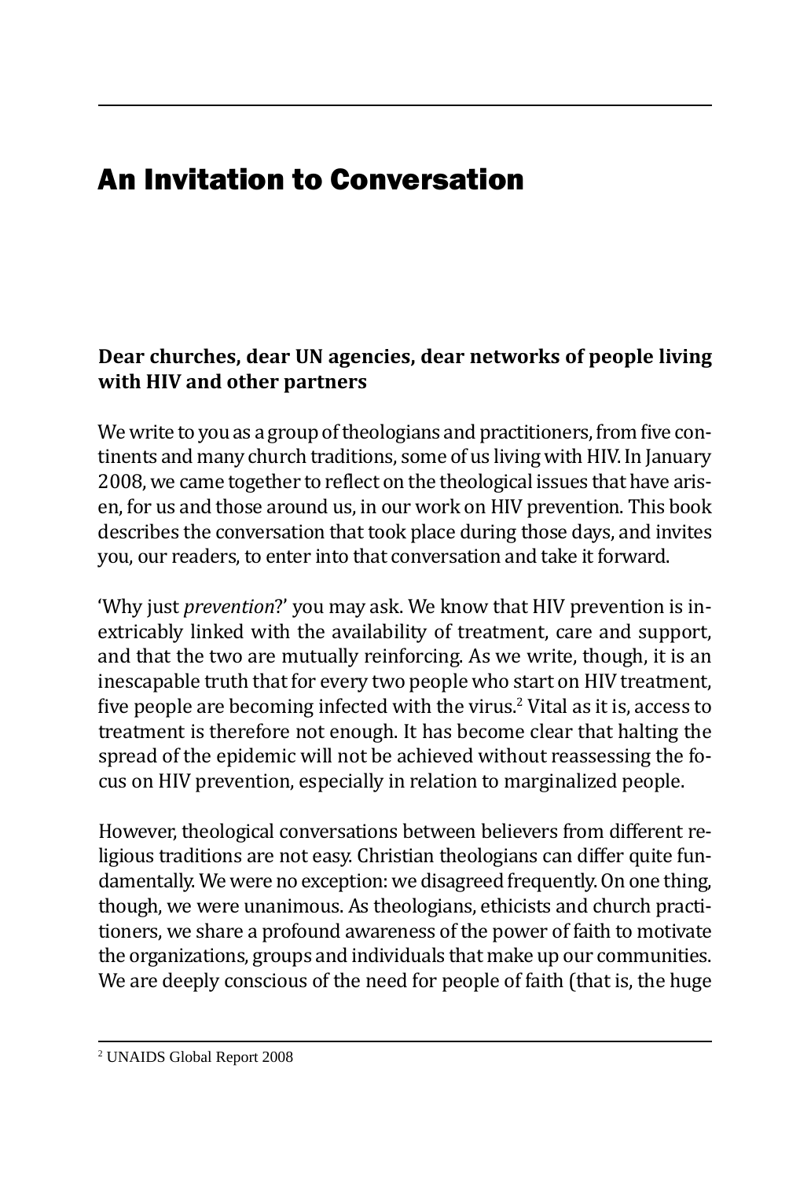# An Invitation to Conversation

**Dear churches, dear UN agencies, dear networks of people living with HIV and other partners**

We write to you as a group of theologians and practitioners, from five continents and many church traditions, some of us living with HIV. In January 2008, we came together to reflect on the theological issues that have arisen, for us and those around us, in our work on HIV prevention. This book describes the conversation that took place during those days, and invites you, our readers, to enter into that conversation and take it forward.

'Why just *prevention*?' you may ask. We know that HIV prevention is inextricably linked with the availability of treatment, care and support, and that the two are mutually reinforcing. As we write, though, it is an inescapable truth that for every two people who start on HIV treatment, five people are becoming infected with the virus.[2] Vital as it is, access to treatment is therefore not enough. It has become clear that halting the spread of the epidemic will not be achieved without reassessing the focus on HIV prevention, especially in relation to marginalized people.

However, theological conversations between believers from different religious traditions are not easy. Christian theologians can differ quite fundamentally. We were no exception: we disagreed frequently. On one thing, though, we were unanimous. As theologians, ethicists and church practitioners, we share a profound awareness of the power of faith to motivate the organizations, groups and individuals that make up our communities. We are deeply conscious of the need for people of faith (that is, the huge

---

[2] UNAIDS Global Report 2008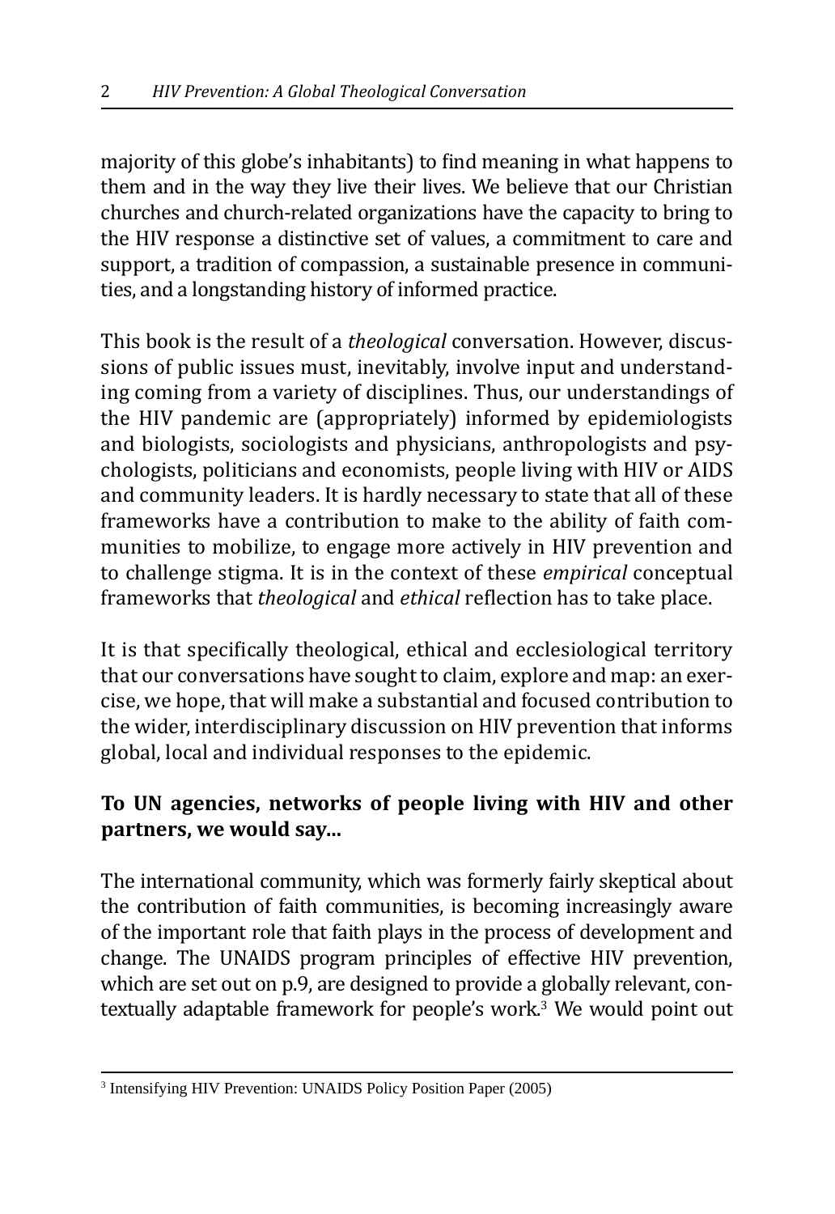majority of this globe's inhabitants) to find meaning in what happens to them and in the way they live their lives. We believe that our Christian churches and church-related organizations have the capacity to bring to the HIV response a distinctive set of values, a commitment to care and support, a tradition of compassion, a sustainable presence in communities, and a longstanding history of informed practice.

This book is the result of a *theological* conversation. However, discussions of public issues must, inevitably, involve input and understanding coming from a variety of disciplines. Thus, our understandings of the HIV pandemic are (appropriately) informed by epidemiologists and biologists, sociologists and physicians, anthropologists and psychologists, politicians and economists, people living with HIV or AIDS and community leaders. It is hardly necessary to state that all of these frameworks have a contribution to make to the ability of faith communities to mobilize, to engage more actively in HIV prevention and to challenge stigma. It is in the context of these *empirical* conceptual frameworks that *theological* and *ethical* reflection has to take place.

It is that specifically theological, ethical and ecclesiological territory that our conversations have sought to claim, explore and map: an exercise, we hope, that will make a substantial and focused contribution to the wider, interdisciplinary discussion on HIV prevention that informs global, local and individual responses to the epidemic.

**To UN agencies, networks of people living with HIV and other partners, we would say...**

The international community, which was formerly fairly skeptical about the contribution of faith communities, is becoming increasingly aware of the important role that faith plays in the process of development and change. The UNAIDS program principles of effective HIV prevention, which are set out on p.9, are designed to provide a globally relevant, contextually adaptable framework for people's work.[3] We would point out

[3] Intensifying HIV Prevention: UNAIDS Policy Position Paper (2005)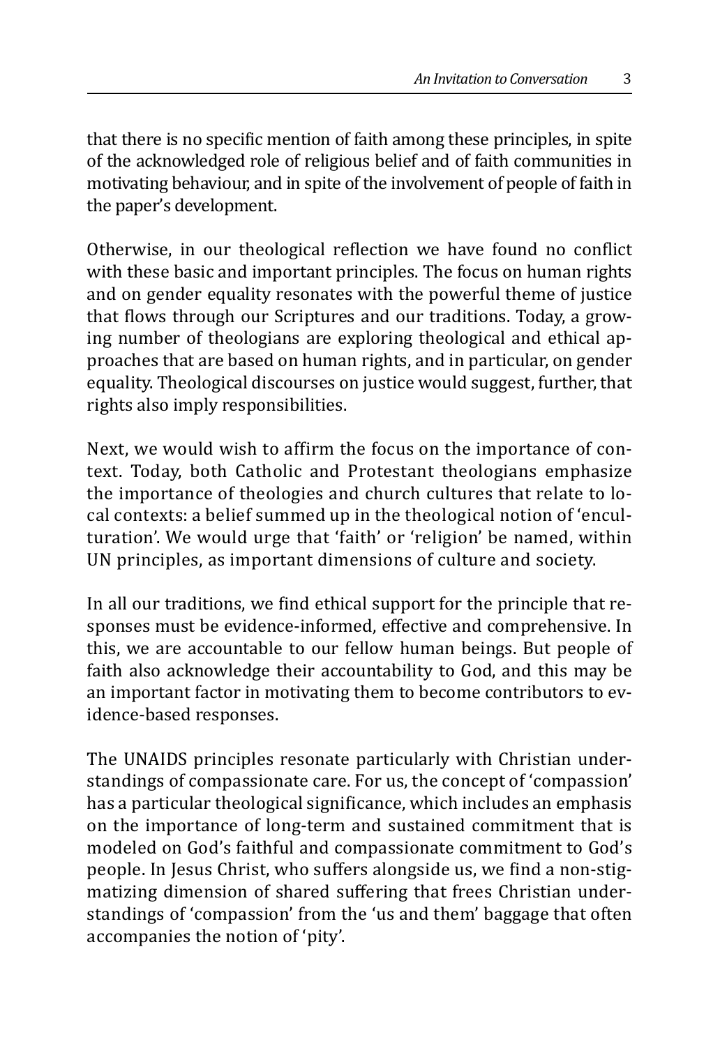that there is no specific mention of faith among these principles, in spite of the acknowledged role of religious belief and of faith communities in motivating behaviour, and in spite of the involvement of people of faith in the paper's development.

Otherwise, in our theological reflection we have found no conflict with these basic and important principles. The focus on human rights and on gender equality resonates with the powerful theme of justice that flows through our Scriptures and our traditions. Today, a growing number of theologians are exploring theological and ethical approaches that are based on human rights, and in particular, on gender equality. Theological discourses on justice would suggest, further, that rights also imply responsibilities.

Next, we would wish to affirm the focus on the importance of context. Today, both Catholic and Protestant theologians emphasize the importance of theologies and church cultures that relate to local contexts: a belief summed up in the theological notion of 'enculturation'. We would urge that 'faith' or 'religion' be named, within UN principles, as important dimensions of culture and society.

In all our traditions, we find ethical support for the principle that responses must be evidence-informed, effective and comprehensive. In this, we are accountable to our fellow human beings. But people of faith also acknowledge their accountability to God, and this may be an important factor in motivating them to become contributors to evidence-based responses.

The UNAIDS principles resonate particularly with Christian understandings of compassionate care. For us, the concept of 'compassion' has a particular theological significance, which includes an emphasis on the importance of long-term and sustained commitment that is modeled on God's faithful and compassionate commitment to God's people. In Jesus Christ, who suffers alongside us, we find a non-stigmatizing dimension of shared suffering that frees Christian understandings of 'compassion' from the 'us and them' baggage that often accompanies the notion of 'pity'.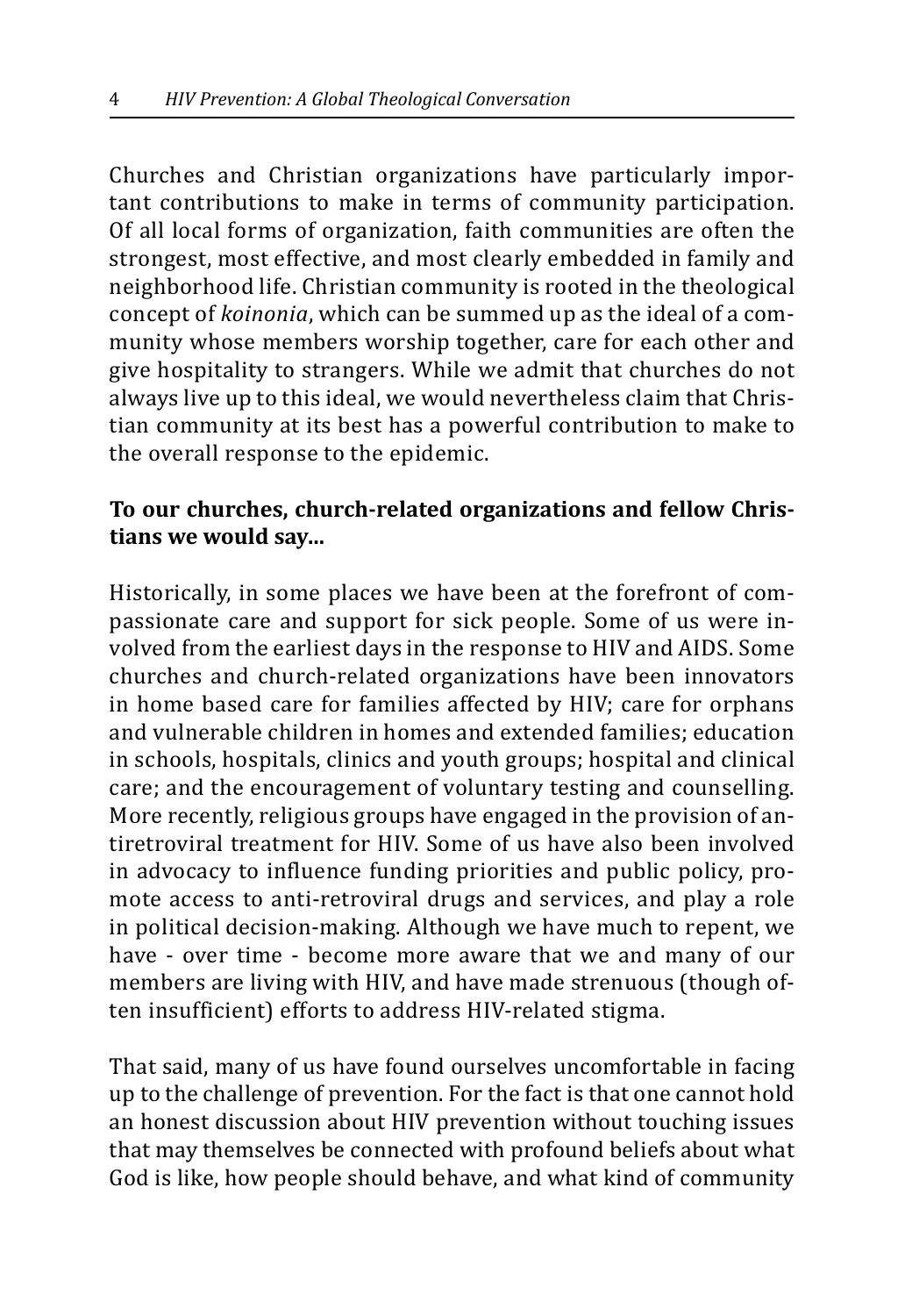Churches and Christian organizations have particularly important contributions to make in terms of community participation. Of all local forms of organization, faith communities are often the strongest, most effective, and most clearly embedded in family and neighborhood life. Christian community is rooted in the theological concept of *koinonia*, which can be summed up as the ideal of a community whose members worship together, care for each other and give hospitality to strangers. While we admit that churches do not always live up to this ideal, we would nevertheless claim that Christian community at its best has a powerful contribution to make to the overall response to the epidemic.

**To our churches, church-related organizations and fellow Christians we would say...**

Historically, in some places we have been at the forefront of compassionate care and support for sick people. Some of us were involved from the earliest days in the response to HIV and AIDS. Some churches and church-related organizations have been innovators in home based care for families affected by HIV; care for orphans and vulnerable children in homes and extended families; education in schools, hospitals, clinics and youth groups; hospital and clinical care; and the encouragement of voluntary testing and counselling. More recently, religious groups have engaged in the provision of antiretroviral treatment for HIV. Some of us have also been involved in advocacy to influence funding priorities and public policy, promote access to anti-retroviral drugs and services, and play a role in political decision-making. Although we have much to repent, we have - over time - become more aware that we and many of our members are living with HIV, and have made strenuous (though often insufficient) efforts to address HIV-related stigma.

That said, many of us have found ourselves uncomfortable in facing up to the challenge of prevention. For the fact is that one cannot hold an honest discussion about HIV prevention without touching issues that may themselves be connected with profound beliefs about what God is like, how people should behave, and what kind of community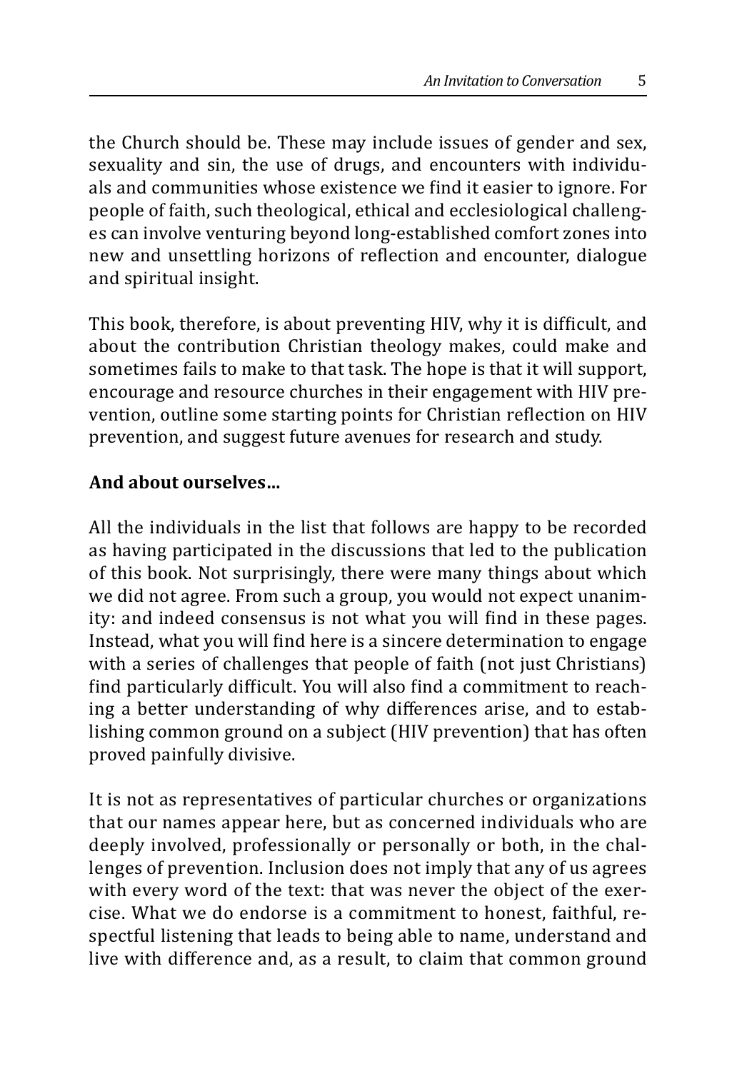the Church should be. These may include issues of gender and sex, sexuality and sin, the use of drugs, and encounters with individuals and communities whose existence we find it easier to ignore. For people of faith, such theological, ethical and ecclesiological challenges can involve venturing beyond long-established comfort zones into new and unsettling horizons of reflection and encounter, dialogue and spiritual insight.

This book, therefore, is about preventing HIV, why it is difficult, and about the contribution Christian theology makes, could make and sometimes fails to make to that task. The hope is that it will support, encourage and resource churches in their engagement with HIV prevention, outline some starting points for Christian reflection on HIV prevention, and suggest future avenues for research and study.

**And about ourselves...**

All the individuals in the list that follows are happy to be recorded as having participated in the discussions that led to the publication of this book. Not surprisingly, there were many things about which we did not agree. From such a group, you would not expect unanimity: and indeed consensus is not what you will find in these pages. Instead, what you will find here is a sincere determination to engage with a series of challenges that people of faith (not just Christians) find particularly difficult. You will also find a commitment to reaching a better understanding of why differences arise, and to establishing common ground on a subject (HIV prevention) that has often proved painfully divisive.

It is not as representatives of particular churches or organizations that our names appear here, but as concerned individuals who are deeply involved, professionally or personally or both, in the challenges of prevention. Inclusion does not imply that any of us agrees with every word of the text: that was never the object of the exercise. What we do endorse is a commitment to honest, faithful, respectful listening that leads to being able to name, understand and live with difference and, as a result, to claim that common ground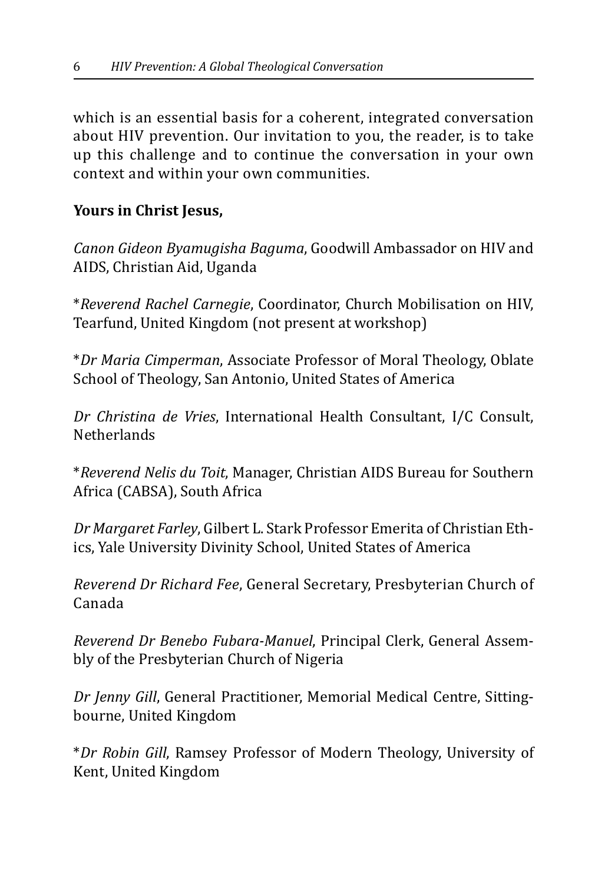which is an essential basis for a coherent, integrated conversation about HIV prevention. Our invitation to you, the reader, is to take up this challenge and to continue the conversation in your own context and within your own communities.

**Yours in Christ Jesus,**

*Canon Gideon Byamugisha Baguma*, Goodwill Ambassador on HIV and AIDS, Christian Aid, Uganda

*Reverend Rachel Carnegie*, Coordinator, Church Mobilisation on HIV, Tearfund, United Kingdom (not present at workshop)

*Dr Maria Cimperman*, Associate Professor of Moral Theology, Oblate School of Theology, San Antonio, United States of America

*Dr Christina de Vries*, International Health Consultant, I/C Consult, Netherlands

*Reverend Nelis du Toit*, Manager, Christian AIDS Bureau for Southern Africa (CABSA), South Africa

*Dr Margaret Farley*, Gilbert L. Stark Professor Emerita of Christian Ethics, Yale University Divinity School, United States of America

*Reverend Dr Richard Fee*, General Secretary, Presbyterian Church of Canada

*Reverend Dr Benebo Fubara-Manuel*, Principal Clerk, General Assembly of the Presbyterian Church of Nigeria

*Dr Jenny Gill*, General Practitioner, Memorial Medical Centre, Sittingbourne, United Kingdom

*Dr Robin Gill*, Ramsey Professor of Modern Theology, University of Kent, United Kingdom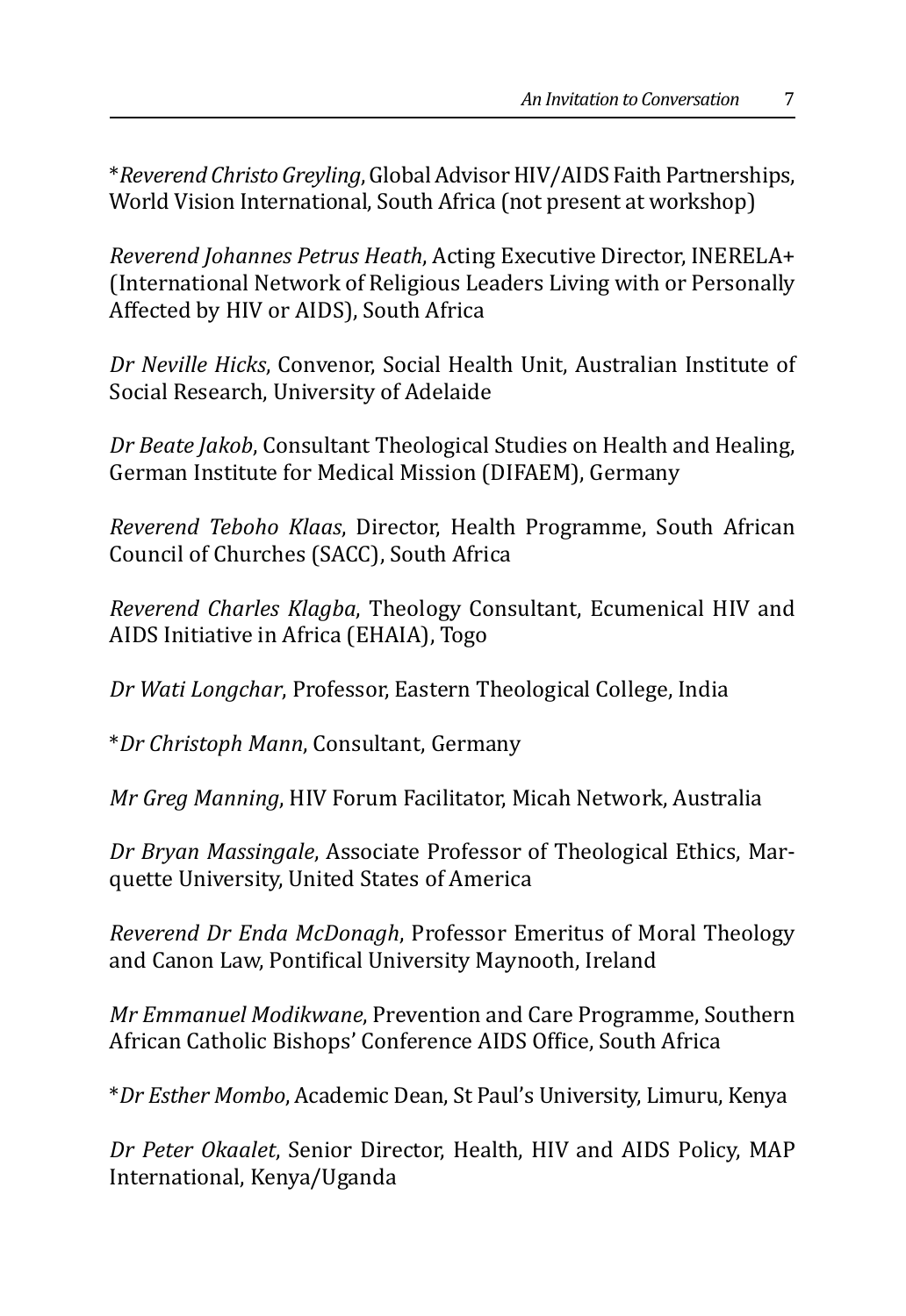*​*Reverend Christo Greyling*, Global Advisor HIV/AIDS Faith Partnerships, World Vision International, South Africa (not present at workshop)

*Reverend Johannes Petrus Heath*, Acting Executive Director, INERELA+ (International Network of Religious Leaders Living with or Personally Affected by HIV or AIDS), South Africa

*Dr Neville Hicks*, Convenor, Social Health Unit, Australian Institute of Social Research, University of Adelaide

*Dr Beate Jakob*, Consultant Theological Studies on Health and Healing, German Institute for Medical Mission (DIFAEM), Germany

*Reverend Teboho Klaas*, Director, Health Programme, South African Council of Churches (SACC), South Africa

*Reverend Charles Klagba*, Theology Consultant, Ecumenical HIV and AIDS Initiative in Africa (EHAIA), Togo

*Dr Wati Longchar*, Professor, Eastern Theological College, India

*​*Dr Christoph Mann*, Consultant, Germany

*Mr Greg Manning*, HIV Forum Facilitator, Micah Network, Australia

*Dr Bryan Massingale*, Associate Professor of Theological Ethics, Marquette University, United States of America

*Reverend Dr Enda McDonagh*, Professor Emeritus of Moral Theology and Canon Law, Pontifical University Maynooth, Ireland

*Mr Emmanuel Modikwane*, Prevention and Care Programme, Southern African Catholic Bishops' Conference AIDS Office, South Africa

*​*Dr Esther Mombo*, Academic Dean, St Paul's University, Limuru, Kenya

*Dr Peter Okaalet*, Senior Director, Health, HIV and AIDS Policy, MAP International, Kenya/Uganda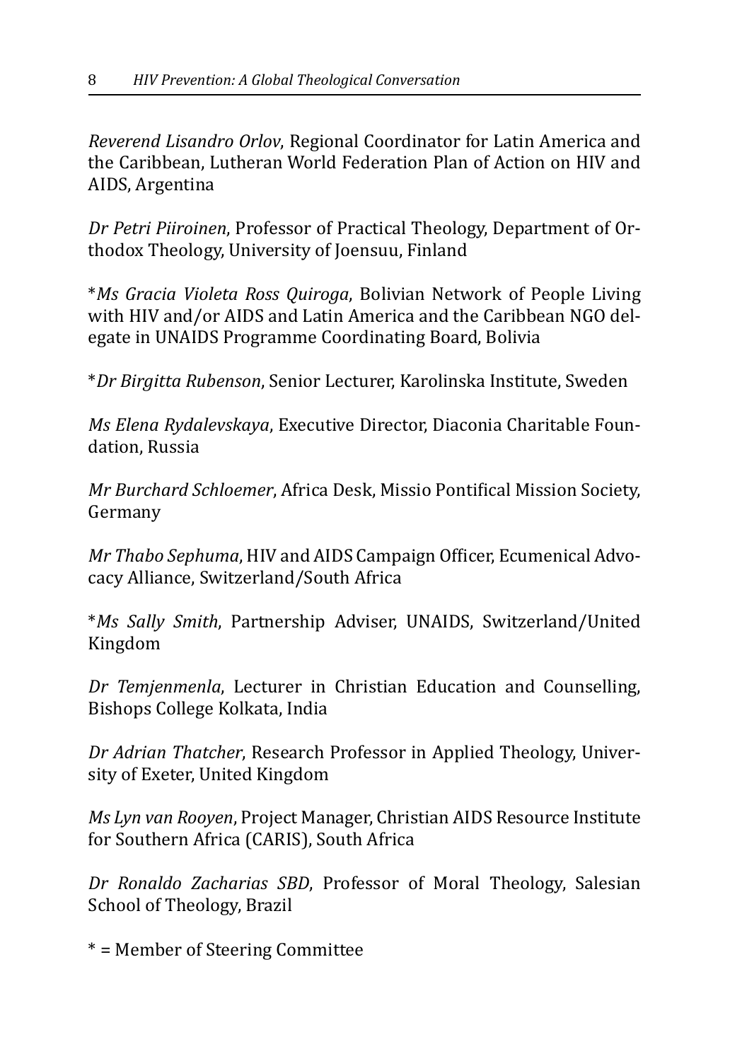*Reverend Lisandro Orlov*, Regional Coordinator for Latin America and the Caribbean, Lutheran World Federation Plan of Action on HIV and AIDS, Argentina

*Dr Petri Piiroinen*, Professor of Practical Theology, Department of Orthodox Theology, University of Joensuu, Finland

*\*Ms Gracia Violeta Ross Quiroga*, Bolivian Network of People Living with HIV and/or AIDS and Latin America and the Caribbean NGO delegate in UNAIDS Programme Coordinating Board, Bolivia

*\*Dr Birgitta Rubenson*, Senior Lecturer, Karolinska Institute, Sweden

*Ms Elena Rydalevskaya*, Executive Director, Diaconia Charitable Foundation, Russia

*Mr Burchard Schloemer*, Africa Desk, Missio Pontifical Mission Society, Germany

*Mr Thabo Sephuma*, HIV and AIDS Campaign Officer, Ecumenical Advocacy Alliance, Switzerland/South Africa

*\*Ms Sally Smith*, Partnership Adviser, UNAIDS, Switzerland/United Kingdom

*Dr Temjenmenla*, Lecturer in Christian Education and Counselling, Bishops College Kolkata, India

*Dr Adrian Thatcher*, Research Professor in Applied Theology, University of Exeter, United Kingdom

*Ms Lyn van Rooyen*, Project Manager, Christian AIDS Resource Institute for Southern Africa (CARIS), South Africa

*Dr Ronaldo Zacharias SBD*, Professor of Moral Theology, Salesian School of Theology, Brazil

\* = Member of Steering Committee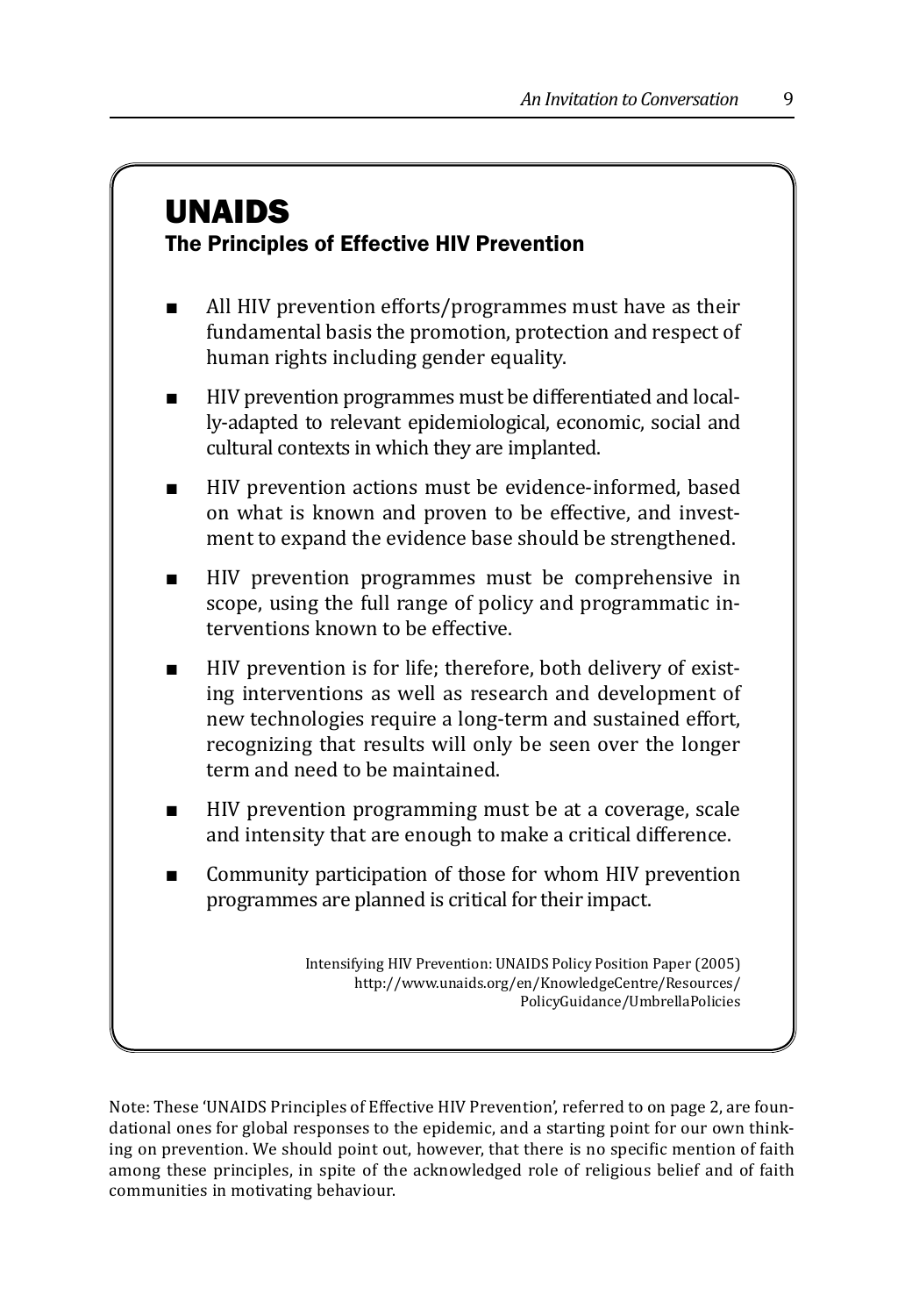## UNAIDS

### The Principles of Effective HIV Prevention

- All HIV prevention efforts/programmes must have as their fundamental basis the promotion, protection and respect of human rights including gender equality.
- HIV prevention programmes must be differentiated and locally-adapted to relevant epidemiological, economic, social and cultural contexts in which they are implanted.
- HIV prevention actions must be evidence-informed, based on what is known and proven to be effective, and investment to expand the evidence base should be strengthened.
- HIV prevention programmes must be comprehensive in scope, using the full range of policy and programmatic interventions known to be effective.
- HIV prevention is for life; therefore, both delivery of existing interventions as well as research and development of new technologies require a long-term and sustained effort, recognizing that results will only be seen over the longer term and need to be maintained.
- HIV prevention programming must be at a coverage, scale and intensity that are enough to make a critical difference.
- Community participation of those for whom HIV prevention programmes are planned is critical for their impact.

Intensifying HIV Prevention: UNAIDS Policy Position Paper (2005)
http://www.unaids.org/en/KnowledgeCentre/Resources/PolicyGuidance/UmbrellaPolicies

Note: These 'UNAIDS Principles of Effective HIV Prevention', referred to on page 2, are foundational ones for global responses to the epidemic, and a starting point for our own thinking on prevention. We should point out, however, that there is no specific mention of faith among these principles, in spite of the acknowledged role of religious belief and of faith communities in motivating behaviour.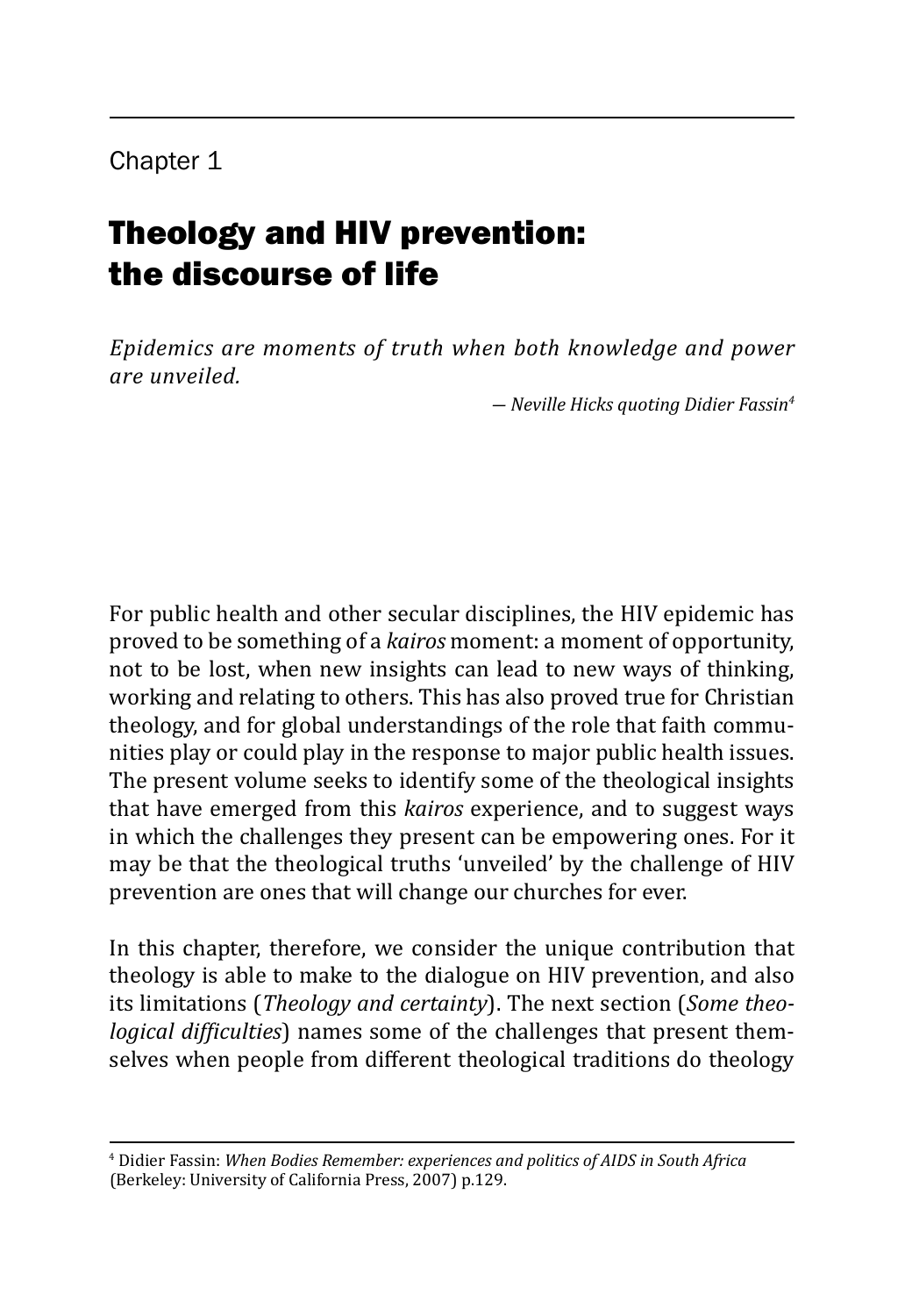Chapter 1

# Theology and HIV prevention: the discourse of life

*Epidemics are moments of truth when both knowledge and power are unveiled.*

*— Neville Hicks quoting Didier Fassin*[4]

For public health and other secular disciplines, the HIV epidemic has proved to be something of a *kairos* moment: a moment of opportunity, not to be lost, when new insights can lead to new ways of thinking, working and relating to others. This has also proved true for Christian theology, and for global understandings of the role that faith communities play or could play in the response to major public health issues. The present volume seeks to identify some of the theological insights that have emerged from this *kairos* experience, and to suggest ways in which the challenges they present can be empowering ones. For it may be that the theological truths 'unveiled' by the challenge of HIV prevention are ones that will change our churches for ever.

In this chapter, therefore, we consider the unique contribution that theology is able to make to the dialogue on HIV prevention, and also its limitations (*Theology and certainty*). The next section (*Some theological difficulties*) names some of the challenges that present themselves when people from different theological traditions do theology

---

[4] Didier Fassin: *When Bodies Remember: experiences and politics of AIDS in South Africa* (Berkeley: University of California Press, 2007) p.129.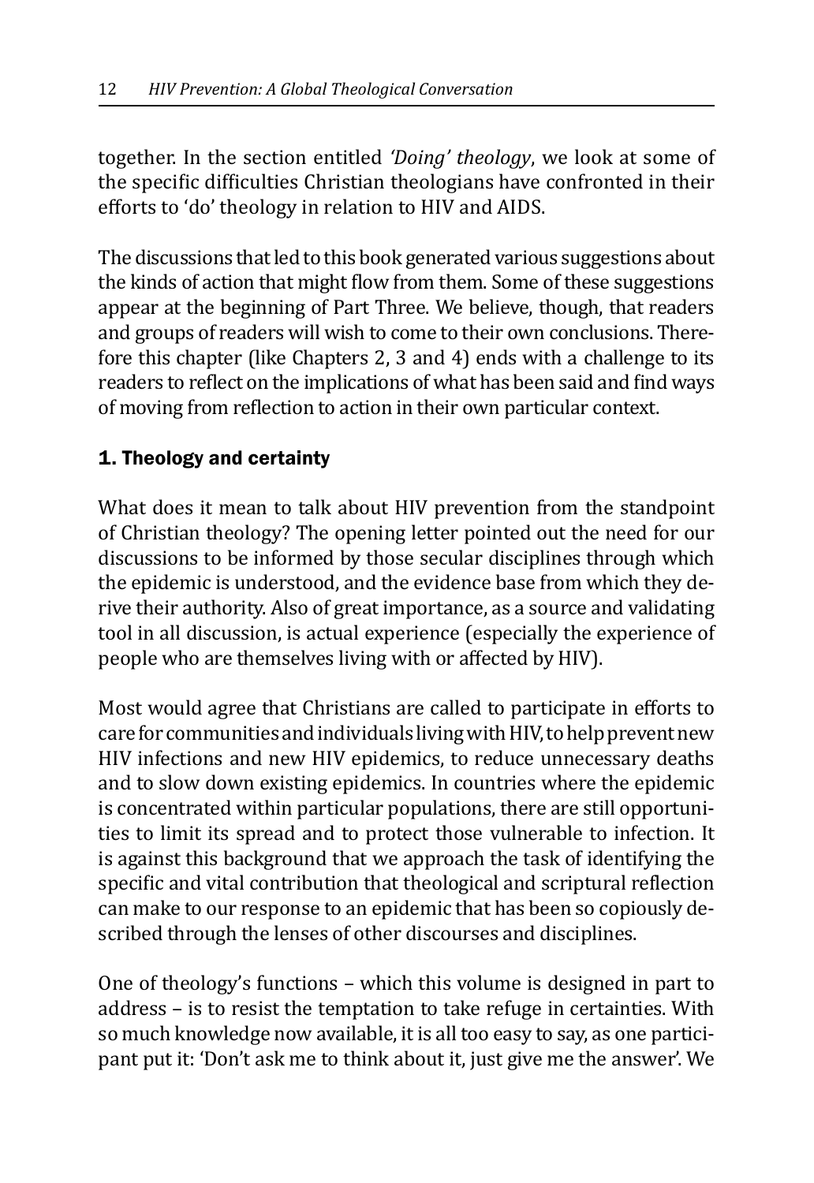together. In the section entitled *'Doing' theology*, we look at some of the specific difficulties Christian theologians have confronted in their efforts to 'do' theology in relation to HIV and AIDS.

The discussions that led to this book generated various suggestions about the kinds of action that might flow from them. Some of these suggestions appear at the beginning of Part Three. We believe, though, that readers and groups of readers will wish to come to their own conclusions. Therefore this chapter (like Chapters 2, 3 and 4) ends with a challenge to its readers to reflect on the implications of what has been said and find ways of moving from reflection to action in their own particular context.

## 1. Theology and certainty

What does it mean to talk about HIV prevention from the standpoint of Christian theology? The opening letter pointed out the need for our discussions to be informed by those secular disciplines through which the epidemic is understood, and the evidence base from which they derive their authority. Also of great importance, as a source and validating tool in all discussion, is actual experience (especially the experience of people who are themselves living with or affected by HIV).

Most would agree that Christians are called to participate in efforts to care for communities and individuals living with HIV, to help prevent new HIV infections and new HIV epidemics, to reduce unnecessary deaths and to slow down existing epidemics. In countries where the epidemic is concentrated within particular populations, there are still opportunities to limit its spread and to protect those vulnerable to infection. It is against this background that we approach the task of identifying the specific and vital contribution that theological and scriptural reflection can make to our response to an epidemic that has been so copiously described through the lenses of other discourses and disciplines.

One of theology's functions – which this volume is designed in part to address – is to resist the temptation to take refuge in certainties. With so much knowledge now available, it is all too easy to say, as one participant put it: 'Don't ask me to think about it, just give me the answer'. We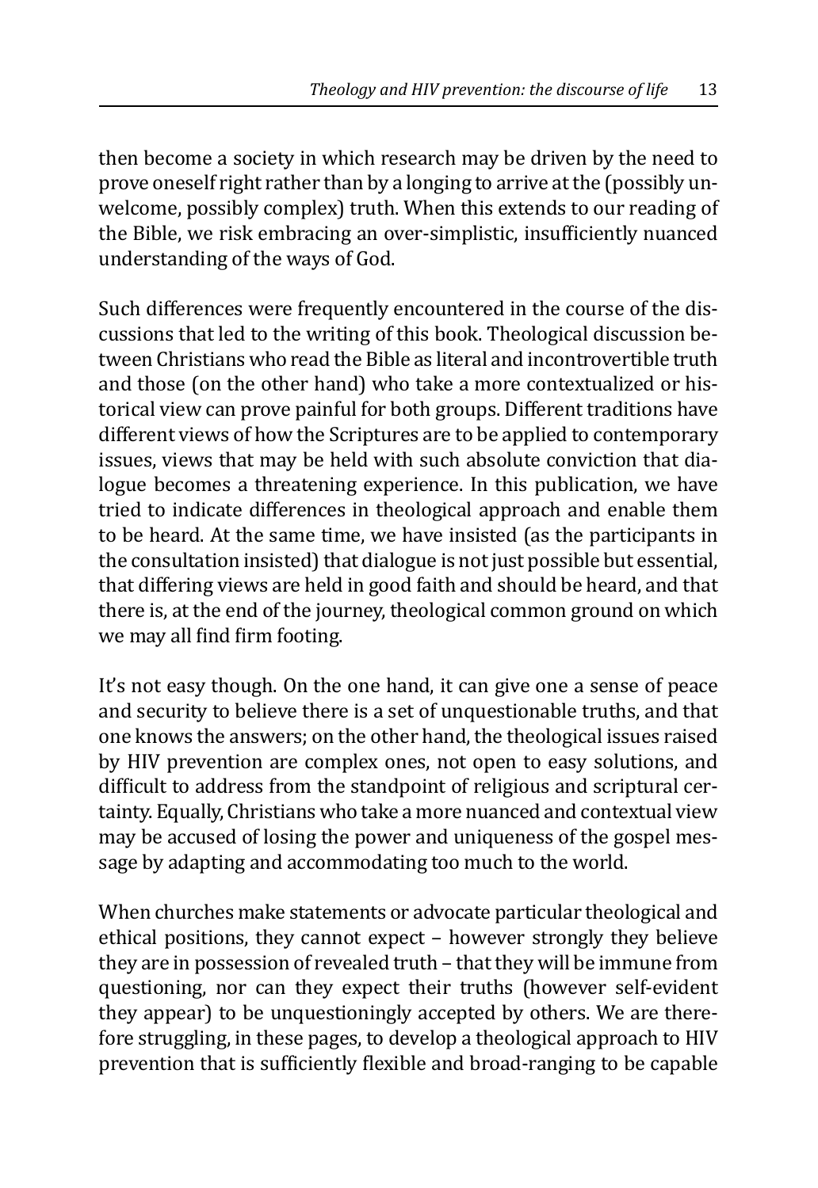then become a society in which research may be driven by the need to prove oneself right rather than by a longing to arrive at the (possibly unwelcome, possibly complex) truth. When this extends to our reading of the Bible, we risk embracing an over-simplistic, insufficiently nuanced understanding of the ways of God.

Such differences were frequently encountered in the course of the discussions that led to the writing of this book. Theological discussion between Christians who read the Bible as literal and incontrovertible truth and those (on the other hand) who take a more contextualized or historical view can prove painful for both groups. Different traditions have different views of how the Scriptures are to be applied to contemporary issues, views that may be held with such absolute conviction that dialogue becomes a threatening experience. In this publication, we have tried to indicate differences in theological approach and enable them to be heard. At the same time, we have insisted (as the participants in the consultation insisted) that dialogue is not just possible but essential, that differing views are held in good faith and should be heard, and that there is, at the end of the journey, theological common ground on which we may all find firm footing.

It's not easy though. On the one hand, it can give one a sense of peace and security to believe there is a set of unquestionable truths, and that one knows the answers; on the other hand, the theological issues raised by HIV prevention are complex ones, not open to easy solutions, and difficult to address from the standpoint of religious and scriptural certainty. Equally, Christians who take a more nuanced and contextual view may be accused of losing the power and uniqueness of the gospel message by adapting and accommodating too much to the world.

When churches make statements or advocate particular theological and ethical positions, they cannot expect – however strongly they believe they are in possession of revealed truth – that they will be immune from questioning, nor can they expect their truths (however self-evident they appear) to be unquestioningly accepted by others. We are therefore struggling, in these pages, to develop a theological approach to HIV prevention that is sufficiently flexible and broad-ranging to be capable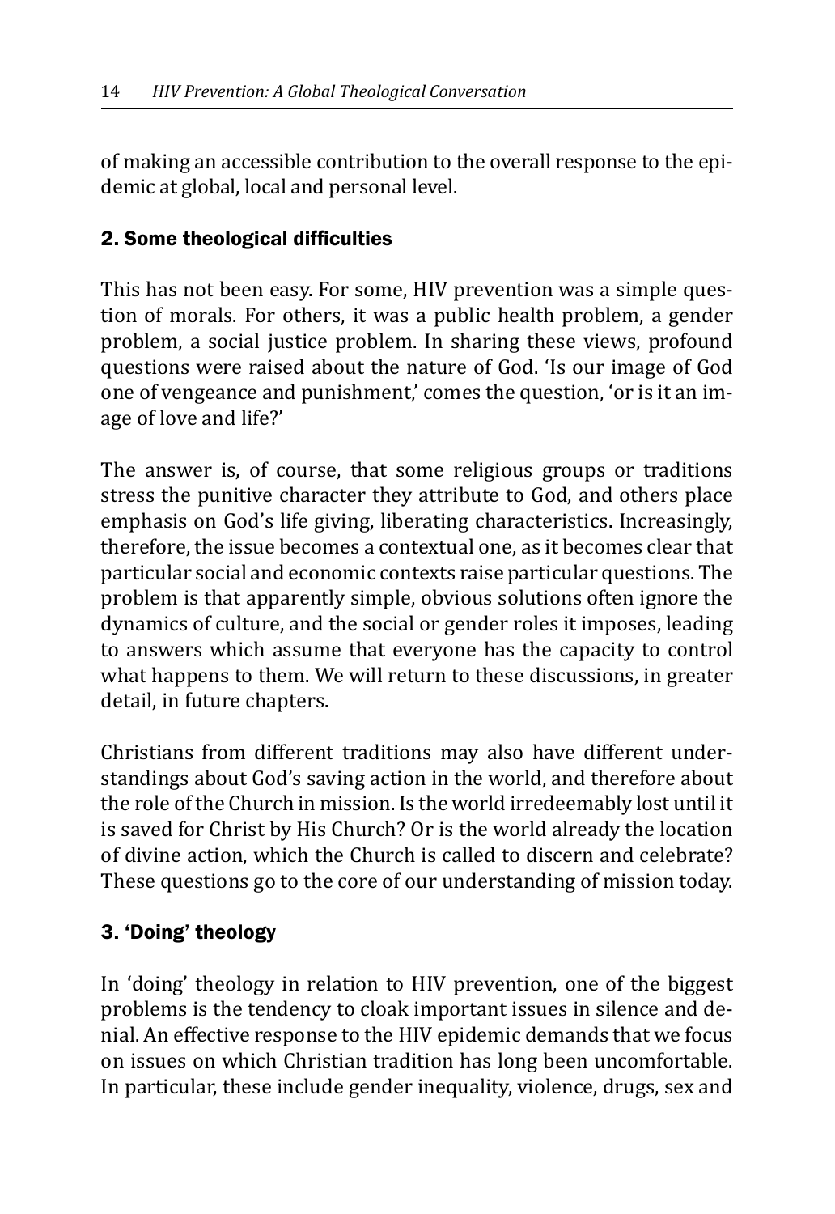of making an accessible contribution to the overall response to the epidemic at global, local and personal level.

## 2. Some theological difficulties

This has not been easy. For some, HIV prevention was a simple question of morals. For others, it was a public health problem, a gender problem, a social justice problem. In sharing these views, profound questions were raised about the nature of God. 'Is our image of God one of vengeance and punishment,' comes the question, 'or is it an image of love and life?'

The answer is, of course, that some religious groups or traditions stress the punitive character they attribute to God, and others place emphasis on God's life giving, liberating characteristics. Increasingly, therefore, the issue becomes a contextual one, as it becomes clear that particular social and economic contexts raise particular questions. The problem is that apparently simple, obvious solutions often ignore the dynamics of culture, and the social or gender roles it imposes, leading to answers which assume that everyone has the capacity to control what happens to them. We will return to these discussions, in greater detail, in future chapters.

Christians from different traditions may also have different understandings about God's saving action in the world, and therefore about the role of the Church in mission. Is the world irredeemably lost until it is saved for Christ by His Church? Or is the world already the location of divine action, which the Church is called to discern and celebrate? These questions go to the core of our understanding of mission today.

## 3. 'Doing' theology

In 'doing' theology in relation to HIV prevention, one of the biggest problems is the tendency to cloak important issues in silence and denial. An effective response to the HIV epidemic demands that we focus on issues on which Christian tradition has long been uncomfortable. In particular, these include gender inequality, violence, drugs, sex and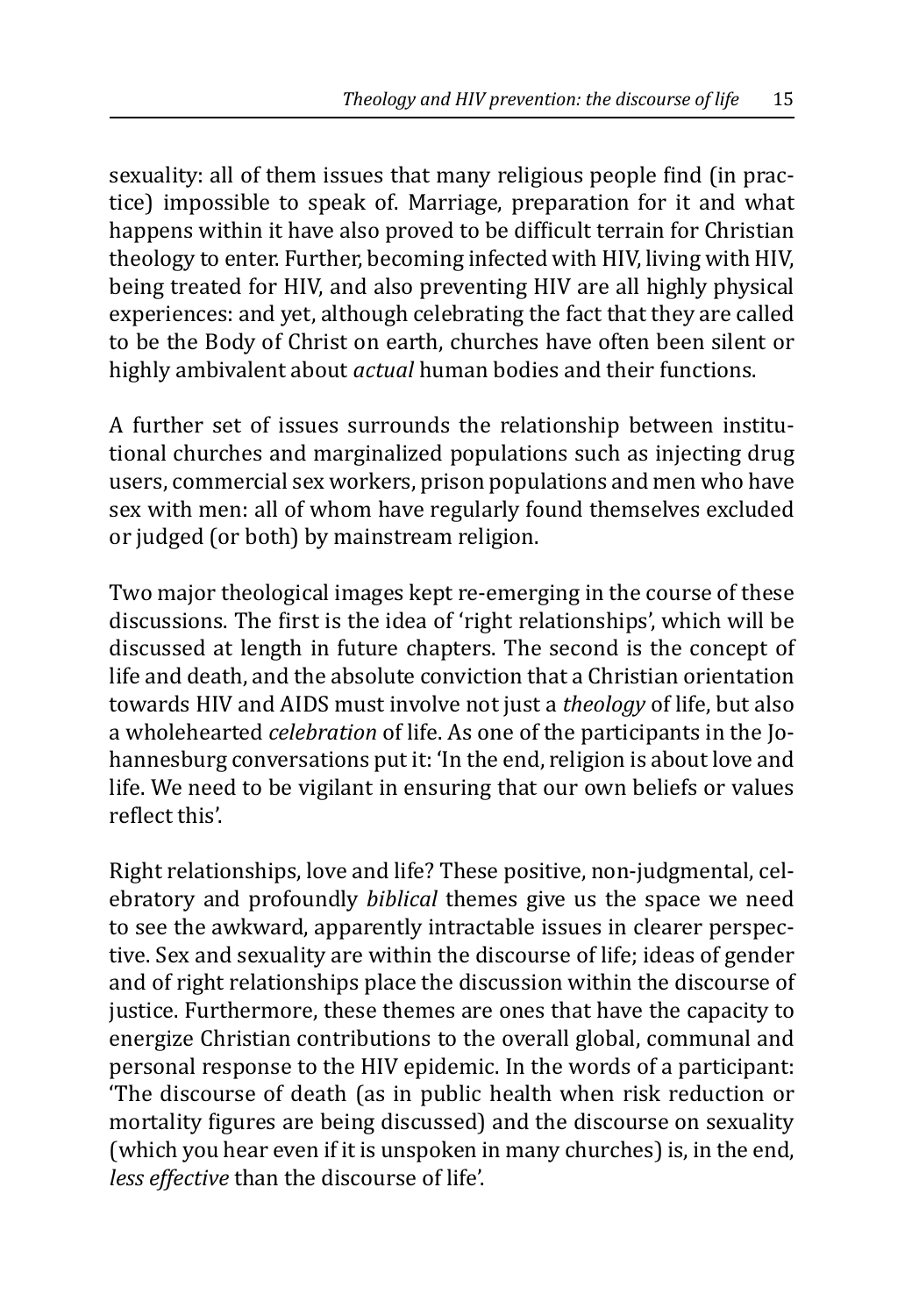sexuality: all of them issues that many religious people find (in practice) impossible to speak of. Marriage, preparation for it and what happens within it have also proved to be difficult terrain for Christian theology to enter. Further, becoming infected with HIV, living with HIV, being treated for HIV, and also preventing HIV are all highly physical experiences: and yet, although celebrating the fact that they are called to be the Body of Christ on earth, churches have often been silent or highly ambivalent about *actual* human bodies and their functions.

A further set of issues surrounds the relationship between institutional churches and marginalized populations such as injecting drug users, commercial sex workers, prison populations and men who have sex with men: all of whom have regularly found themselves excluded or judged (or both) by mainstream religion.

Two major theological images kept re-emerging in the course of these discussions. The first is the idea of 'right relationships', which will be discussed at length in future chapters. The second is the concept of life and death, and the absolute conviction that a Christian orientation towards HIV and AIDS must involve not just a *theology* of life, but also a wholehearted *celebration* of life. As one of the participants in the Johannesburg conversations put it: 'In the end, religion is about love and life. We need to be vigilant in ensuring that our own beliefs or values reflect this'.

Right relationships, love and life? These positive, non-judgmental, celebratory and profoundly *biblical* themes give us the space we need to see the awkward, apparently intractable issues in clearer perspective. Sex and sexuality are within the discourse of life; ideas of gender and of right relationships place the discussion within the discourse of justice. Furthermore, these themes are ones that have the capacity to energize Christian contributions to the overall global, communal and personal response to the HIV epidemic. In the words of a participant: 'The discourse of death (as in public health when risk reduction or mortality figures are being discussed) and the discourse on sexuality (which you hear even if it is unspoken in many churches) is, in the end, *less effective* than the discourse of life'.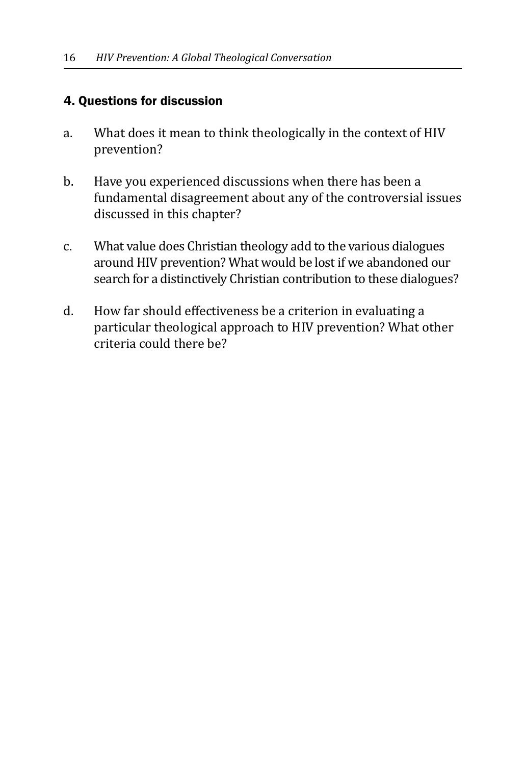## 4. Questions for discussion

a. What does it mean to think theologically in the context of HIV prevention?

b. Have you experienced discussions when there has been a fundamental disagreement about any of the controversial issues discussed in this chapter?

c. What value does Christian theology add to the various dialogues around HIV prevention? What would be lost if we abandoned our search for a distinctively Christian contribution to these dialogues?

d. How far should effectiveness be a criterion in evaluating a particular theological approach to HIV prevention? What other criteria could there be?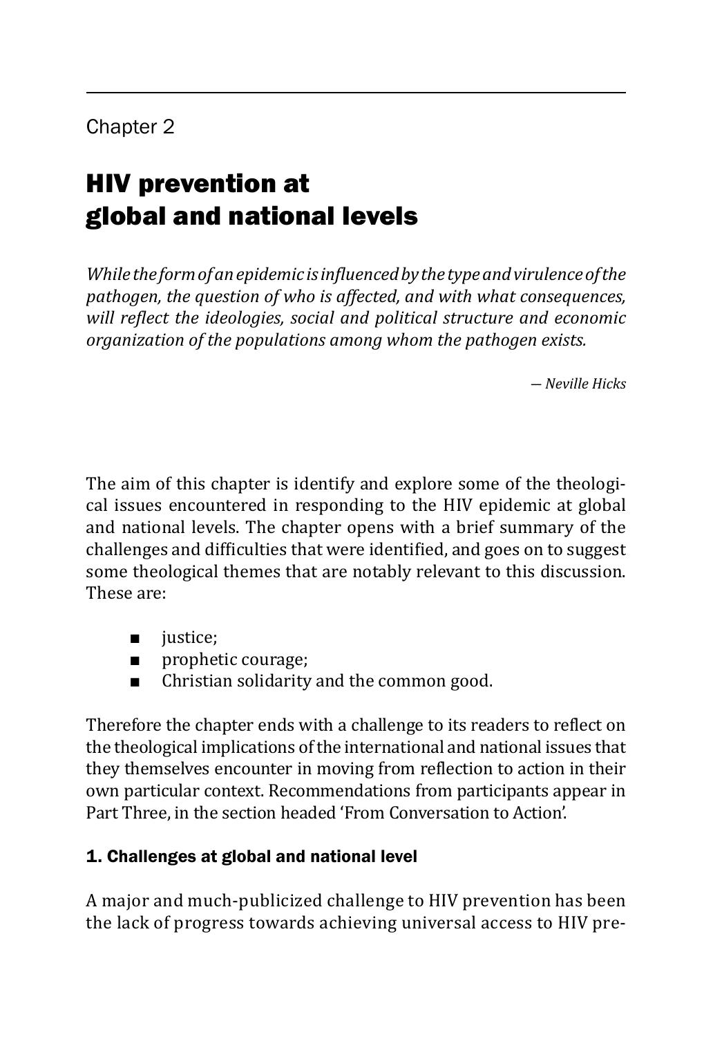Chapter 2

# HIV prevention at global and national levels

*While the form of an epidemic is influenced by the type and virulence of the pathogen, the question of who is affected, and with what consequences, will reflect the ideologies, social and political structure and economic organization of the populations among whom the pathogen exists.*

*— Neville Hicks*

The aim of this chapter is identify and explore some of the theological issues encountered in responding to the HIV epidemic at global and national levels. The chapter opens with a brief summary of the challenges and difficulties that were identified, and goes on to suggest some theological themes that are notably relevant to this discussion. These are:

- justice;
- prophetic courage;
- Christian solidarity and the common good.

Therefore the chapter ends with a challenge to its readers to reflect on the theological implications of the international and national issues that they themselves encounter in moving from reflection to action in their own particular context. Recommendations from participants appear in Part Three, in the section headed 'From Conversation to Action'.

## 1. Challenges at global and national level

A major and much-publicized challenge to HIV prevention has been the lack of progress towards achieving universal access to HIV pre-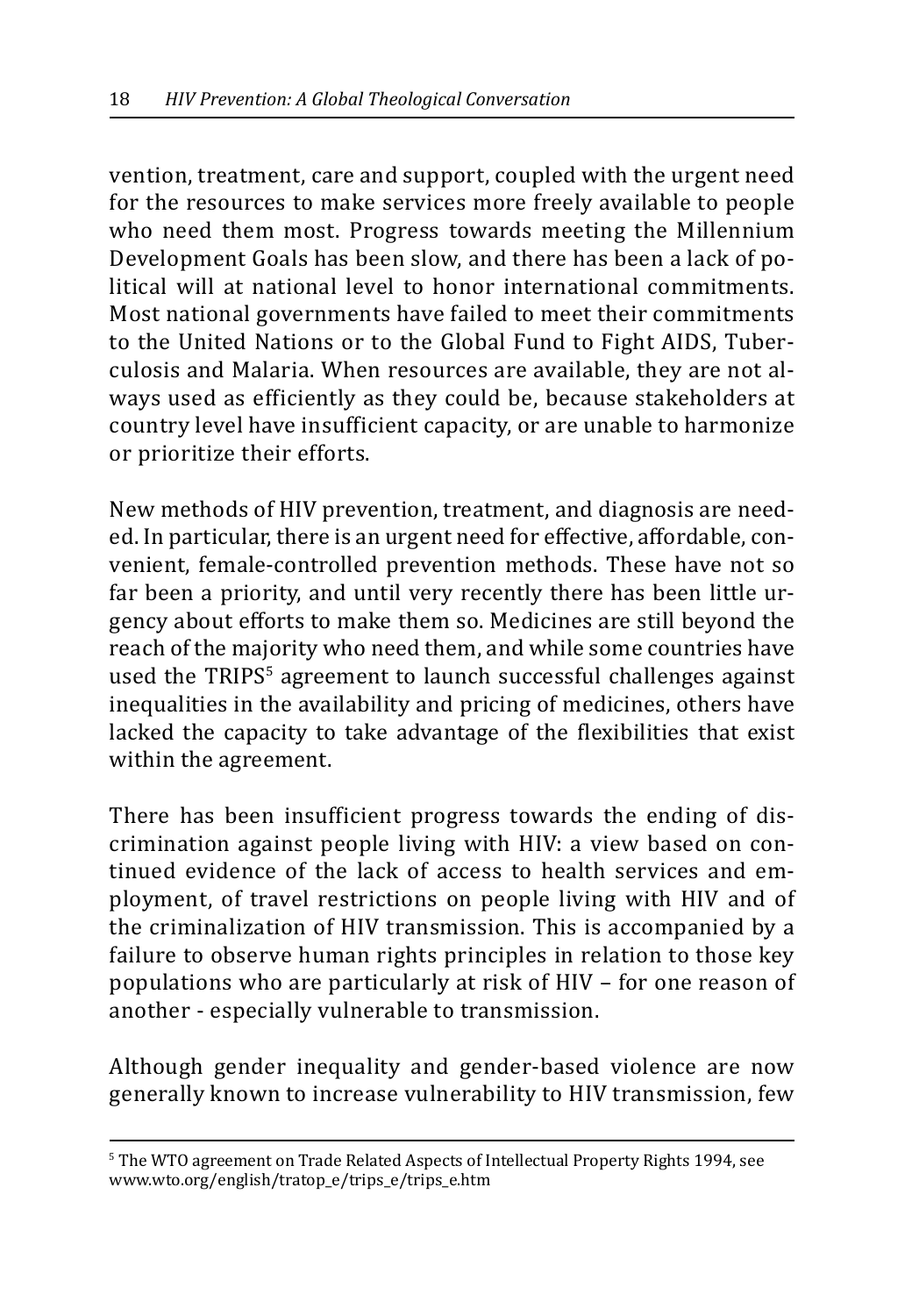vention, treatment, care and support, coupled with the urgent need for the resources to make services more freely available to people who need them most. Progress towards meeting the Millennium Development Goals has been slow, and there has been a lack of political will at national level to honor international commitments. Most national governments have failed to meet their commitments to the United Nations or to the Global Fund to Fight AIDS, Tuberculosis and Malaria. When resources are available, they are not always used as efficiently as they could be, because stakeholders at country level have insufficient capacity, or are unable to harmonize or prioritize their efforts.

New methods of HIV prevention, treatment, and diagnosis are needed. In particular, there is an urgent need for effective, affordable, convenient, female-controlled prevention methods. These have not so far been a priority, and until very recently there has been little urgency about efforts to make them so. Medicines are still beyond the reach of the majority who need them, and while some countries have used the TRIPS[5] agreement to launch successful challenges against inequalities in the availability and pricing of medicines, others have lacked the capacity to take advantage of the flexibilities that exist within the agreement.

There has been insufficient progress towards the ending of discrimination against people living with HIV: a view based on continued evidence of the lack of access to health services and employment, of travel restrictions on people living with HIV and of the criminalization of HIV transmission. This is accompanied by a failure to observe human rights principles in relation to those key populations who are particularly at risk of HIV – for one reason of another - especially vulnerable to transmission.

Although gender inequality and gender-based violence are now generally known to increase vulnerability to HIV transmission, few

---

[5] The WTO agreement on Trade Related Aspects of Intellectual Property Rights 1994, see www.wto.org/english/tratop_e/trips_e/trips_e.htm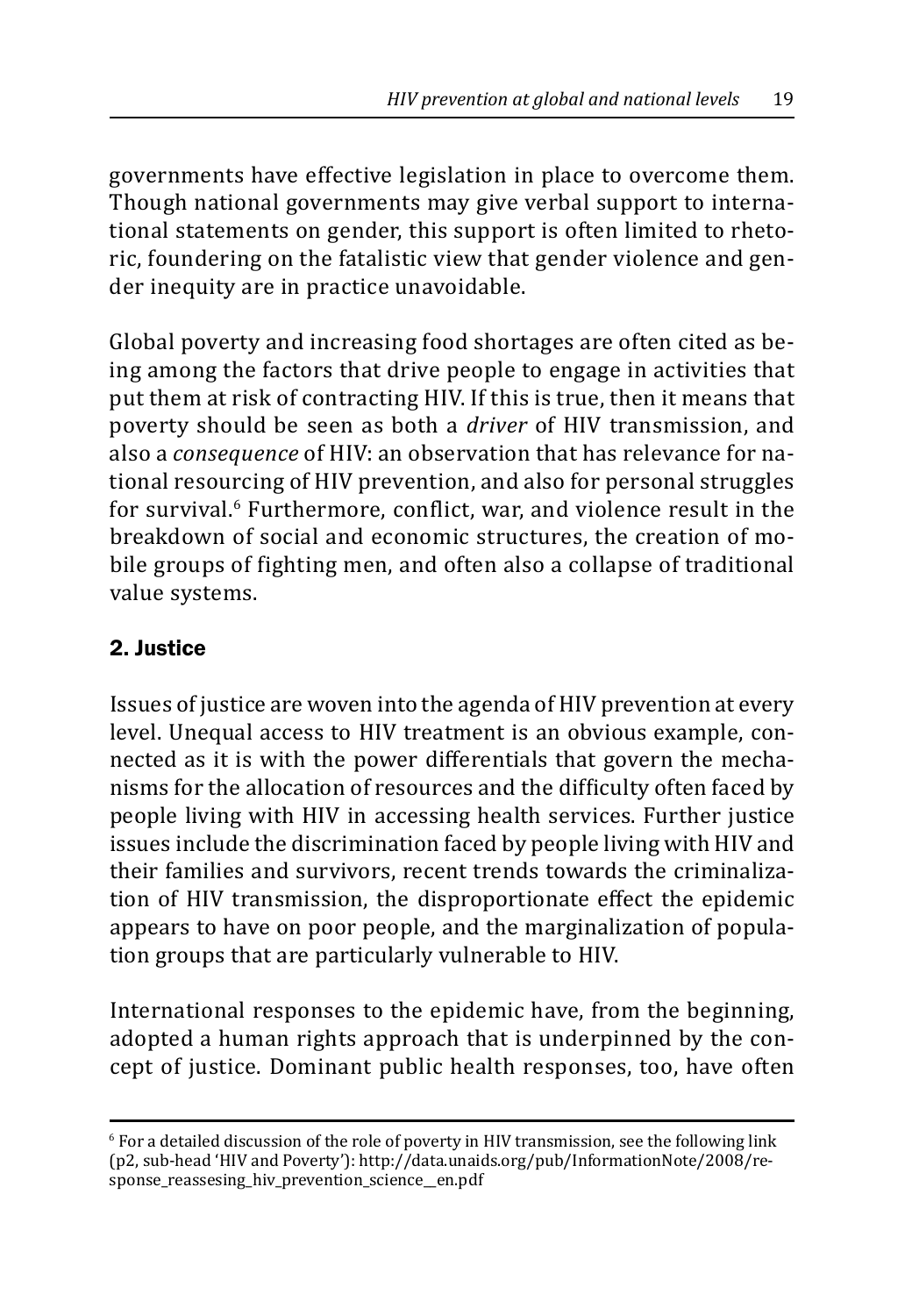governments have effective legislation in place to overcome them. Though national governments may give verbal support to international statements on gender, this support is often limited to rhetoric, foundering on the fatalistic view that gender violence and gender inequity are in practice unavoidable.

Global poverty and increasing food shortages are often cited as being among the factors that drive people to engage in activities that put them at risk of contracting HIV. If this is true, then it means that poverty should be seen as both a *driver* of HIV transmission, and also a *consequence* of HIV: an observation that has relevance for national resourcing of HIV prevention, and also for personal struggles for survival.[6] Furthermore, conflict, war, and violence result in the breakdown of social and economic structures, the creation of mobile groups of fighting men, and often also a collapse of traditional value systems.

## 2. Justice

Issues of justice are woven into the agenda of HIV prevention at every level. Unequal access to HIV treatment is an obvious example, connected as it is with the power differentials that govern the mechanisms for the allocation of resources and the difficulty often faced by people living with HIV in accessing health services. Further justice issues include the discrimination faced by people living with HIV and their families and survivors, recent trends towards the criminalization of HIV transmission, the disproportionate effect the epidemic appears to have on poor people, and the marginalization of population groups that are particularly vulnerable to HIV.

International responses to the epidemic have, from the beginning, adopted a human rights approach that is underpinned by the concept of justice. Dominant public health responses, too, have often

---

[6] For a detailed discussion of the role of poverty in HIV transmission, see the following link (p2, sub-head 'HIV and Poverty'): http://data.unaids.org/pub/InformationNote/2008/response_reassesing_hiv_prevention_science__en.pdf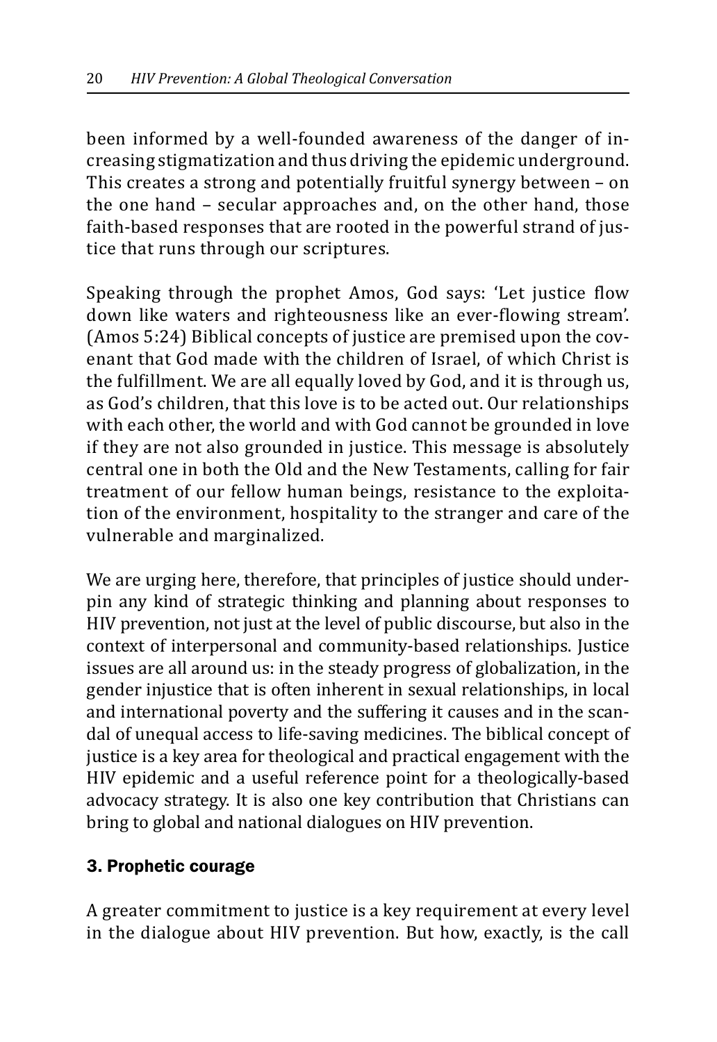been informed by a well-founded awareness of the danger of increasing stigmatization and thus driving the epidemic underground. This creates a strong and potentially fruitful synergy between – on the one hand – secular approaches and, on the other hand, those faith-based responses that are rooted in the powerful strand of justice that runs through our scriptures.

Speaking through the prophet Amos, God says: 'Let justice flow down like waters and righteousness like an ever-flowing stream'. (Amos 5:24) Biblical concepts of justice are premised upon the covenant that God made with the children of Israel, of which Christ is the fulfillment. We are all equally loved by God, and it is through us, as God's children, that this love is to be acted out. Our relationships with each other, the world and with God cannot be grounded in love if they are not also grounded in justice. This message is absolutely central one in both the Old and the New Testaments, calling for fair treatment of our fellow human beings, resistance to the exploitation of the environment, hospitality to the stranger and care of the vulnerable and marginalized.

We are urging here, therefore, that principles of justice should underpin any kind of strategic thinking and planning about responses to HIV prevention, not just at the level of public discourse, but also in the context of interpersonal and community-based relationships. Justice issues are all around us: in the steady progress of globalization, in the gender injustice that is often inherent in sexual relationships, in local and international poverty and the suffering it causes and in the scandal of unequal access to life-saving medicines. The biblical concept of justice is a key area for theological and practical engagement with the HIV epidemic and a useful reference point for a theologically-based advocacy strategy. It is also one key contribution that Christians can bring to global and national dialogues on HIV prevention.

### 3. Prophetic courage

A greater commitment to justice is a key requirement at every level in the dialogue about HIV prevention. But how, exactly, is the call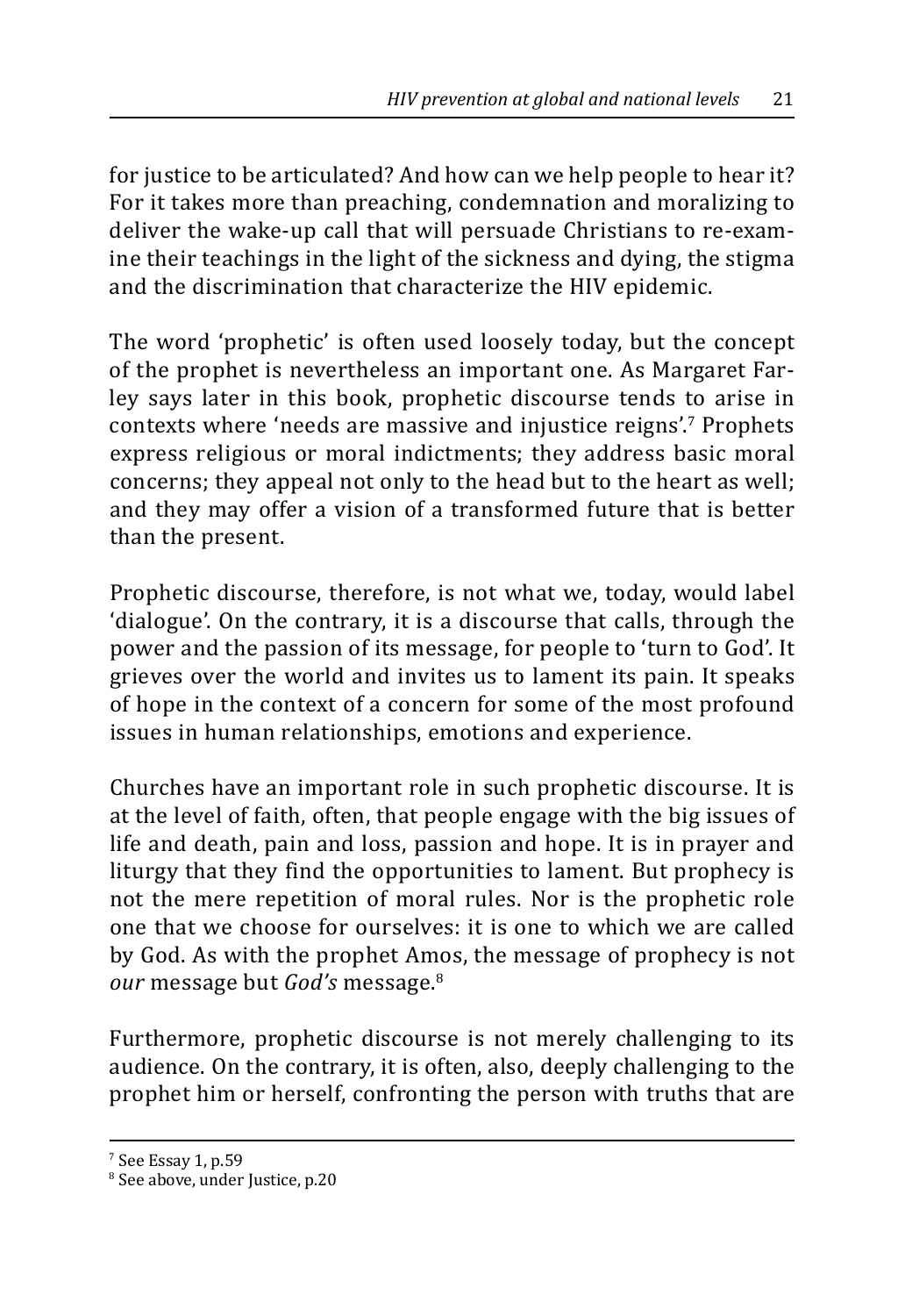for justice to be articulated? And how can we help people to hear it? For it takes more than preaching, condemnation and moralizing to deliver the wake-up call that will persuade Christians to re-examine their teachings in the light of the sickness and dying, the stigma and the discrimination that characterize the HIV epidemic.

The word 'prophetic' is often used loosely today, but the concept of the prophet is nevertheless an important one. As Margaret Farley says later in this book, prophetic discourse tends to arise in contexts where 'needs are massive and injustice reigns'.[7] Prophets express religious or moral indictments; they address basic moral concerns; they appeal not only to the head but to the heart as well; and they may offer a vision of a transformed future that is better than the present.

Prophetic discourse, therefore, is not what we, today, would label 'dialogue'. On the contrary, it is a discourse that calls, through the power and the passion of its message, for people to 'turn to God'. It grieves over the world and invites us to lament its pain. It speaks of hope in the context of a concern for some of the most profound issues in human relationships, emotions and experience.

Churches have an important role in such prophetic discourse. It is at the level of faith, often, that people engage with the big issues of life and death, pain and loss, passion and hope. It is in prayer and liturgy that they find the opportunities to lament. But prophecy is not the mere repetition of moral rules. Nor is the prophetic role one that we choose for ourselves: it is one to which we are called by God. As with the prophet Amos, the message of prophecy is not *our* message but *God's* message.[8]

Furthermore, prophetic discourse is not merely challenging to its audience. On the contrary, it is often, also, deeply challenging to the prophet him or herself, confronting the person with truths that are

---

[7] See Essay 1, p.59

[8] See above, under Justice, p.20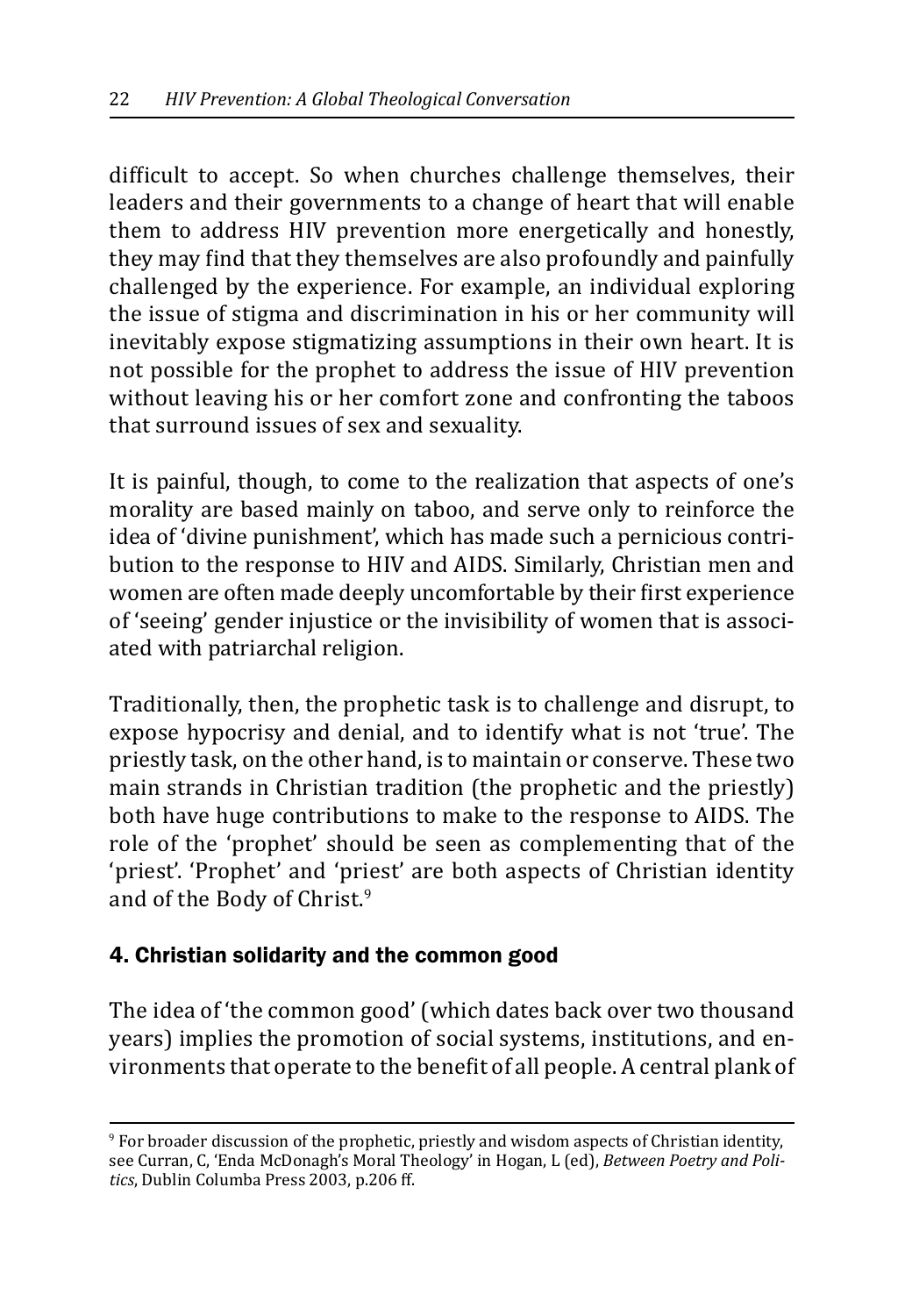difficult to accept. So when churches challenge themselves, their leaders and their governments to a change of heart that will enable them to address HIV prevention more energetically and honestly, they may find that they themselves are also profoundly and painfully challenged by the experience. For example, an individual exploring the issue of stigma and discrimination in his or her community will inevitably expose stigmatizing assumptions in their own heart. It is not possible for the prophet to address the issue of HIV prevention without leaving his or her comfort zone and confronting the taboos that surround issues of sex and sexuality.

It is painful, though, to come to the realization that aspects of one's morality are based mainly on taboo, and serve only to reinforce the idea of 'divine punishment', which has made such a pernicious contribution to the response to HIV and AIDS. Similarly, Christian men and women are often made deeply uncomfortable by their first experience of 'seeing' gender injustice or the invisibility of women that is associated with patriarchal religion.

Traditionally, then, the prophetic task is to challenge and disrupt, to expose hypocrisy and denial, and to identify what is not 'true'. The priestly task, on the other hand, is to maintain or conserve. These two main strands in Christian tradition (the prophetic and the priestly) both have huge contributions to make to the response to AIDS. The role of the 'prophet' should be seen as complementing that of the 'priest'. 'Prophet' and 'priest' are both aspects of Christian identity and of the Body of Christ.[9]

## 4. Christian solidarity and the common good

The idea of 'the common good' (which dates back over two thousand years) implies the promotion of social systems, institutions, and environments that operate to the benefit of all people. A central plank of

---

[9] For broader discussion of the prophetic, priestly and wisdom aspects of Christian identity, see Curran, C, 'Enda McDonagh's Moral Theology' in Hogan, L (ed), *Between Poetry and Politics*, Dublin Columba Press 2003, p.206 ff.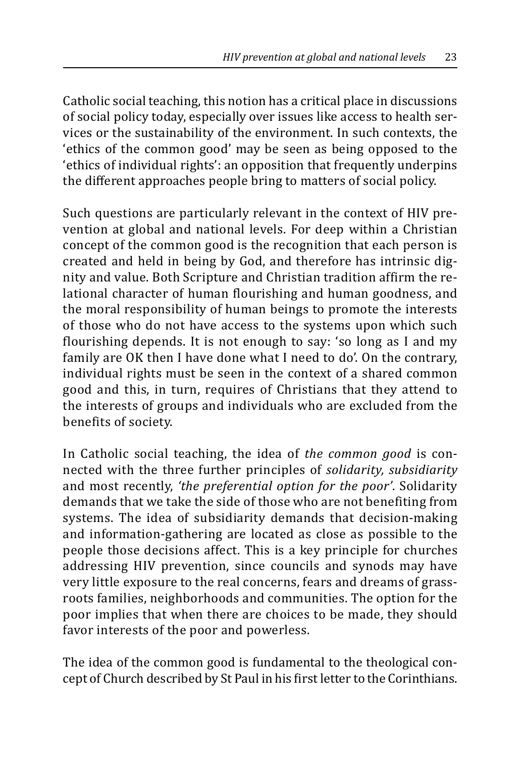Catholic social teaching, this notion has a critical place in discussions of social policy today, especially over issues like access to health services or the sustainability of the environment. In such contexts, the 'ethics of the common good' may be seen as being opposed to the 'ethics of individual rights': an opposition that frequently underpins the different approaches people bring to matters of social policy.

Such questions are particularly relevant in the context of HIV prevention at global and national levels. For deep within a Christian concept of the common good is the recognition that each person is created and held in being by God, and therefore has intrinsic dignity and value. Both Scripture and Christian tradition affirm the relational character of human flourishing and human goodness, and the moral responsibility of human beings to promote the interests of those who do not have access to the systems upon which such flourishing depends. It is not enough to say: 'so long as I and my family are OK then I have done what I need to do'. On the contrary, individual rights must be seen in the context of a shared common good and this, in turn, requires of Christians that they attend to the interests of groups and individuals who are excluded from the benefits of society.

In Catholic social teaching, the idea of *the common good* is connected with the three further principles of *solidarity, subsidiarity* and most recently, *'the preferential option for the poor'*. Solidarity demands that we take the side of those who are not benefiting from systems. The idea of subsidiarity demands that decision-making and information-gathering are located as close as possible to the people those decisions affect. This is a key principle for churches addressing HIV prevention, since councils and synods may have very little exposure to the real concerns, fears and dreams of grassroots families, neighborhoods and communities. The option for the poor implies that when there are choices to be made, they should favor interests of the poor and powerless.

The idea of the common good is fundamental to the theological concept of Church described by St Paul in his first letter to the Corinthians.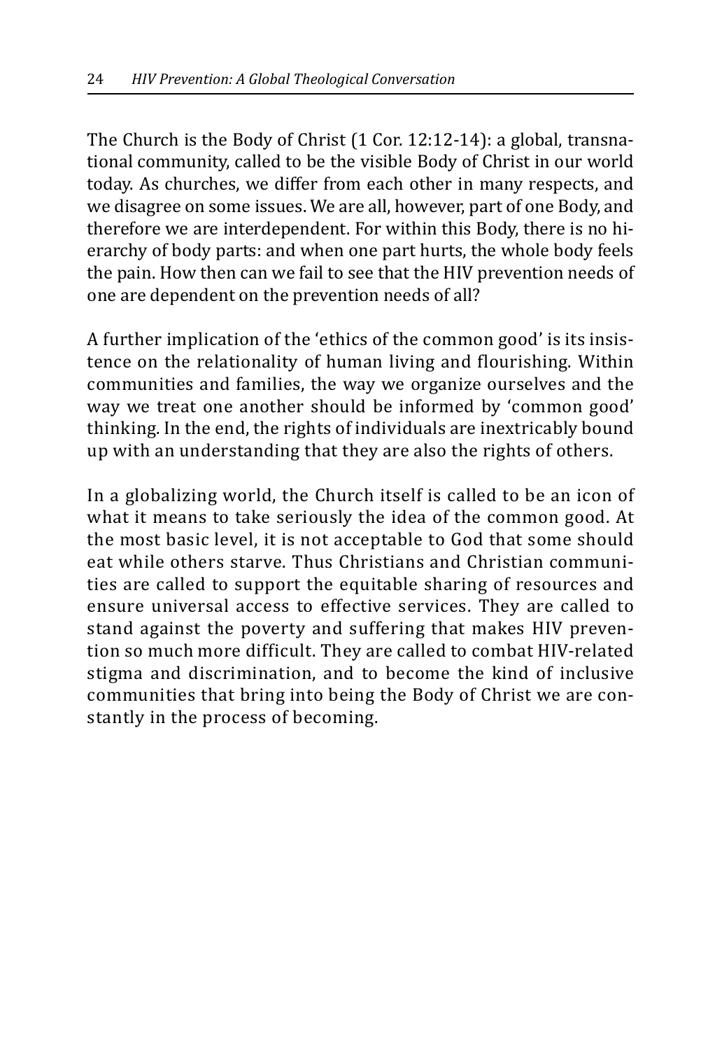The Church is the Body of Christ (1 Cor. 12:12-14): a global, transnational community, called to be the visible Body of Christ in our world today. As churches, we differ from each other in many respects, and we disagree on some issues. We are all, however, part of one Body, and therefore we are interdependent. For within this Body, there is no hierarchy of body parts: and when one part hurts, the whole body feels the pain. How then can we fail to see that the HIV prevention needs of one are dependent on the prevention needs of all?

A further implication of the 'ethics of the common good' is its insistence on the relationality of human living and flourishing. Within communities and families, the way we organize ourselves and the way we treat one another should be informed by 'common good' thinking. In the end, the rights of individuals are inextricably bound up with an understanding that they are also the rights of others.

In a globalizing world, the Church itself is called to be an icon of what it means to take seriously the idea of the common good. At the most basic level, it is not acceptable to God that some should eat while others starve. Thus Christians and Christian communities are called to support the equitable sharing of resources and ensure universal access to effective services. They are called to stand against the poverty and suffering that makes HIV prevention so much more difficult. They are called to combat HIV-related stigma and discrimination, and to become the kind of inclusive communities that bring into being the Body of Christ we are constantly in the process of becoming.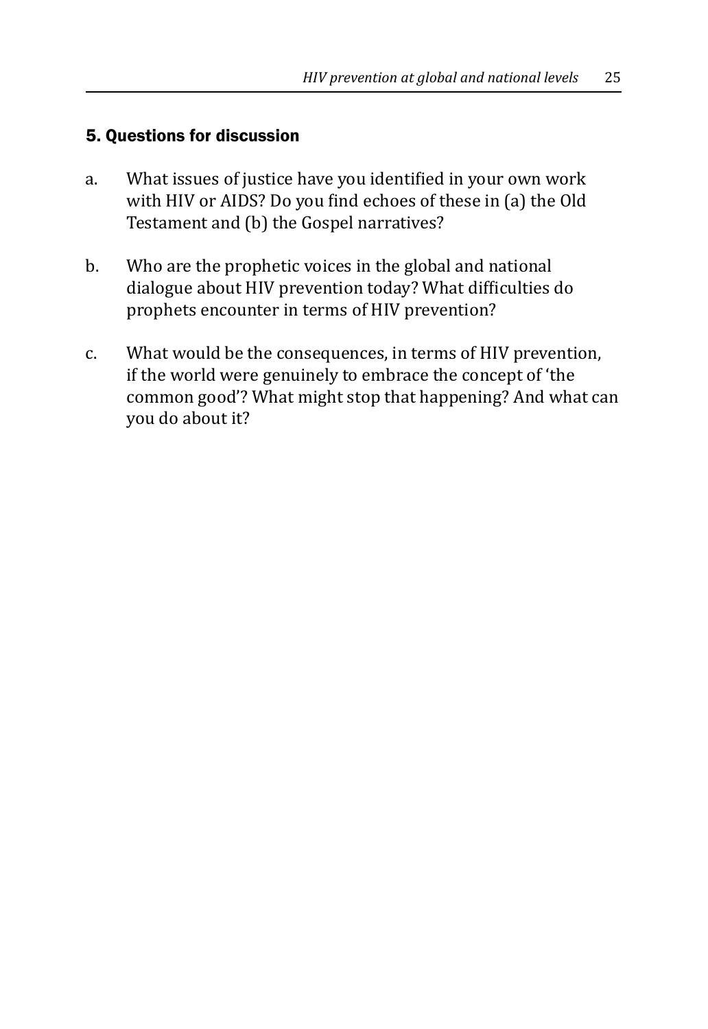## 5. Questions for discussion

a. What issues of justice have you identified in your own work with HIV or AIDS? Do you find echoes of these in (a) the Old Testament and (b) the Gospel narratives?

b. Who are the prophetic voices in the global and national dialogue about HIV prevention today? What difficulties do prophets encounter in terms of HIV prevention?

c. What would be the consequences, in terms of HIV prevention, if the world were genuinely to embrace the concept of 'the common good'? What might stop that happening? And what can you do about it?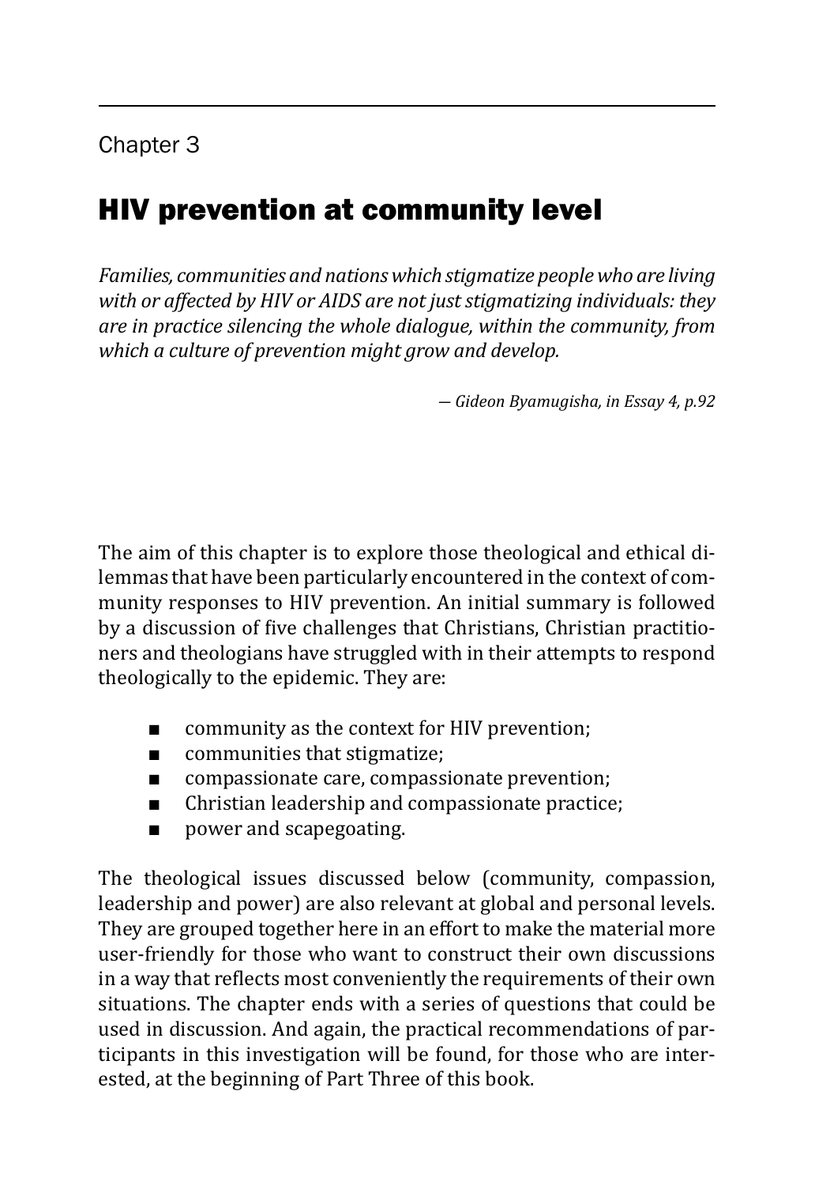Chapter 3

# HIV prevention at community level

*Families, communities and nations which stigmatize people who are living with or affected by HIV or AIDS are not just stigmatizing individuals: they are in practice silencing the whole dialogue, within the community, from which a culture of prevention might grow and develop.*

*— Gideon Byamugisha, in Essay 4, p.92*

The aim of this chapter is to explore those theological and ethical dilemmas that have been particularly encountered in the context of community responses to HIV prevention. An initial summary is followed by a discussion of five challenges that Christians, Christian practitioners and theologians have struggled with in their attempts to respond theologically to the epidemic. They are:

- community as the context for HIV prevention;
- communities that stigmatize;
- compassionate care, compassionate prevention;
- Christian leadership and compassionate practice;
- power and scapegoating.

The theological issues discussed below (community, compassion, leadership and power) are also relevant at global and personal levels. They are grouped together here in an effort to make the material more user-friendly for those who want to construct their own discussions in a way that reflects most conveniently the requirements of their own situations. The chapter ends with a series of questions that could be used in discussion. And again, the practical recommendations of participants in this investigation will be found, for those who are interested, at the beginning of Part Three of this book.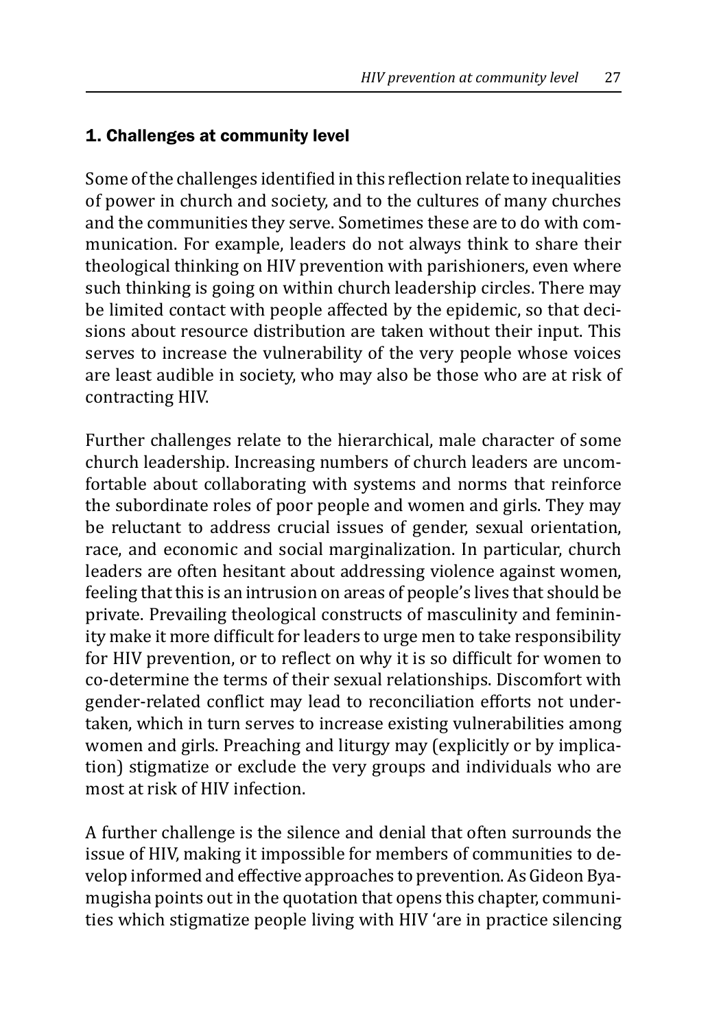## 1. Challenges at community level

Some of the challenges identified in this reflection relate to inequalities of power in church and society, and to the cultures of many churches and the communities they serve. Sometimes these are to do with communication. For example, leaders do not always think to share their theological thinking on HIV prevention with parishioners, even where such thinking is going on within church leadership circles. There may be limited contact with people affected by the epidemic, so that decisions about resource distribution are taken without their input. This serves to increase the vulnerability of the very people whose voices are least audible in society, who may also be those who are at risk of contracting HIV.

Further challenges relate to the hierarchical, male character of some church leadership. Increasing numbers of church leaders are uncomfortable about collaborating with systems and norms that reinforce the subordinate roles of poor people and women and girls. They may be reluctant to address crucial issues of gender, sexual orientation, race, and economic and social marginalization. In particular, church leaders are often hesitant about addressing violence against women, feeling that this is an intrusion on areas of people's lives that should be private. Prevailing theological constructs of masculinity and femininity make it more difficult for leaders to urge men to take responsibility for HIV prevention, or to reflect on why it is so difficult for women to co-determine the terms of their sexual relationships. Discomfort with gender-related conflict may lead to reconciliation efforts not undertaken, which in turn serves to increase existing vulnerabilities among women and girls. Preaching and liturgy may (explicitly or by implication) stigmatize or exclude the very groups and individuals who are most at risk of HIV infection.

A further challenge is the silence and denial that often surrounds the issue of HIV, making it impossible for members of communities to develop informed and effective approaches to prevention. As Gideon Byamugisha points out in the quotation that opens this chapter, communities which stigmatize people living with HIV 'are in practice silencing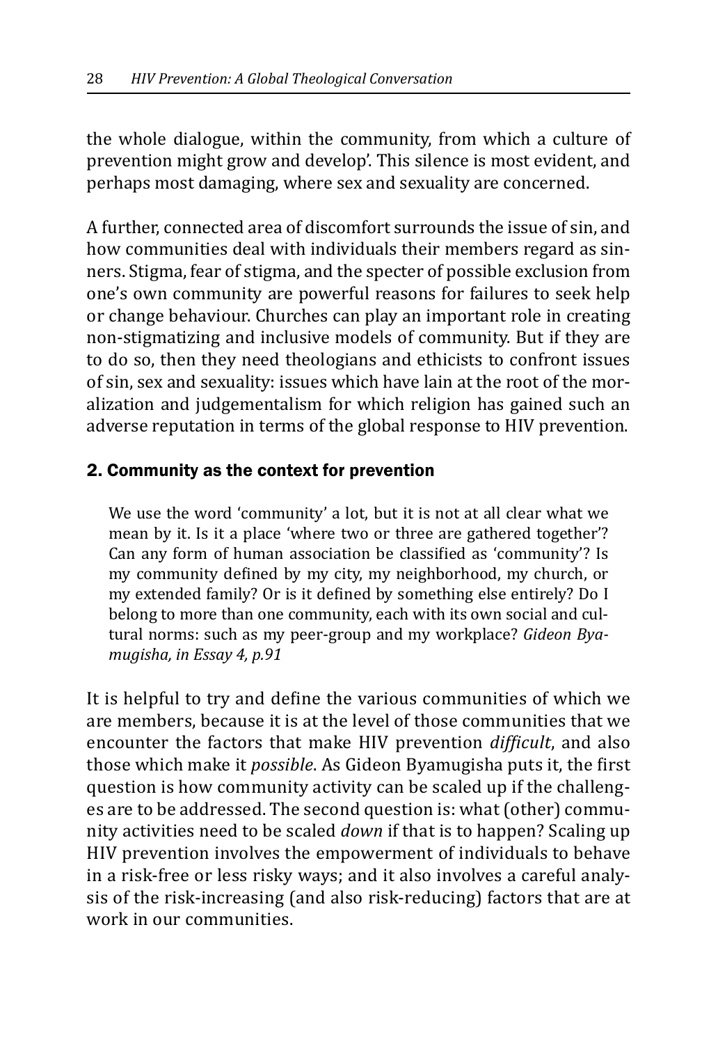the whole dialogue, within the community, from which a culture of prevention might grow and develop'. This silence is most evident, and perhaps most damaging, where sex and sexuality are concerned.

A further, connected area of discomfort surrounds the issue of sin, and how communities deal with individuals their members regard as sinners. Stigma, fear of stigma, and the specter of possible exclusion from one's own community are powerful reasons for failures to seek help or change behaviour. Churches can play an important role in creating non-stigmatizing and inclusive models of community. But if they are to do so, then they need theologians and ethicists to confront issues of sin, sex and sexuality: issues which have lain at the root of the moralization and judgementalism for which religion has gained such an adverse reputation in terms of the global response to HIV prevention.

## 2. Community as the context for prevention

> We use the word 'community' a lot, but it is not at all clear what we mean by it. Is it a place 'where two or three are gathered together'? Can any form of human association be classified as 'community'? Is my community defined by my city, my neighborhood, my church, or my extended family? Or is it defined by something else entirely? Do I belong to more than one community, each with its own social and cultural norms: such as my peer-group and my workplace? *Gideon Byamugisha, in Essay 4, p.91*

It is helpful to try and define the various communities of which we are members, because it is at the level of those communities that we encounter the factors that make HIV prevention *difficult*, and also those which make it *possible*. As Gideon Byamugisha puts it, the first question is how community activity can be scaled up if the challenges are to be addressed. The second question is: what (other) community activities need to be scaled *down* if that is to happen? Scaling up HIV prevention involves the empowerment of individuals to behave in a risk-free or less risky ways; and it also involves a careful analysis of the risk-increasing (and also risk-reducing) factors that are at work in our communities.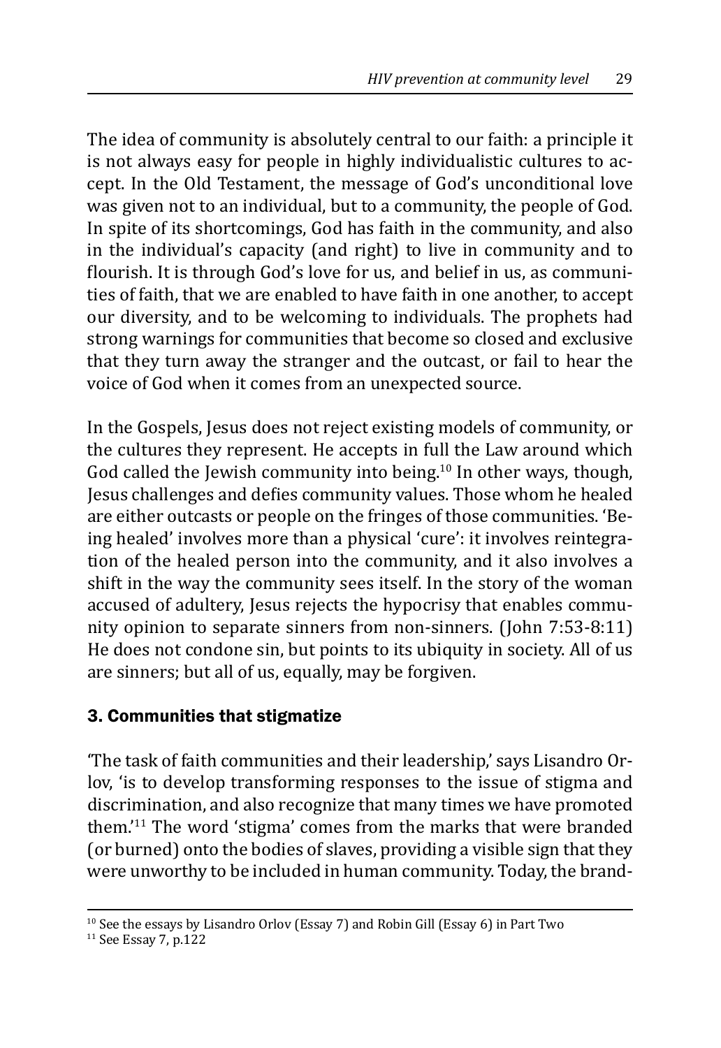The idea of community is absolutely central to our faith: a principle it is not always easy for people in highly individualistic cultures to accept. In the Old Testament, the message of God's unconditional love was given not to an individual, but to a community, the people of God. In spite of its shortcomings, God has faith in the community, and also in the individual's capacity (and right) to live in community and to flourish. It is through God's love for us, and belief in us, as communities of faith, that we are enabled to have faith in one another, to accept our diversity, and to be welcoming to individuals. The prophets had strong warnings for communities that become so closed and exclusive that they turn away the stranger and the outcast, or fail to hear the voice of God when it comes from an unexpected source.

In the Gospels, Jesus does not reject existing models of community, or the cultures they represent. He accepts in full the Law around which God called the Jewish community into being.[10] In other ways, though, Jesus challenges and defies community values. Those whom he healed are either outcasts or people on the fringes of those communities. 'Being healed' involves more than a physical 'cure': it involves reintegration of the healed person into the community, and it also involves a shift in the way the community sees itself. In the story of the woman accused of adultery, Jesus rejects the hypocrisy that enables community opinion to separate sinners from non-sinners. (John 7:53-8:11) He does not condone sin, but points to its ubiquity in society. All of us are sinners; but all of us, equally, may be forgiven.

### 3. Communities that stigmatize

'The task of faith communities and their leadership,' says Lisandro Orlov, 'is to develop transforming responses to the issue of stigma and discrimination, and also recognize that many times we have promoted them.'[11] The word 'stigma' comes from the marks that were branded (or burned) onto the bodies of slaves, providing a visible sign that they were unworthy to be included in human community. Today, the brand-

---

[10] See the essays by Lisandro Orlov (Essay 7) and Robin Gill (Essay 6) in Part Two

[11] See Essay 7, p.122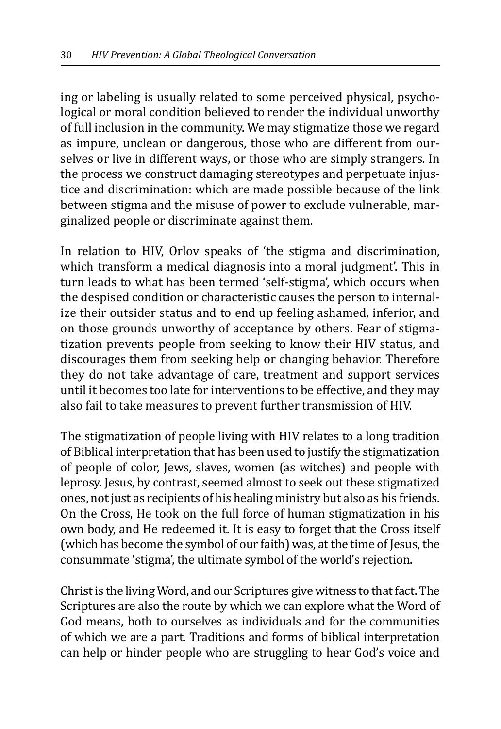ing or labeling is usually related to some perceived physical, psychological or moral condition believed to render the individual unworthy of full inclusion in the community. We may stigmatize those we regard as impure, unclean or dangerous, those who are different from ourselves or live in different ways, or those who are simply strangers. In the process we construct damaging stereotypes and perpetuate injustice and discrimination: which are made possible because of the link between stigma and the misuse of power to exclude vulnerable, marginalized people or discriminate against them.

In relation to HIV, Orlov speaks of 'the stigma and discrimination, which transform a medical diagnosis into a moral judgment'. This in turn leads to what has been termed 'self-stigma', which occurs when the despised condition or characteristic causes the person to internalize their outsider status and to end up feeling ashamed, inferior, and on those grounds unworthy of acceptance by others. Fear of stigmatization prevents people from seeking to know their HIV status, and discourages them from seeking help or changing behavior. Therefore they do not take advantage of care, treatment and support services until it becomes too late for interventions to be effective, and they may also fail to take measures to prevent further transmission of HIV.

The stigmatization of people living with HIV relates to a long tradition of Biblical interpretation that has been used to justify the stigmatization of people of color, Jews, slaves, women (as witches) and people with leprosy. Jesus, by contrast, seemed almost to seek out these stigmatized ones, not just as recipients of his healing ministry but also as his friends. On the Cross, He took on the full force of human stigmatization in his own body, and He redeemed it. It is easy to forget that the Cross itself (which has become the symbol of our faith) was, at the time of Jesus, the consummate 'stigma', the ultimate symbol of the world's rejection.

Christ is the living Word, and our Scriptures give witness to that fact. The Scriptures are also the route by which we can explore what the Word of God means, both to ourselves as individuals and for the communities of which we are a part. Traditions and forms of biblical interpretation can help or hinder people who are struggling to hear God's voice and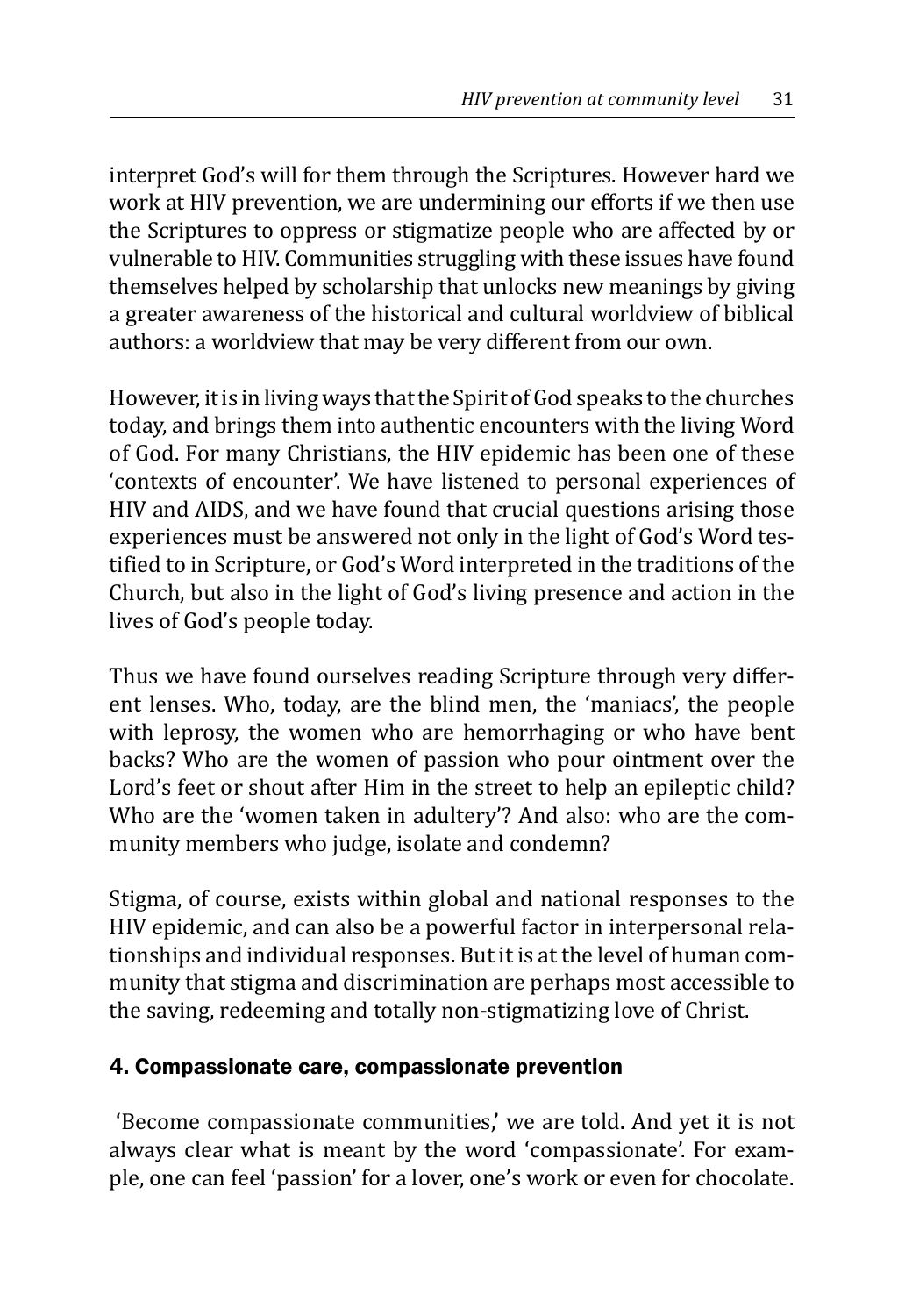interpret God's will for them through the Scriptures. However hard we work at HIV prevention, we are undermining our efforts if we then use the Scriptures to oppress or stigmatize people who are affected by or vulnerable to HIV. Communities struggling with these issues have found themselves helped by scholarship that unlocks new meanings by giving a greater awareness of the historical and cultural worldview of biblical authors: a worldview that may be very different from our own.

However, it is in living ways that the Spirit of God speaks to the churches today, and brings them into authentic encounters with the living Word of God. For many Christians, the HIV epidemic has been one of these 'contexts of encounter'. We have listened to personal experiences of HIV and AIDS, and we have found that crucial questions arising those experiences must be answered not only in the light of God's Word testified to in Scripture, or God's Word interpreted in the traditions of the Church, but also in the light of God's living presence and action in the lives of God's people today.

Thus we have found ourselves reading Scripture through very different lenses. Who, today, are the blind men, the 'maniacs', the people with leprosy, the women who are hemorrhaging or who have bent backs? Who are the women of passion who pour ointment over the Lord's feet or shout after Him in the street to help an epileptic child? Who are the 'women taken in adultery'? And also: who are the community members who judge, isolate and condemn?

Stigma, of course, exists within global and national responses to the HIV epidemic, and can also be a powerful factor in interpersonal relationships and individual responses. But it is at the level of human community that stigma and discrimination are perhaps most accessible to the saving, redeeming and totally non-stigmatizing love of Christ.

### 4. Compassionate care, compassionate prevention

'Become compassionate communities,' we are told. And yet it is not always clear what is meant by the word 'compassionate'. For example, one can feel 'passion' for a lover, one's work or even for chocolate.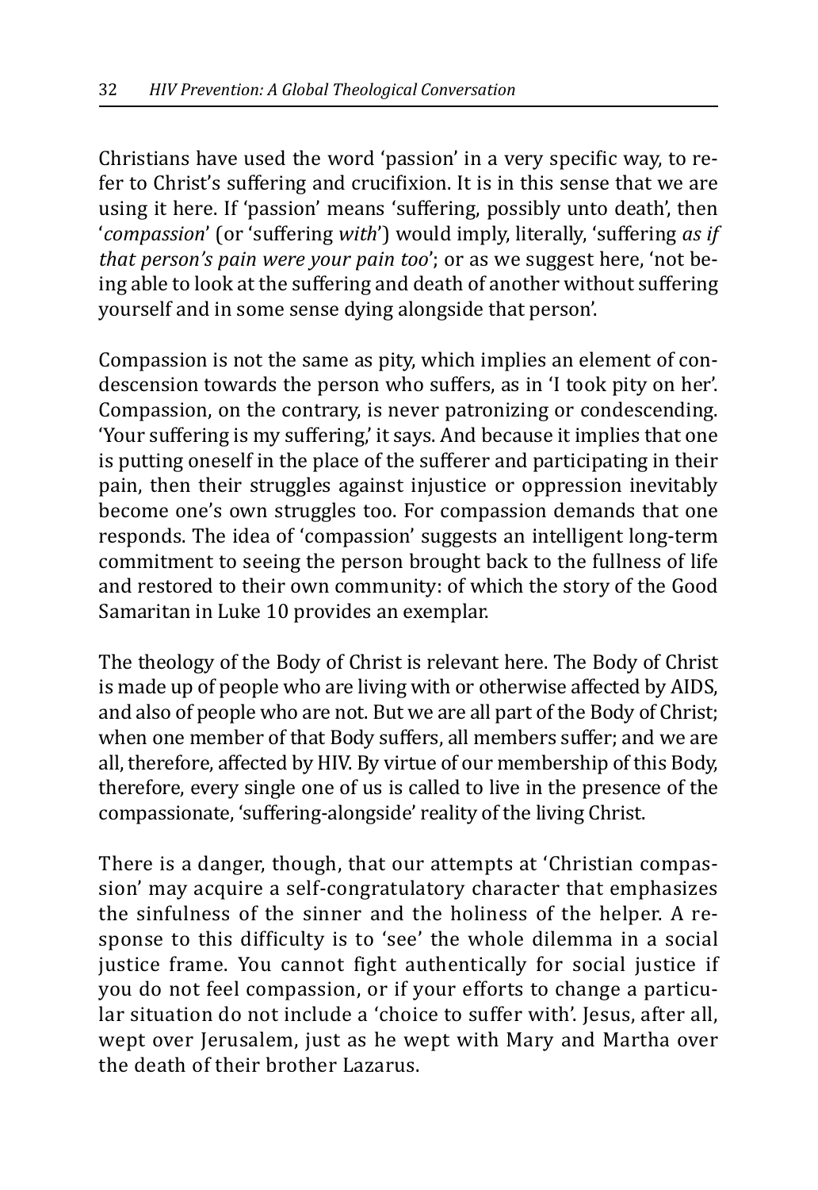Christians have used the word 'passion' in a very specific way, to refer to Christ's suffering and crucifixion. It is in this sense that we are using it here. If 'passion' means 'suffering, possibly unto death', then '*compassion*' (or 'suffering *with*') would imply, literally, 'suffering *as if that person's pain were your pain too*'; or as we suggest here, 'not being able to look at the suffering and death of another without suffering yourself and in some sense dying alongside that person'.

Compassion is not the same as pity, which implies an element of condescension towards the person who suffers, as in 'I took pity on her'. Compassion, on the contrary, is never patronizing or condescending. 'Your suffering is my suffering,' it says. And because it implies that one is putting oneself in the place of the sufferer and participating in their pain, then their struggles against injustice or oppression inevitably become one's own struggles too. For compassion demands that one responds. The idea of 'compassion' suggests an intelligent long-term commitment to seeing the person brought back to the fullness of life and restored to their own community: of which the story of the Good Samaritan in Luke 10 provides an exemplar.

The theology of the Body of Christ is relevant here. The Body of Christ is made up of people who are living with or otherwise affected by AIDS, and also of people who are not. But we are all part of the Body of Christ; when one member of that Body suffers, all members suffer; and we are all, therefore, affected by HIV. By virtue of our membership of this Body, therefore, every single one of us is called to live in the presence of the compassionate, 'suffering-alongside' reality of the living Christ.

There is a danger, though, that our attempts at 'Christian compassion' may acquire a self-congratulatory character that emphasizes the sinfulness of the sinner and the holiness of the helper. A response to this difficulty is to 'see' the whole dilemma in a social justice frame. You cannot fight authentically for social justice if you do not feel compassion, or if your efforts to change a particular situation do not include a 'choice to suffer with'. Jesus, after all, wept over Jerusalem, just as he wept with Mary and Martha over the death of their brother Lazarus.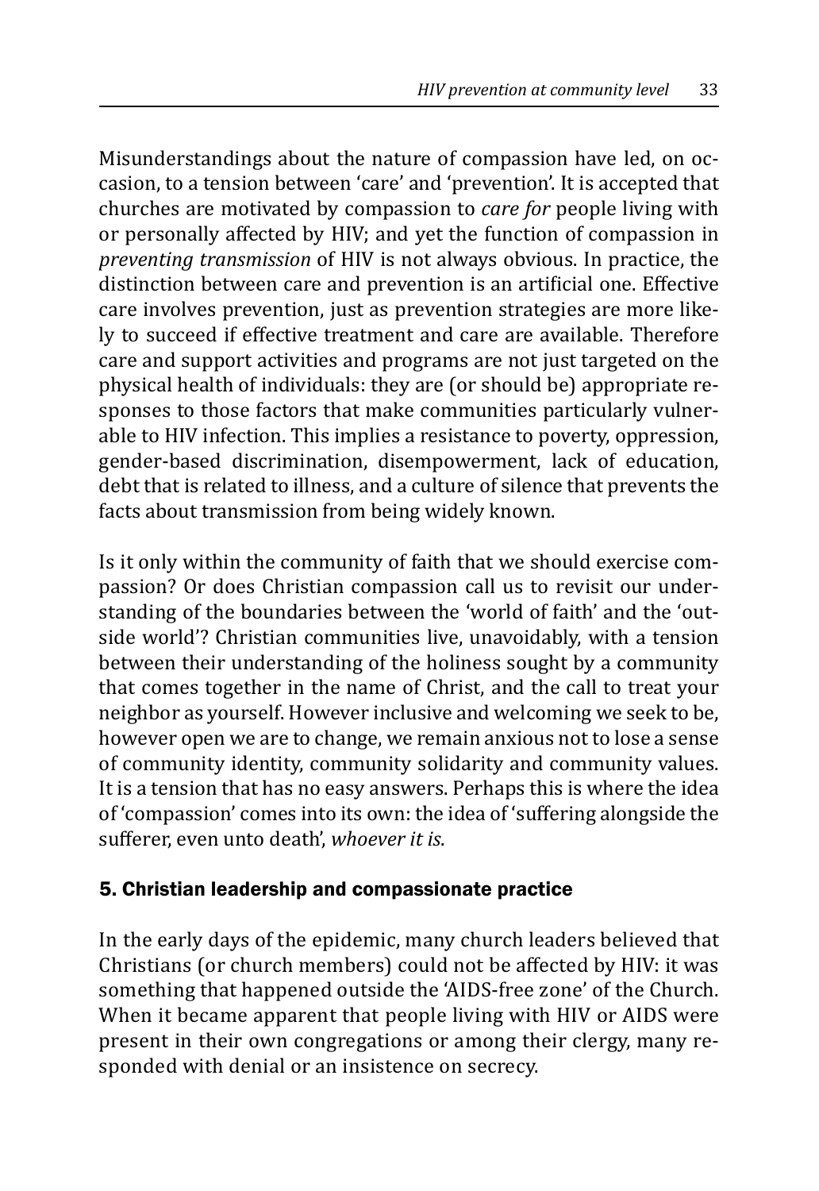Misunderstandings about the nature of compassion have led, on occasion, to a tension between 'care' and 'prevention'. It is accepted that churches are motivated by compassion to *care for* people living with or personally affected by HIV; and yet the function of compassion in *preventing transmission* of HIV is not always obvious. In practice, the distinction between care and prevention is an artificial one. Effective care involves prevention, just as prevention strategies are more likely to succeed if effective treatment and care are available. Therefore care and support activities and programs are not just targeted on the physical health of individuals: they are (or should be) appropriate responses to those factors that make communities particularly vulnerable to HIV infection. This implies a resistance to poverty, oppression, gender-based discrimination, disempowerment, lack of education, debt that is related to illness, and a culture of silence that prevents the facts about transmission from being widely known.

Is it only within the community of faith that we should exercise compassion? Or does Christian compassion call us to revisit our understanding of the boundaries between the 'world of faith' and the 'outside world'? Christian communities live, unavoidably, with a tension between their understanding of the holiness sought by a community that comes together in the name of Christ, and the call to treat your neighbor as yourself. However inclusive and welcoming we seek to be, however open we are to change, we remain anxious not to lose a sense of community identity, community solidarity and community values. It is a tension that has no easy answers. Perhaps this is where the idea of 'compassion' comes into its own: the idea of 'suffering alongside the sufferer, even unto death', *whoever it is*.

## 5. Christian leadership and compassionate practice

In the early days of the epidemic, many church leaders believed that Christians (or church members) could not be affected by HIV: it was something that happened outside the 'AIDS-free zone' of the Church. When it became apparent that people living with HIV or AIDS were present in their own congregations or among their clergy, many responded with denial or an insistence on secrecy.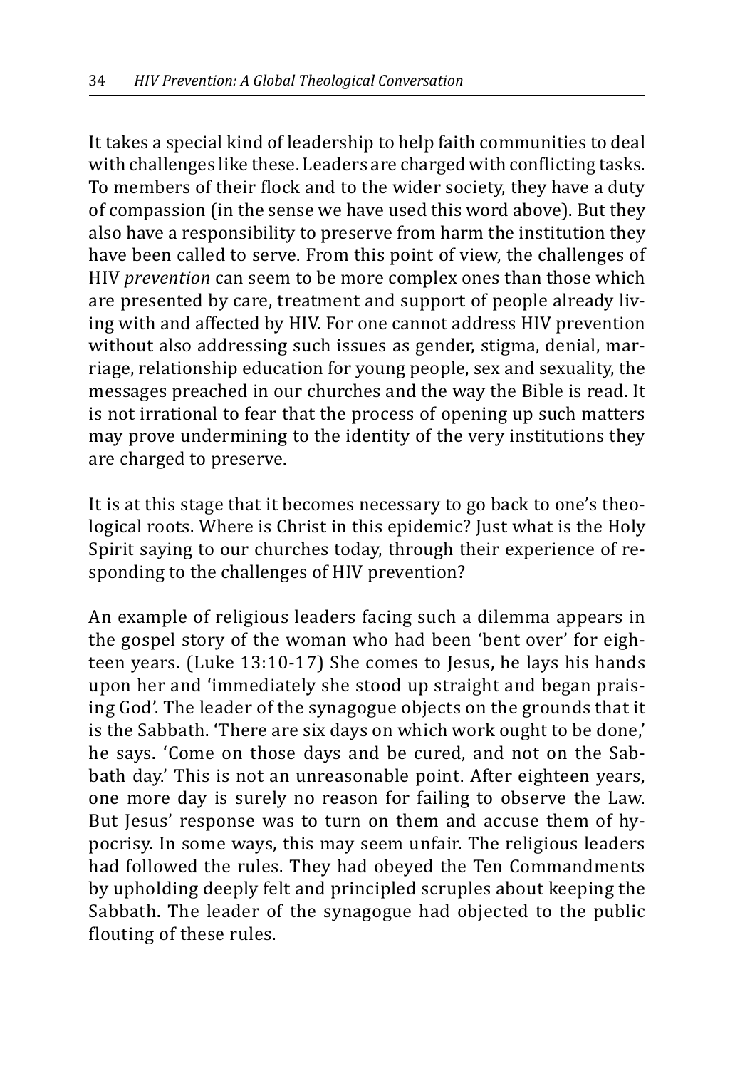It takes a special kind of leadership to help faith communities to deal with challenges like these. Leaders are charged with conflicting tasks. To members of their flock and to the wider society, they have a duty of compassion (in the sense we have used this word above). But they also have a responsibility to preserve from harm the institution they have been called to serve. From this point of view, the challenges of HIV *prevention* can seem to be more complex ones than those which are presented by care, treatment and support of people already living with and affected by HIV. For one cannot address HIV prevention without also addressing such issues as gender, stigma, denial, marriage, relationship education for young people, sex and sexuality, the messages preached in our churches and the way the Bible is read. It is not irrational to fear that the process of opening up such matters may prove undermining to the identity of the very institutions they are charged to preserve.

It is at this stage that it becomes necessary to go back to one's theological roots. Where is Christ in this epidemic? Just what is the Holy Spirit saying to our churches today, through their experience of responding to the challenges of HIV prevention?

An example of religious leaders facing such a dilemma appears in the gospel story of the woman who had been 'bent over' for eighteen years. (Luke 13:10-17) She comes to Jesus, he lays his hands upon her and 'immediately she stood up straight and began praising God'. The leader of the synagogue objects on the grounds that it is the Sabbath. 'There are six days on which work ought to be done,' he says. 'Come on those days and be cured, and not on the Sabbath day.' This is not an unreasonable point. After eighteen years, one more day is surely no reason for failing to observe the Law. But Jesus' response was to turn on them and accuse them of hypocrisy. In some ways, this may seem unfair. The religious leaders had followed the rules. They had obeyed the Ten Commandments by upholding deeply felt and principled scruples about keeping the Sabbath. The leader of the synagogue had objected to the public flouting of these rules.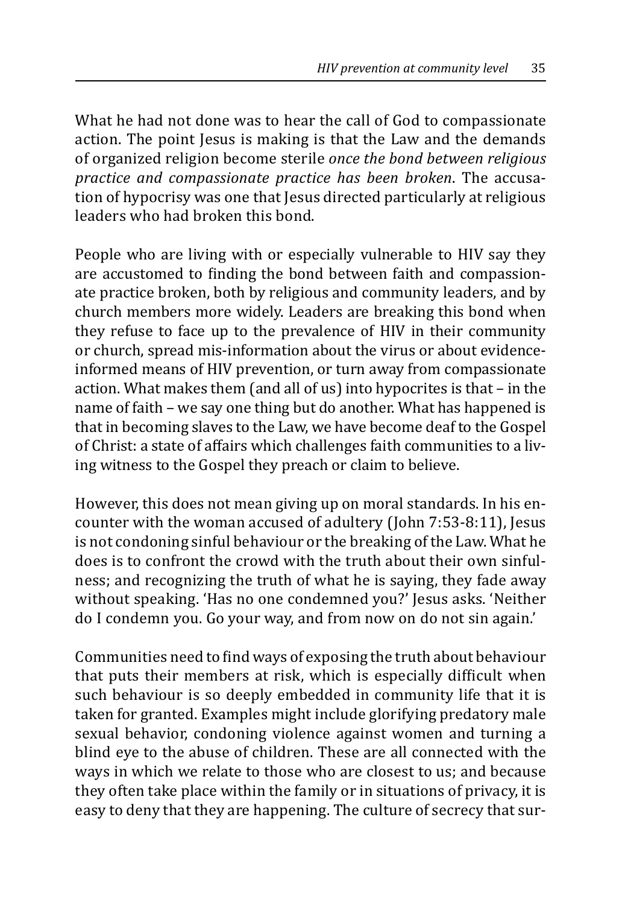What he had not done was to hear the call of God to compassionate action. The point Jesus is making is that the Law and the demands of organized religion become sterile *once the bond between religious practice and compassionate practice has been broken*. The accusation of hypocrisy was one that Jesus directed particularly at religious leaders who had broken this bond.

People who are living with or especially vulnerable to HIV say they are accustomed to finding the bond between faith and compassionate practice broken, both by religious and community leaders, and by church members more widely. Leaders are breaking this bond when they refuse to face up to the prevalence of HIV in their community or church, spread mis-information about the virus or about evidence-informed means of HIV prevention, or turn away from compassionate action. What makes them (and all of us) into hypocrites is that – in the name of faith – we say one thing but do another. What has happened is that in becoming slaves to the Law, we have become deaf to the Gospel of Christ: a state of affairs which challenges faith communities to a living witness to the Gospel they preach or claim to believe.

However, this does not mean giving up on moral standards. In his encounter with the woman accused of adultery (John 7:53-8:11), Jesus is not condoning sinful behaviour or the breaking of the Law. What he does is to confront the crowd with the truth about their own sinfulness; and recognizing the truth of what he is saying, they fade away without speaking. 'Has no one condemned you?' Jesus asks. 'Neither do I condemn you. Go your way, and from now on do not sin again.'

Communities need to find ways of exposing the truth about behaviour that puts their members at risk, which is especially difficult when such behaviour is so deeply embedded in community life that it is taken for granted. Examples might include glorifying predatory male sexual behavior, condoning violence against women and turning a blind eye to the abuse of children. These are all connected with the ways in which we relate to those who are closest to us; and because they often take place within the family or in situations of privacy, it is easy to deny that they are happening. The culture of secrecy that sur-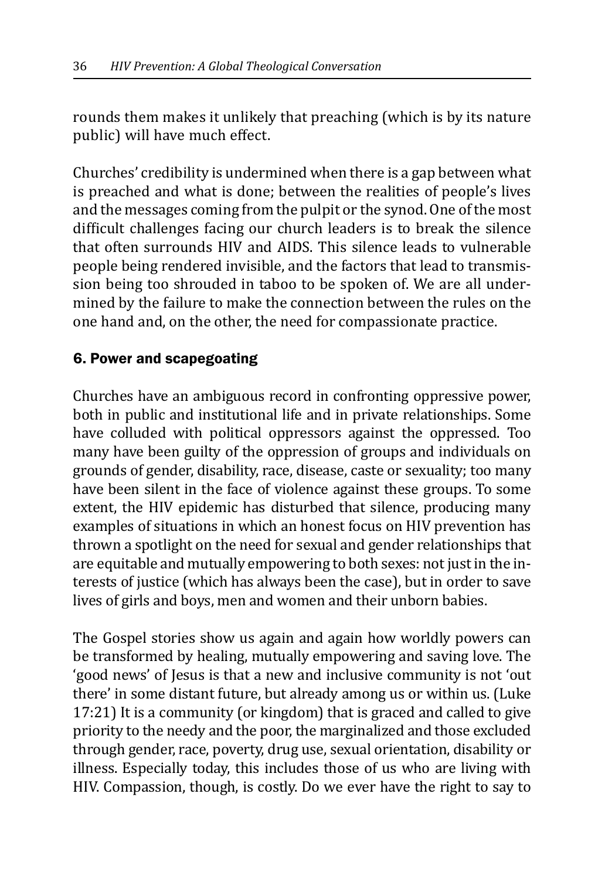rounds them makes it unlikely that preaching (which is by its nature public) will have much effect.

Churches' credibility is undermined when there is a gap between what is preached and what is done; between the realities of people's lives and the messages coming from the pulpit or the synod. One of the most difficult challenges facing our church leaders is to break the silence that often surrounds HIV and AIDS. This silence leads to vulnerable people being rendered invisible, and the factors that lead to transmission being too shrouded in taboo to be spoken of. We are all undermined by the failure to make the connection between the rules on the one hand and, on the other, the need for compassionate practice.

## 6. Power and scapegoating

Churches have an ambiguous record in confronting oppressive power, both in public and institutional life and in private relationships. Some have colluded with political oppressors against the oppressed. Too many have been guilty of the oppression of groups and individuals on grounds of gender, disability, race, disease, caste or sexuality; too many have been silent in the face of violence against these groups. To some extent, the HIV epidemic has disturbed that silence, producing many examples of situations in which an honest focus on HIV prevention has thrown a spotlight on the need for sexual and gender relationships that are equitable and mutually empowering to both sexes: not just in the interests of justice (which has always been the case), but in order to save lives of girls and boys, men and women and their unborn babies.

The Gospel stories show us again and again how worldly powers can be transformed by healing, mutually empowering and saving love. The 'good news' of Jesus is that a new and inclusive community is not 'out there' in some distant future, but already among us or within us. (Luke 17:21) It is a community (or kingdom) that is graced and called to give priority to the needy and the poor, the marginalized and those excluded through gender, race, poverty, drug use, sexual orientation, disability or illness. Especially today, this includes those of us who are living with HIV. Compassion, though, is costly. Do we ever have the right to say to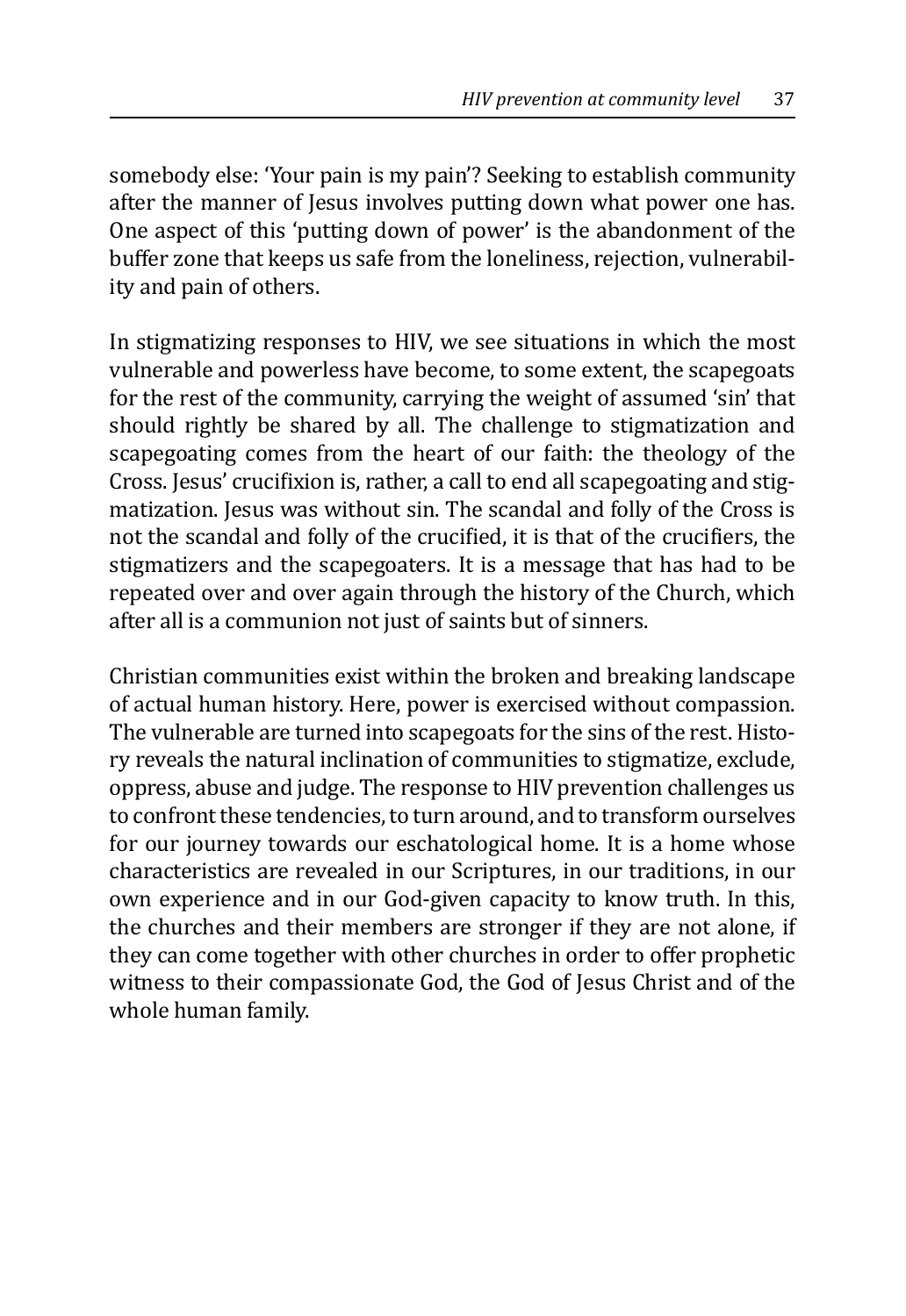somebody else: 'Your pain is my pain'? Seeking to establish community after the manner of Jesus involves putting down what power one has. One aspect of this 'putting down of power' is the abandonment of the buffer zone that keeps us safe from the loneliness, rejection, vulnerability and pain of others.

In stigmatizing responses to HIV, we see situations in which the most vulnerable and powerless have become, to some extent, the scapegoats for the rest of the community, carrying the weight of assumed 'sin' that should rightly be shared by all. The challenge to stigmatization and scapegoating comes from the heart of our faith: the theology of the Cross. Jesus' crucifixion is, rather, a call to end all scapegoating and stigmatization. Jesus was without sin. The scandal and folly of the Cross is not the scandal and folly of the crucified, it is that of the crucifiers, the stigmatizers and the scapegoaters. It is a message that has had to be repeated over and over again through the history of the Church, which after all is a communion not just of saints but of sinners.

Christian communities exist within the broken and breaking landscape of actual human history. Here, power is exercised without compassion. The vulnerable are turned into scapegoats for the sins of the rest. History reveals the natural inclination of communities to stigmatize, exclude, oppress, abuse and judge. The response to HIV prevention challenges us to confront these tendencies, to turn around, and to transform ourselves for our journey towards our eschatological home. It is a home whose characteristics are revealed in our Scriptures, in our traditions, in our own experience and in our God-given capacity to know truth. In this, the churches and their members are stronger if they are not alone, if they can come together with other churches in order to offer prophetic witness to their compassionate God, the God of Jesus Christ and of the whole human family.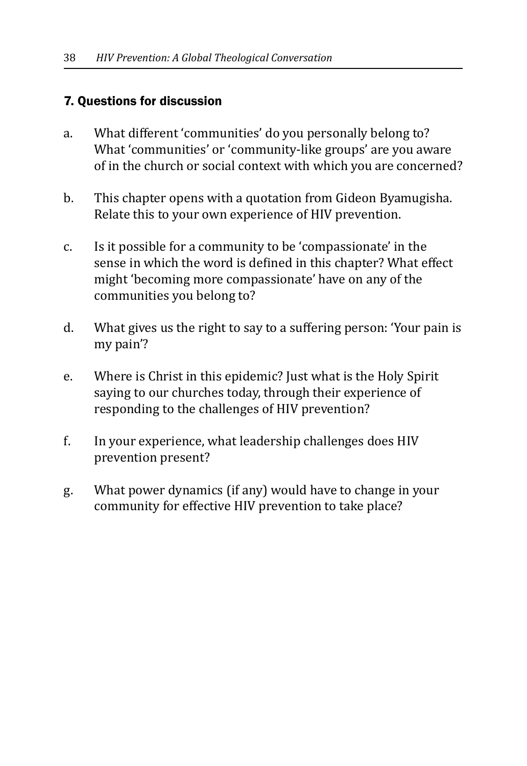## 7. Questions for discussion

a. What different 'communities' do you personally belong to? What 'communities' or 'community-like groups' are you aware of in the church or social context with which you are concerned?

b. This chapter opens with a quotation from Gideon Byamugisha. Relate this to your own experience of HIV prevention.

c. Is it possible for a community to be 'compassionate' in the sense in which the word is defined in this chapter? What effect might 'becoming more compassionate' have on any of the communities you belong to?

d. What gives us the right to say to a suffering person: 'Your pain is my pain'?

e. Where is Christ in this epidemic? Just what is the Holy Spirit saying to our churches today, through their experience of responding to the challenges of HIV prevention?

f. In your experience, what leadership challenges does HIV prevention present?

g. What power dynamics (if any) would have to change in your community for effective HIV prevention to take place?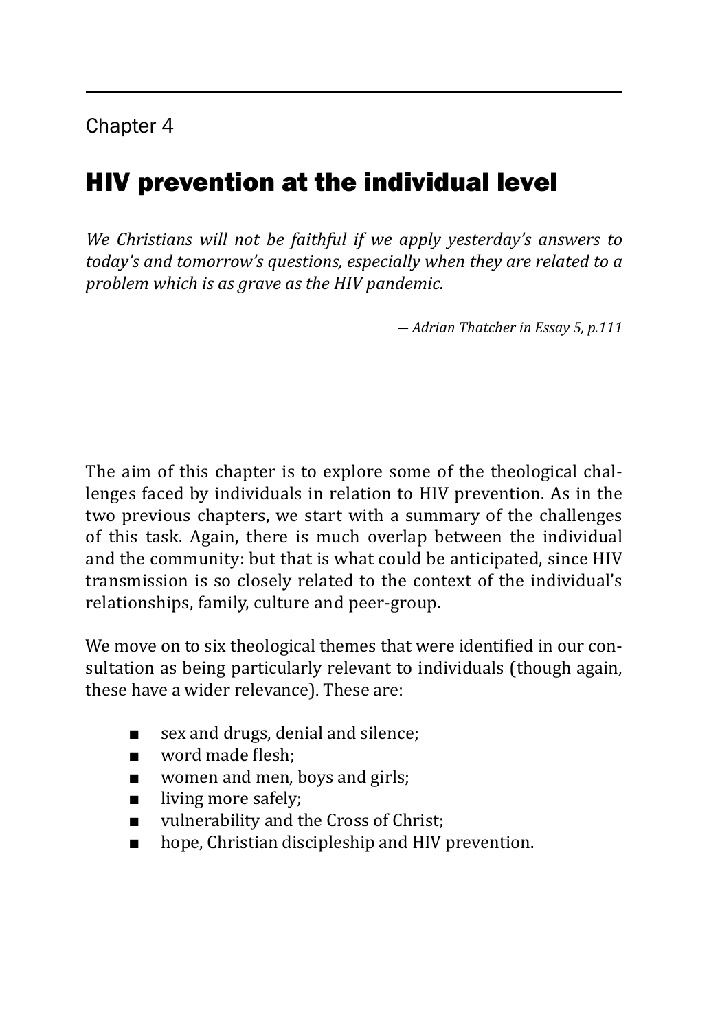Chapter 4

# HIV prevention at the individual level

*We Christians will not be faithful if we apply yesterday's answers to today's and tomorrow's questions, especially when they are related to a problem which is as grave as the HIV pandemic.*

*— Adrian Thatcher in Essay 5, p.111*

The aim of this chapter is to explore some of the theological challenges faced by individuals in relation to HIV prevention. As in the two previous chapters, we start with a summary of the challenges of this task. Again, there is much overlap between the individual and the community: but that is what could be anticipated, since HIV transmission is so closely related to the context of the individual's relationships, family, culture and peer-group.

We move on to six theological themes that were identified in our consultation as being particularly relevant to individuals (though again, these have a wider relevance). These are:

- sex and drugs, denial and silence;
- word made flesh;
- women and men, boys and girls;
- living more safely;
- vulnerability and the Cross of Christ;
- hope, Christian discipleship and HIV prevention.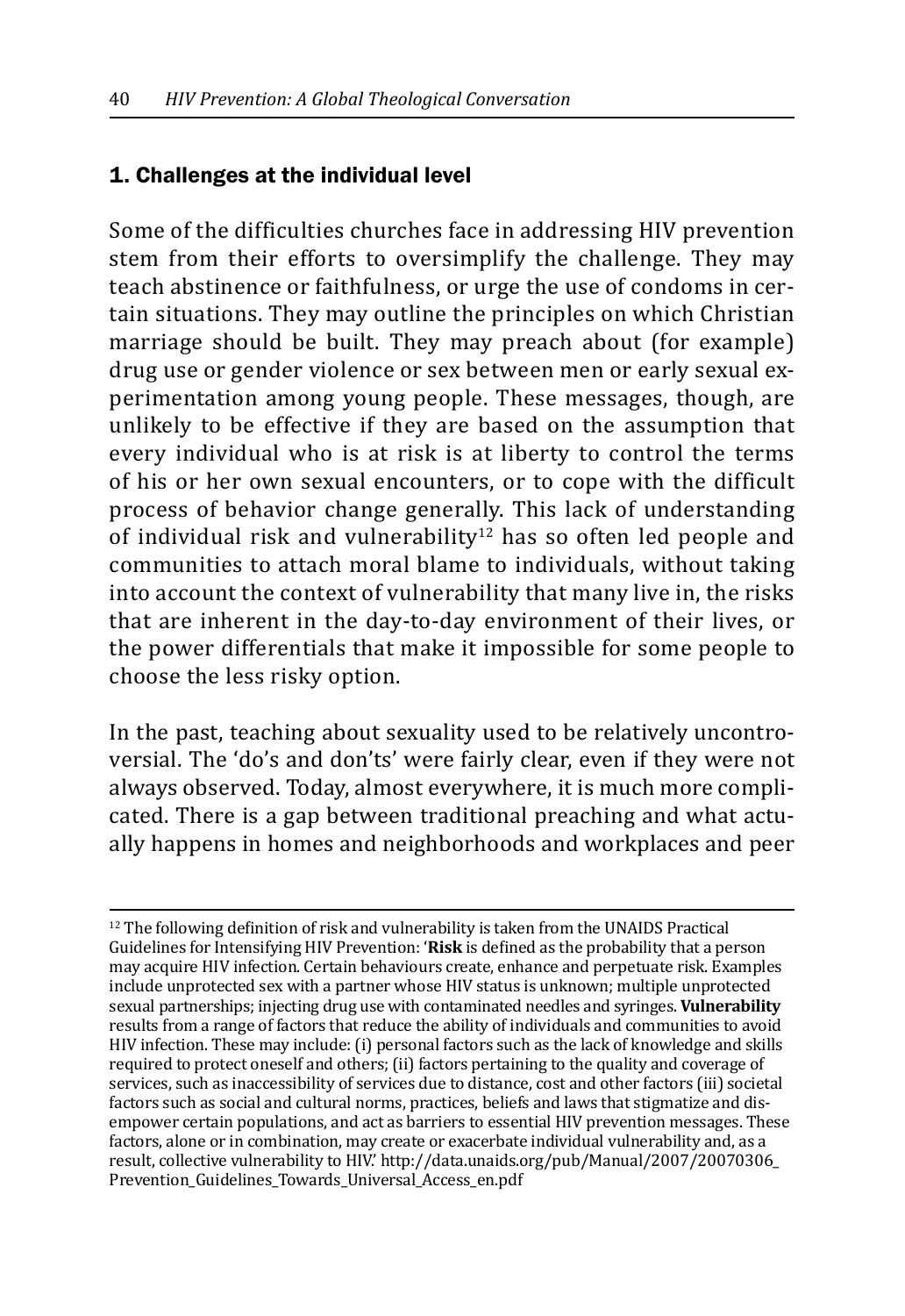## 1. Challenges at the individual level

Some of the difficulties churches face in addressing HIV prevention stem from their efforts to oversimplify the challenge. They may teach abstinence or faithfulness, or urge the use of condoms in certain situations. They may outline the principles on which Christian marriage should be built. They may preach about (for example) drug use or gender violence or sex between men or early sexual experimentation among young people. These messages, though, are unlikely to be effective if they are based on the assumption that every individual who is at risk is at liberty to control the terms of his or her own sexual encounters, or to cope with the difficult process of behavior change generally. This lack of understanding of individual risk and vulnerability[12] has so often led people and communities to attach moral blame to individuals, without taking into account the context of vulnerability that many live in, the risks that are inherent in the day-to-day environment of their lives, or the power differentials that make it impossible for some people to choose the less risky option.

In the past, teaching about sexuality used to be relatively uncontroversial. The 'do's and don'ts' were fairly clear, even if they were not always observed. Today, almost everywhere, it is much more complicated. There is a gap between traditional preaching and what actually happens in homes and neighborhoods and workplaces and peer

---

[12] The following definition of risk and vulnerability is taken from the UNAIDS Practical Guidelines for Intensifying HIV Prevention: '**Risk** is defined as the probability that a person may acquire HIV infection. Certain behaviours create, enhance and perpetuate risk. Examples include unprotected sex with a partner whose HIV status is unknown; multiple unprotected sexual partnerships; injecting drug use with contaminated needles and syringes. **Vulnerability** results from a range of factors that reduce the ability of individuals and communities to avoid HIV infection. These may include: (i) personal factors such as the lack of knowledge and skills required to protect oneself and others; (ii) factors pertaining to the quality and coverage of services, such as inaccessibility of services due to distance, cost and other factors (iii) societal factors such as social and cultural norms, practices, beliefs and laws that stigmatize and disempower certain populations, and act as barriers to essential HIV prevention messages. These factors, alone or in combination, may create or exacerbate individual vulnerability and, as a result, collective vulnerability to HIV.' http://data.unaids.org/pub/Manual/2007/20070306_Prevention_Guidelines_Towards_Universal_Access_en.pdf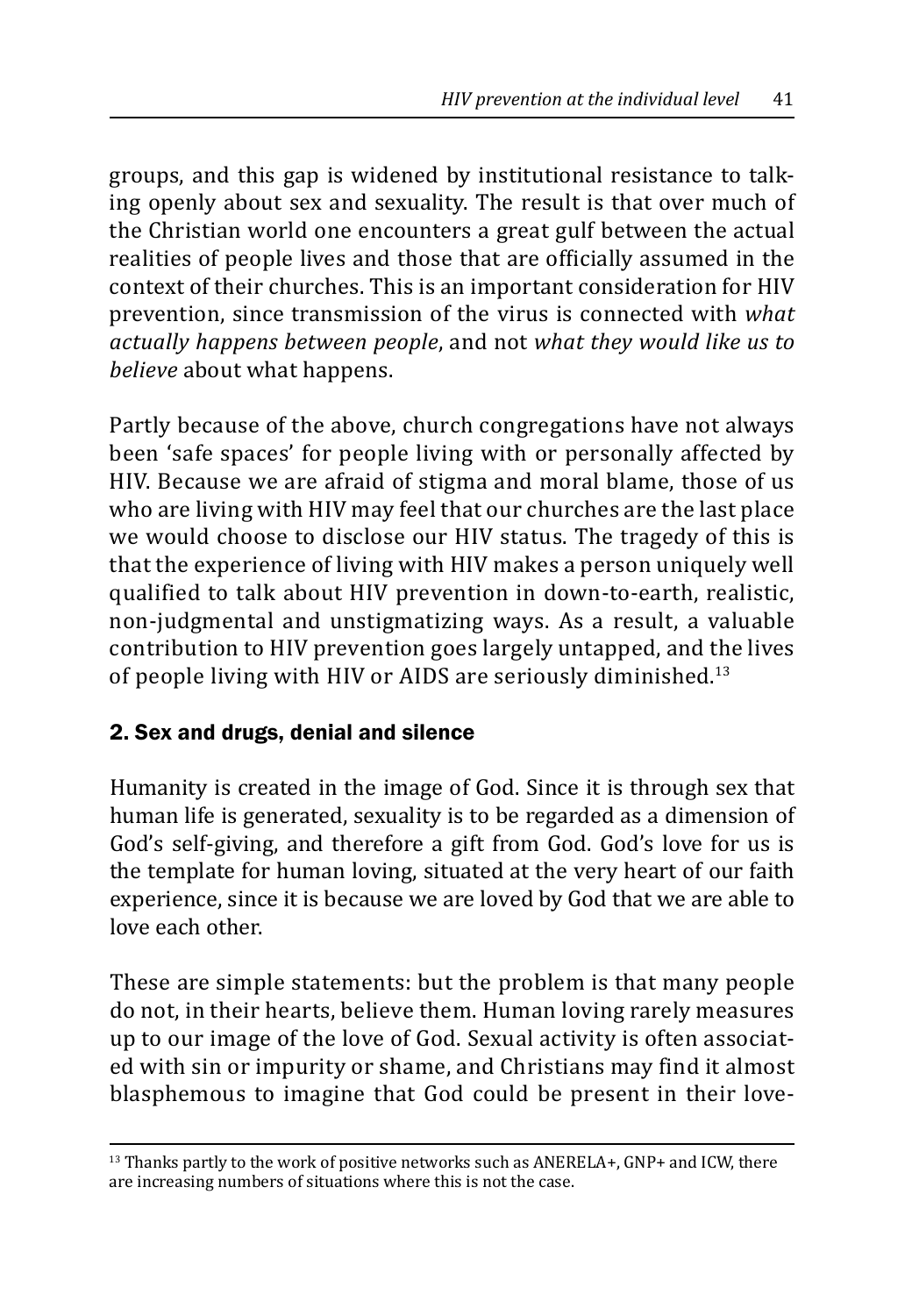groups, and this gap is widened by institutional resistance to talking openly about sex and sexuality. The result is that over much of the Christian world one encounters a great gulf between the actual realities of people lives and those that are officially assumed in the context of their churches. This is an important consideration for HIV prevention, since transmission of the virus is connected with *what actually happens between people*, and not *what they would like us to believe* about what happens.

Partly because of the above, church congregations have not always been 'safe spaces' for people living with or personally affected by HIV. Because we are afraid of stigma and moral blame, those of us who are living with HIV may feel that our churches are the last place we would choose to disclose our HIV status. The tragedy of this is that the experience of living with HIV makes a person uniquely well qualified to talk about HIV prevention in down-to-earth, realistic, non-judgmental and unstigmatizing ways. As a result, a valuable contribution to HIV prevention goes largely untapped, and the lives of people living with HIV or AIDS are seriously diminished.[13]

## 2. Sex and drugs, denial and silence

Humanity is created in the image of God. Since it is through sex that human life is generated, sexuality is to be regarded as a dimension of God's self-giving, and therefore a gift from God. God's love for us is the template for human loving, situated at the very heart of our faith experience, since it is because we are loved by God that we are able to love each other.

These are simple statements: but the problem is that many people do not, in their hearts, believe them. Human loving rarely measures up to our image of the love of God. Sexual activity is often associated with sin or impurity or shame, and Christians may find it almost blasphemous to imagine that God could be present in their love-

[13] Thanks partly to the work of positive networks such as ANERELA+, GNP+ and ICW, there are increasing numbers of situations where this is not the case.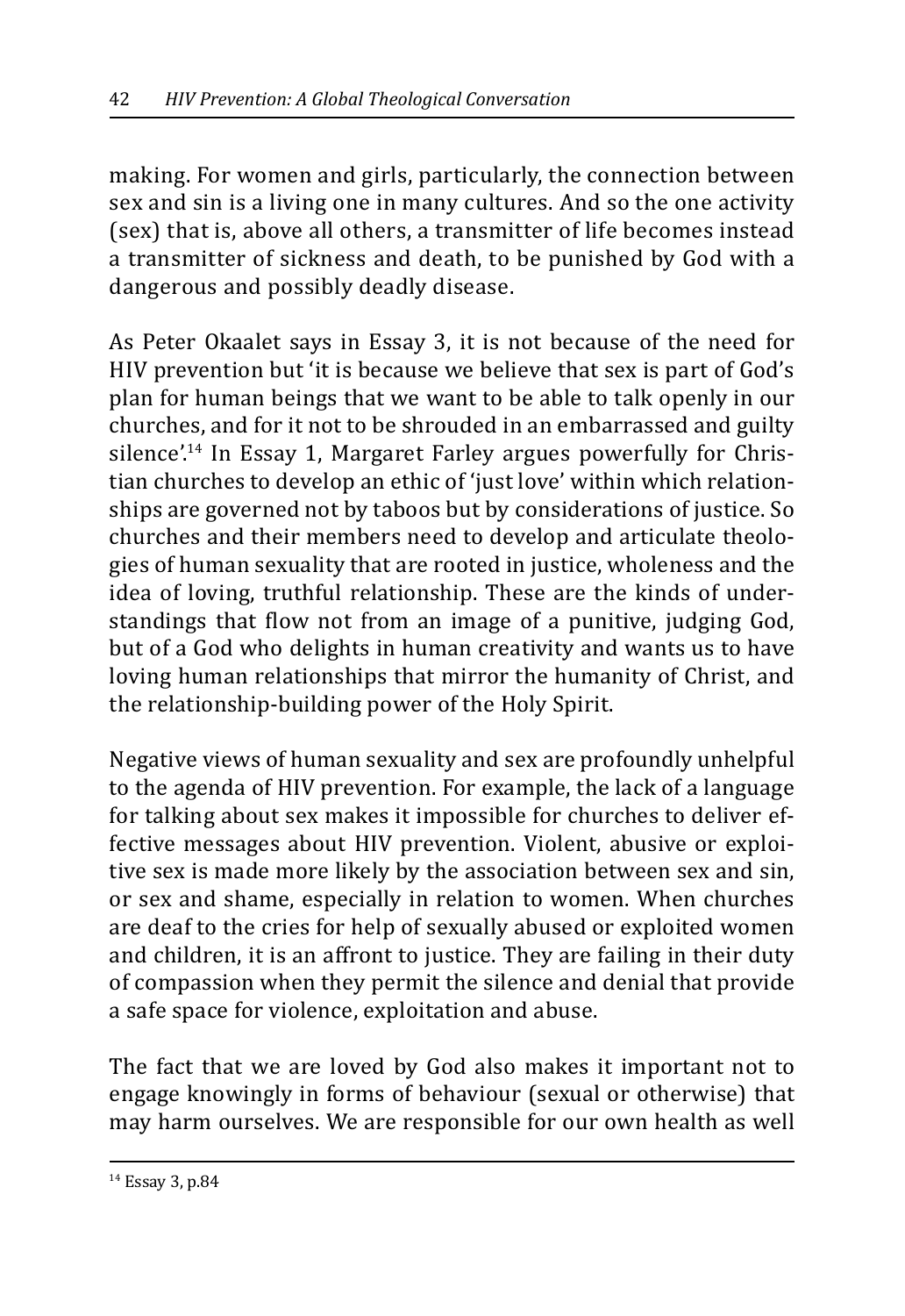making. For women and girls, particularly, the connection between sex and sin is a living one in many cultures. And so the one activity (sex) that is, above all others, a transmitter of life becomes instead a transmitter of sickness and death, to be punished by God with a dangerous and possibly deadly disease.

As Peter Okaalet says in Essay 3, it is not because of the need for HIV prevention but 'it is because we believe that sex is part of God's plan for human beings that we want to be able to talk openly in our churches, and for it not to be shrouded in an embarrassed and guilty silence'.[14] In Essay 1, Margaret Farley argues powerfully for Christian churches to develop an ethic of 'just love' within which relationships are governed not by taboos but by considerations of justice. So churches and their members need to develop and articulate theologies of human sexuality that are rooted in justice, wholeness and the idea of loving, truthful relationship. These are the kinds of understandings that flow not from an image of a punitive, judging God, but of a God who delights in human creativity and wants us to have loving human relationships that mirror the humanity of Christ, and the relationship-building power of the Holy Spirit.

Negative views of human sexuality and sex are profoundly unhelpful to the agenda of HIV prevention. For example, the lack of a language for talking about sex makes it impossible for churches to deliver effective messages about HIV prevention. Violent, abusive or exploitive sex is made more likely by the association between sex and sin, or sex and shame, especially in relation to women. When churches are deaf to the cries for help of sexually abused or exploited women and children, it is an affront to justice. They are failing in their duty of compassion when they permit the silence and denial that provide a safe space for violence, exploitation and abuse.

The fact that we are loved by God also makes it important not to engage knowingly in forms of behaviour (sexual or otherwise) that may harm ourselves. We are responsible for our own health as well

[14] Essay 3, p.84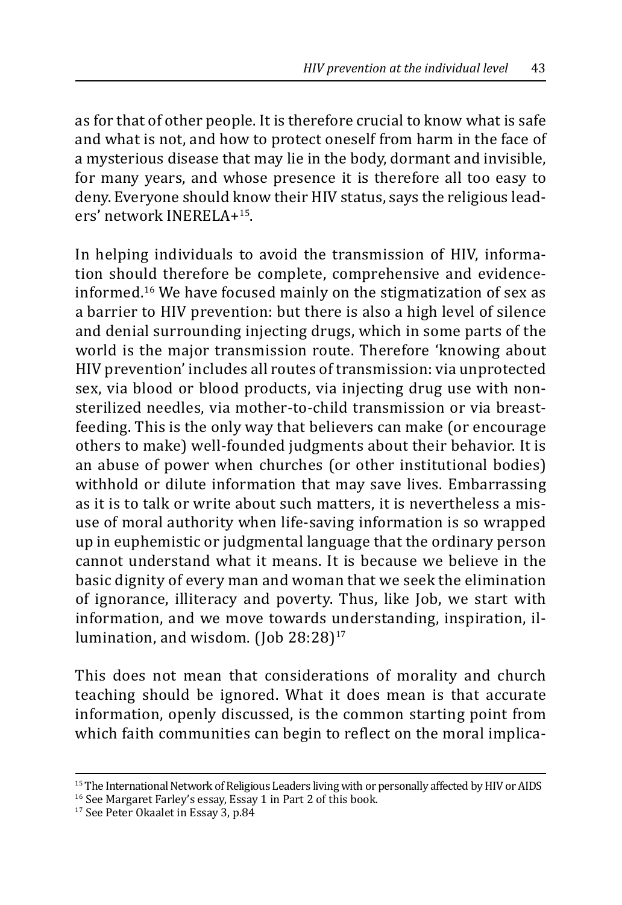as for that of other people. It is therefore crucial to know what is safe and what is not, and how to protect oneself from harm in the face of a mysterious disease that may lie in the body, dormant and invisible, for many years, and whose presence it is therefore all too easy to deny. Everyone should know their HIV status, says the religious leaders' network INERELA+[15].

In helping individuals to avoid the transmission of HIV, information should therefore be complete, comprehensive and evidence-informed.[16] We have focused mainly on the stigmatization of sex as a barrier to HIV prevention: but there is also a high level of silence and denial surrounding injecting drugs, which in some parts of the world is the major transmission route. Therefore 'knowing about HIV prevention' includes all routes of transmission: via unprotected sex, via blood or blood products, via injecting drug use with non-sterilized needles, via mother-to-child transmission or via breast-feeding. This is the only way that believers can make (or encourage others to make) well-founded judgments about their behavior. It is an abuse of power when churches (or other institutional bodies) withhold or dilute information that may save lives. Embarrassing as it is to talk or write about such matters, it is nevertheless a misuse of moral authority when life-saving information is so wrapped up in euphemistic or judgmental language that the ordinary person cannot understand what it means. It is because we believe in the basic dignity of every man and woman that we seek the elimination of ignorance, illiteracy and poverty. Thus, like Job, we start with information, and we move towards understanding, inspiration, illumination, and wisdom. (Job 28:28)[17]

This does not mean that considerations of morality and church teaching should be ignored. What it does mean is that accurate information, openly discussed, is the common starting point from which faith communities can begin to reflect on the moral implica-

---

[15] The International Network of Religious Leaders living with or personally affected by HIV or AIDS

[16] See Margaret Farley's essay, Essay 1 in Part 2 of this book.

[17] See Peter Okaalet in Essay 3, p.84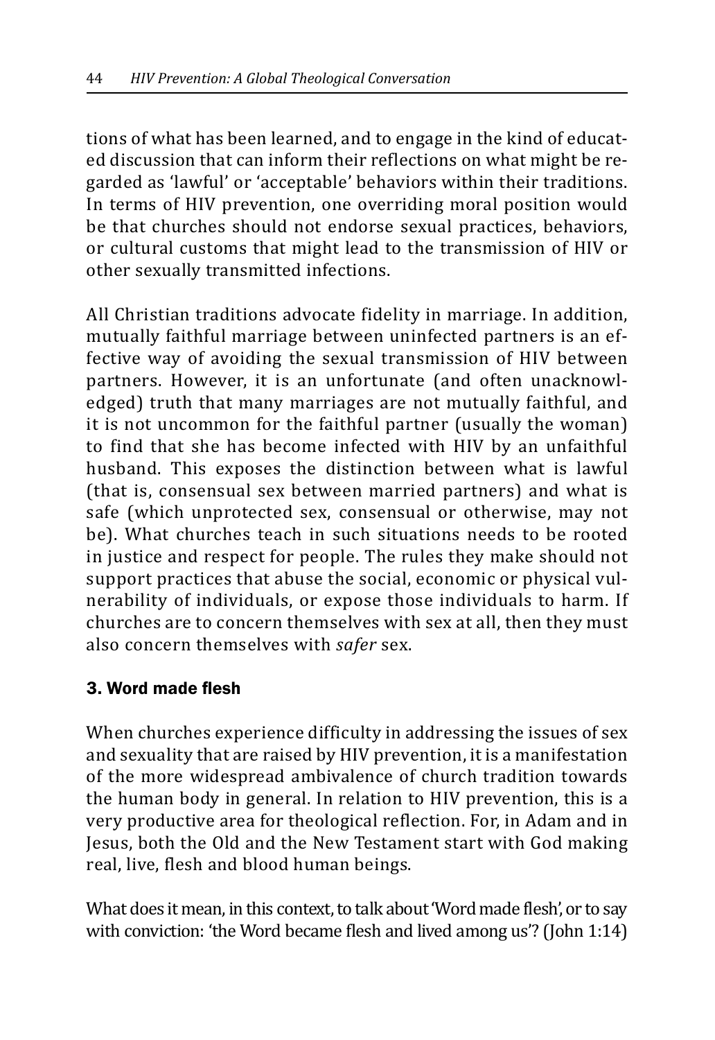tions of what has been learned, and to engage in the kind of educated discussion that can inform their reflections on what might be regarded as 'lawful' or 'acceptable' behaviors within their traditions. In terms of HIV prevention, one overriding moral position would be that churches should not endorse sexual practices, behaviors, or cultural customs that might lead to the transmission of HIV or other sexually transmitted infections.

All Christian traditions advocate fidelity in marriage. In addition, mutually faithful marriage between uninfected partners is an effective way of avoiding the sexual transmission of HIV between partners. However, it is an unfortunate (and often unacknowledged) truth that many marriages are not mutually faithful, and it is not uncommon for the faithful partner (usually the woman) to find that she has become infected with HIV by an unfaithful husband. This exposes the distinction between what is lawful (that is, consensual sex between married partners) and what is safe (which unprotected sex, consensual or otherwise, may not be). What churches teach in such situations needs to be rooted in justice and respect for people. The rules they make should not support practices that abuse the social, economic or physical vulnerability of individuals, or expose those individuals to harm. If churches are to concern themselves with sex at all, then they must also concern themselves with *safer* sex.

### 3. Word made flesh

When churches experience difficulty in addressing the issues of sex and sexuality that are raised by HIV prevention, it is a manifestation of the more widespread ambivalence of church tradition towards the human body in general. In relation to HIV prevention, this is a very productive area for theological reflection. For, in Adam and in Jesus, both the Old and the New Testament start with God making real, live, flesh and blood human beings.

What does it mean, in this context, to talk about 'Word made flesh', or to say with conviction: 'the Word became flesh and lived among us'? (John 1:14)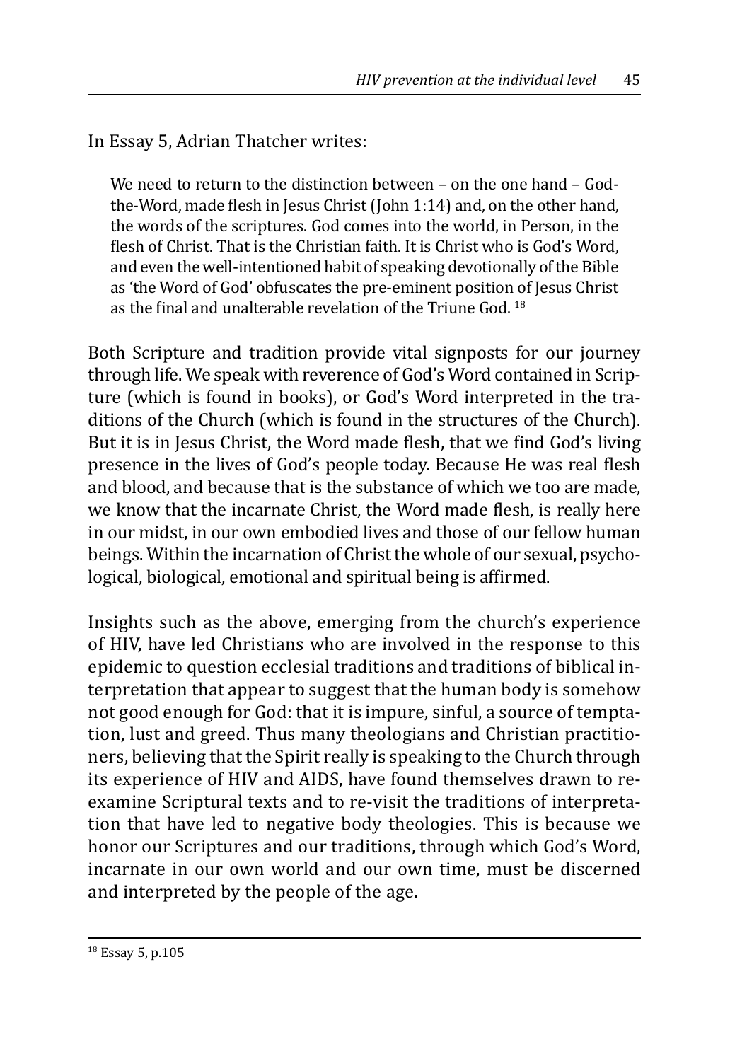In Essay 5, Adrian Thatcher writes:

> We need to return to the distinction between – on the one hand – God-the-Word, made flesh in Jesus Christ (John 1:14) and, on the other hand, the words of the scriptures. God comes into the world, in Person, in the flesh of Christ. That is the Christian faith. It is Christ who is God's Word, and even the well-intentioned habit of speaking devotionally of the Bible as 'the Word of God' obfuscates the pre-eminent position of Jesus Christ as the final and unalterable revelation of the Triune God. [18]

Both Scripture and tradition provide vital signposts for our journey through life. We speak with reverence of God's Word contained in Scripture (which is found in books), or God's Word interpreted in the traditions of the Church (which is found in the structures of the Church). But it is in Jesus Christ, the Word made flesh, that we find God's living presence in the lives of God's people today. Because He was real flesh and blood, and because that is the substance of which we too are made, we know that the incarnate Christ, the Word made flesh, is really here in our midst, in our own embodied lives and those of our fellow human beings. Within the incarnation of Christ the whole of our sexual, psychological, biological, emotional and spiritual being is affirmed.

Insights such as the above, emerging from the church's experience of HIV, have led Christians who are involved in the response to this epidemic to question ecclesial traditions and traditions of biblical interpretation that appear to suggest that the human body is somehow not good enough for God: that it is impure, sinful, a source of temptation, lust and greed. Thus many theologians and Christian practitioners, believing that the Spirit really is speaking to the Church through its experience of HIV and AIDS, have found themselves drawn to re-examine Scriptural texts and to re-visit the traditions of interpretation that have led to negative body theologies. This is because we honor our Scriptures and our traditions, through which God's Word, incarnate in our own world and our own time, must be discerned and interpreted by the people of the age.

---

[18] Essay 5, p.105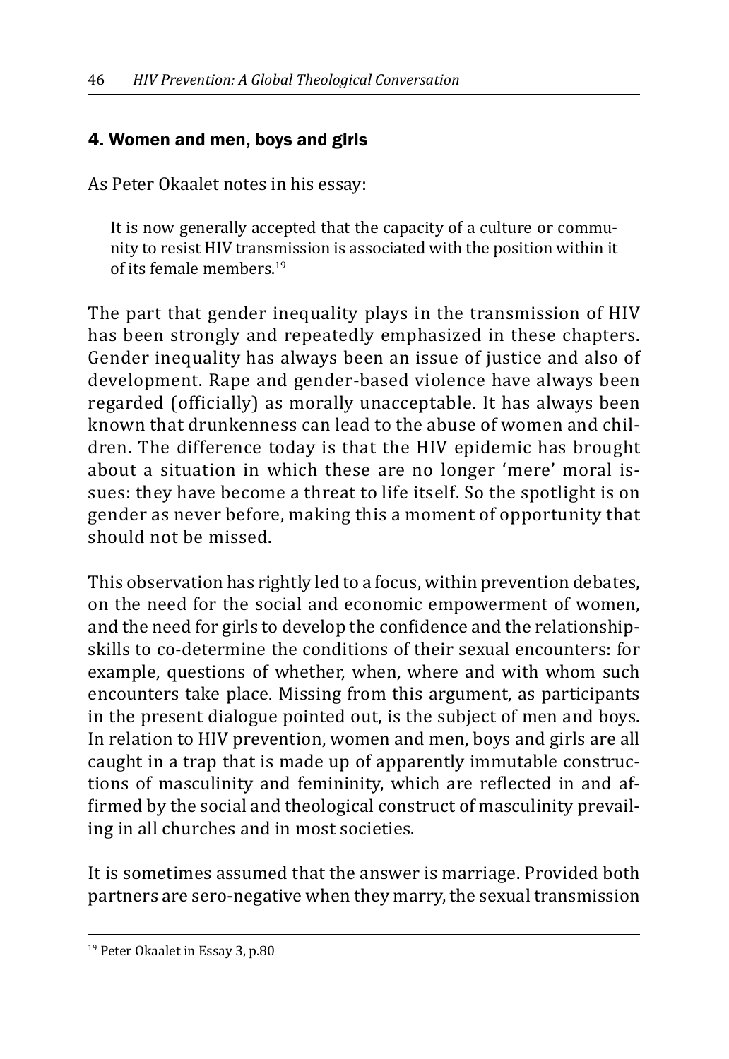## 4. Women and men, boys and girls

As Peter Okaalet notes in his essay:

> It is now generally accepted that the capacity of a culture or community to resist HIV transmission is associated with the position within it of its female members.[19]

The part that gender inequality plays in the transmission of HIV has been strongly and repeatedly emphasized in these chapters. Gender inequality has always been an issue of justice and also of development. Rape and gender-based violence have always been regarded (officially) as morally unacceptable. It has always been known that drunkenness can lead to the abuse of women and children. The difference today is that the HIV epidemic has brought about a situation in which these are no longer 'mere' moral issues: they have become a threat to life itself. So the spotlight is on gender as never before, making this a moment of opportunity that should not be missed.

This observation has rightly led to a focus, within prevention debates, on the need for the social and economic empowerment of women, and the need for girls to develop the confidence and the relationship-skills to co-determine the conditions of their sexual encounters: for example, questions of whether, when, where and with whom such encounters take place. Missing from this argument, as participants in the present dialogue pointed out, is the subject of men and boys. In relation to HIV prevention, women and men, boys and girls are all caught in a trap that is made up of apparently immutable constructions of masculinity and femininity, which are reflected in and affirmed by the social and theological construct of masculinity prevailing in all churches and in most societies.

It is sometimes assumed that the answer is marriage. Provided both partners are sero-negative when they marry, the sexual transmission

[19] Peter Okaalet in Essay 3, p.80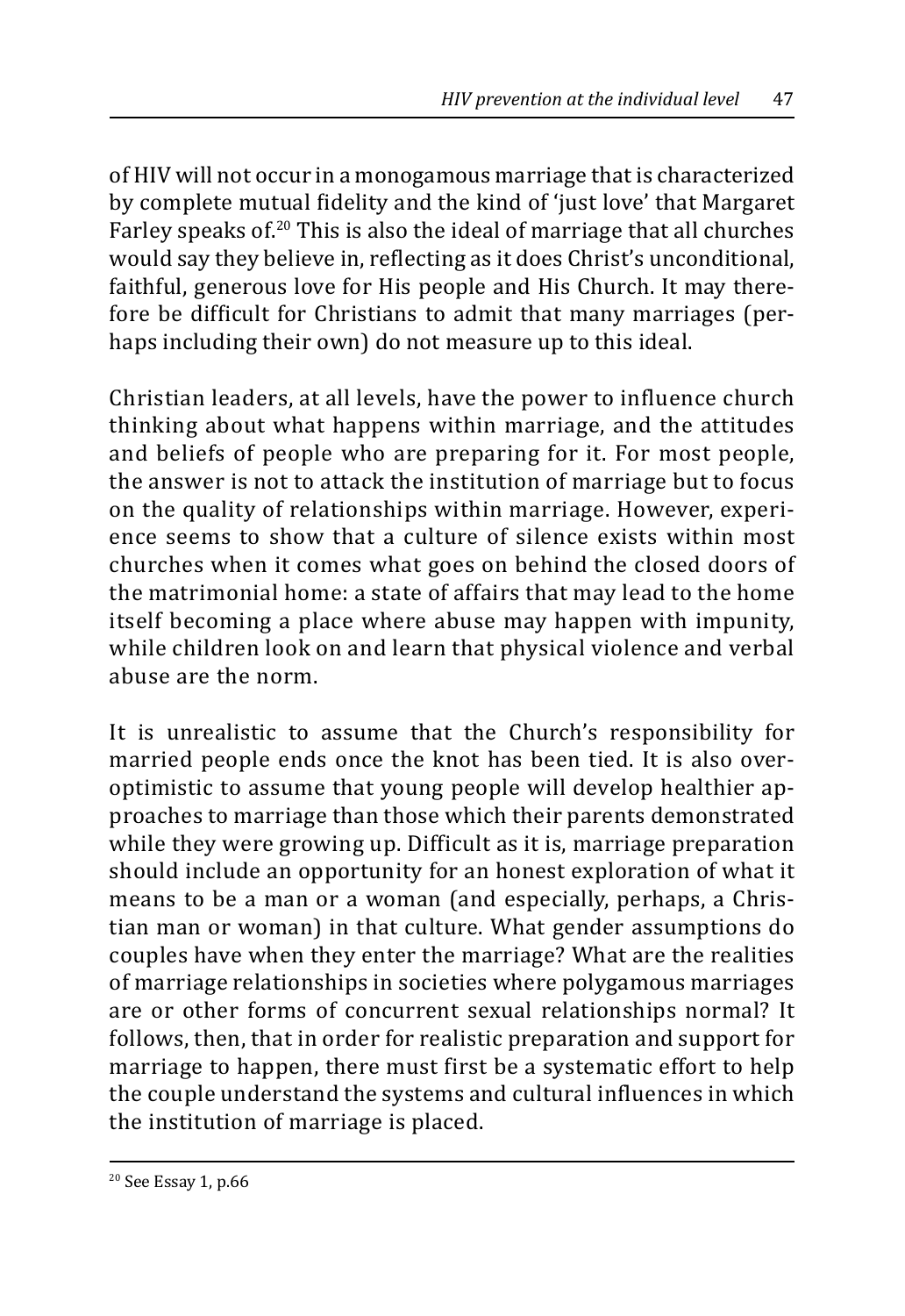of HIV will not occur in a monogamous marriage that is characterized by complete mutual fidelity and the kind of 'just love' that Margaret Farley speaks of.[20] This is also the ideal of marriage that all churches would say they believe in, reflecting as it does Christ's unconditional, faithful, generous love for His people and His Church. It may therefore be difficult for Christians to admit that many marriages (perhaps including their own) do not measure up to this ideal.

Christian leaders, at all levels, have the power to influence church thinking about what happens within marriage, and the attitudes and beliefs of people who are preparing for it. For most people, the answer is not to attack the institution of marriage but to focus on the quality of relationships within marriage. However, experience seems to show that a culture of silence exists within most churches when it comes what goes on behind the closed doors of the matrimonial home: a state of affairs that may lead to the home itself becoming a place where abuse may happen with impunity, while children look on and learn that physical violence and verbal abuse are the norm.

It is unrealistic to assume that the Church's responsibility for married people ends once the knot has been tied. It is also over-optimistic to assume that young people will develop healthier approaches to marriage than those which their parents demonstrated while they were growing up. Difficult as it is, marriage preparation should include an opportunity for an honest exploration of what it means to be a man or a woman (and especially, perhaps, a Christian man or woman) in that culture. What gender assumptions do couples have when they enter the marriage? What are the realities of marriage relationships in societies where polygamous marriages are or other forms of concurrent sexual relationships normal? It follows, then, that in order for realistic preparation and support for marriage to happen, there must first be a systematic effort to help the couple understand the systems and cultural influences in which the institution of marriage is placed.

---

[20] See Essay 1, p.66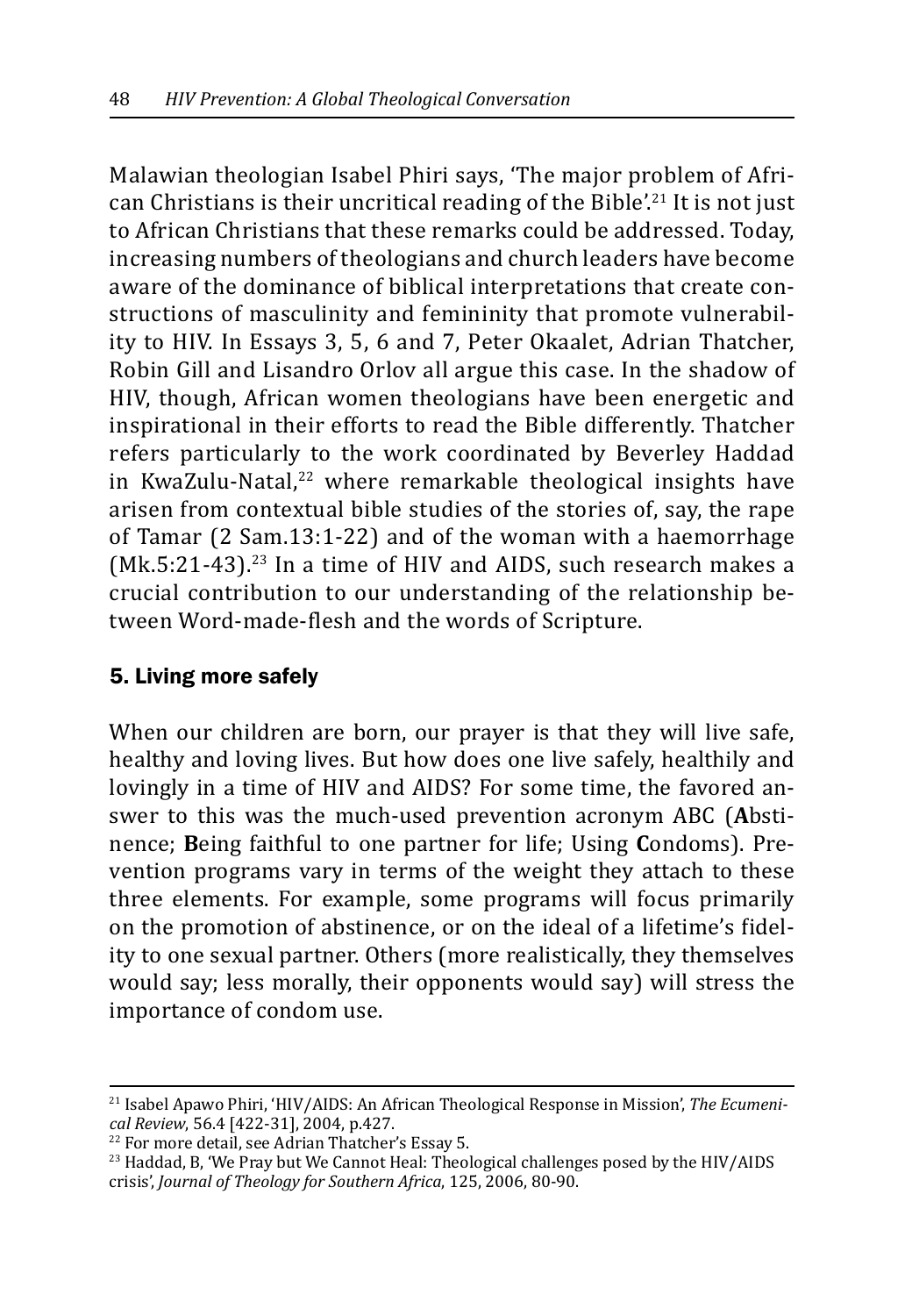Malawian theologian Isabel Phiri says, 'The major problem of African Christians is their uncritical reading of the Bible'.[21] It is not just to African Christians that these remarks could be addressed. Today, increasing numbers of theologians and church leaders have become aware of the dominance of biblical interpretations that create constructions of masculinity and femininity that promote vulnerability to HIV. In Essays 3, 5, 6 and 7, Peter Okaalet, Adrian Thatcher, Robin Gill and Lisandro Orlov all argue this case. In the shadow of HIV, though, African women theologians have been energetic and inspirational in their efforts to read the Bible differently. Thatcher refers particularly to the work coordinated by Beverley Haddad in KwaZulu-Natal,[22] where remarkable theological insights have arisen from contextual bible studies of the stories of, say, the rape of Tamar (2 Sam.13:1-22) and of the woman with a haemorrhage (Mk.5:21-43).[23] In a time of HIV and AIDS, such research makes a crucial contribution to our understanding of the relationship between Word-made-flesh and the words of Scripture.

## 5. Living more safely

When our children are born, our prayer is that they will live safe, healthy and loving lives. But how does one live safely, healthily and lovingly in a time of HIV and AIDS? For some time, the favored answer to this was the much-used prevention acronym ABC (**A**bstinence; **B**eing faithful to one partner for life; Using **C**ondoms). Prevention programs vary in terms of the weight they attach to these three elements. For example, some programs will focus primarily on the promotion of abstinence, or on the ideal of a lifetime's fidelity to one sexual partner. Others (more realistically, they themselves would say; less morally, their opponents would say) will stress the importance of condom use.

---

[21] Isabel Apawo Phiri, 'HIV/AIDS: An African Theological Response in Mission', *The Ecumenical Review*, 56.4 [422-31], 2004, p.427.

[22] For more detail, see Adrian Thatcher's Essay 5.

[23] Haddad, B, 'We Pray but We Cannot Heal: Theological challenges posed by the HIV/AIDS crisis', *Journal of Theology for Southern Africa*, 125, 2006, 80-90.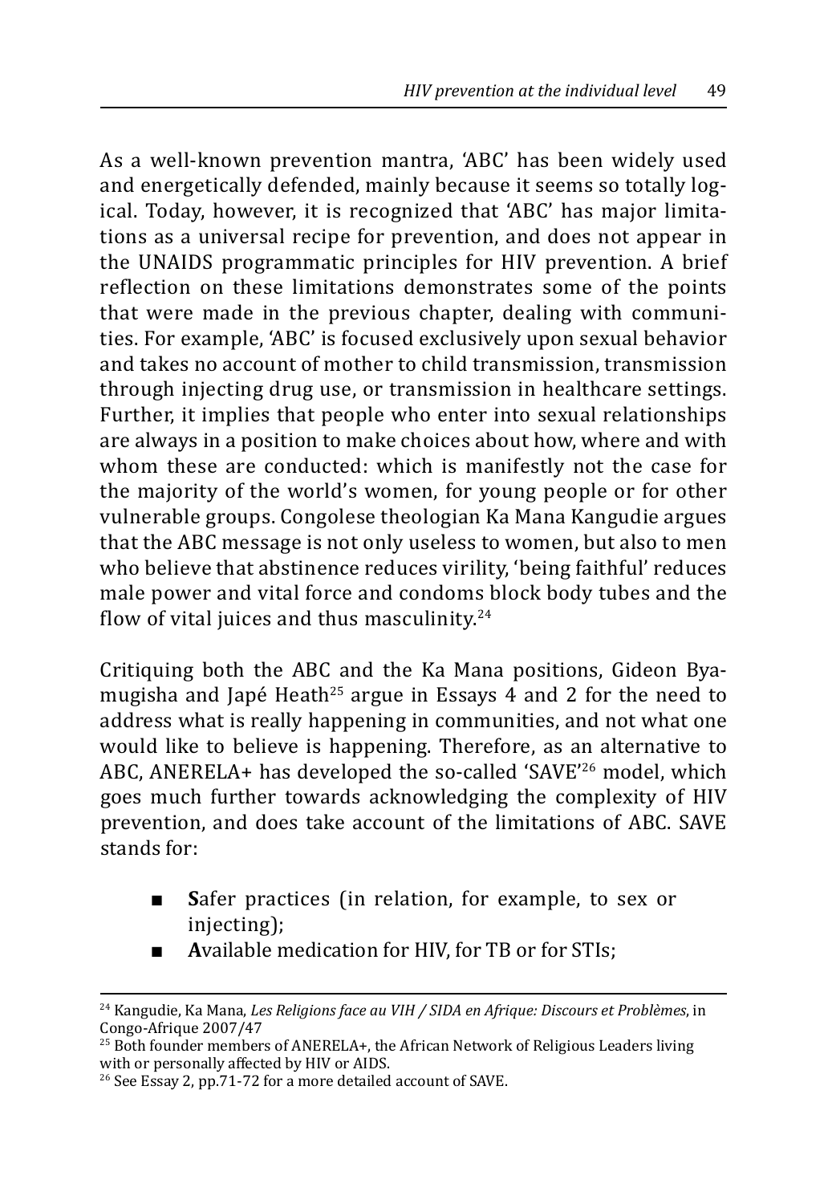As a well-known prevention mantra, 'ABC' has been widely used and energetically defended, mainly because it seems so totally logical. Today, however, it is recognized that 'ABC' has major limitations as a universal recipe for prevention, and does not appear in the UNAIDS programmatic principles for HIV prevention. A brief reflection on these limitations demonstrates some of the points that were made in the previous chapter, dealing with communities. For example, 'ABC' is focused exclusively upon sexual behavior and takes no account of mother to child transmission, transmission through injecting drug use, or transmission in healthcare settings. Further, it implies that people who enter into sexual relationships are always in a position to make choices about how, where and with whom these are conducted: which is manifestly not the case for the majority of the world's women, for young people or for other vulnerable groups. Congolese theologian Ka Mana Kangudie argues that the ABC message is not only useless to women, but also to men who believe that abstinence reduces virility, 'being faithful' reduces male power and vital force and condoms block body tubes and the flow of vital juices and thus masculinity.[24]

Critiquing both the ABC and the Ka Mana positions, Gideon Byamugisha and Japé Heath[25] argue in Essays 4 and 2 for the need to address what is really happening in communities, and not what one would like to believe is happening. Therefore, as an alternative to ABC, ANERELA+ has developed the so-called 'SAVE'[26] model, which goes much further towards acknowledging the complexity of HIV prevention, and does take account of the limitations of ABC. SAVE stands for:

- **S**afer practices (in relation, for example, to sex or injecting);
- **A**vailable medication for HIV, for TB or for STIs;

---

[24] Kangudie, Ka Mana, *Les Religions face au VIH / SIDA en Afrique: Discours et Problèmes*, in Congo-Afrique 2007/47

[25] Both founder members of ANERELA+, the African Network of Religious Leaders living with or personally affected by HIV or AIDS.

[26] See Essay 2, pp.71-72 for a more detailed account of SAVE.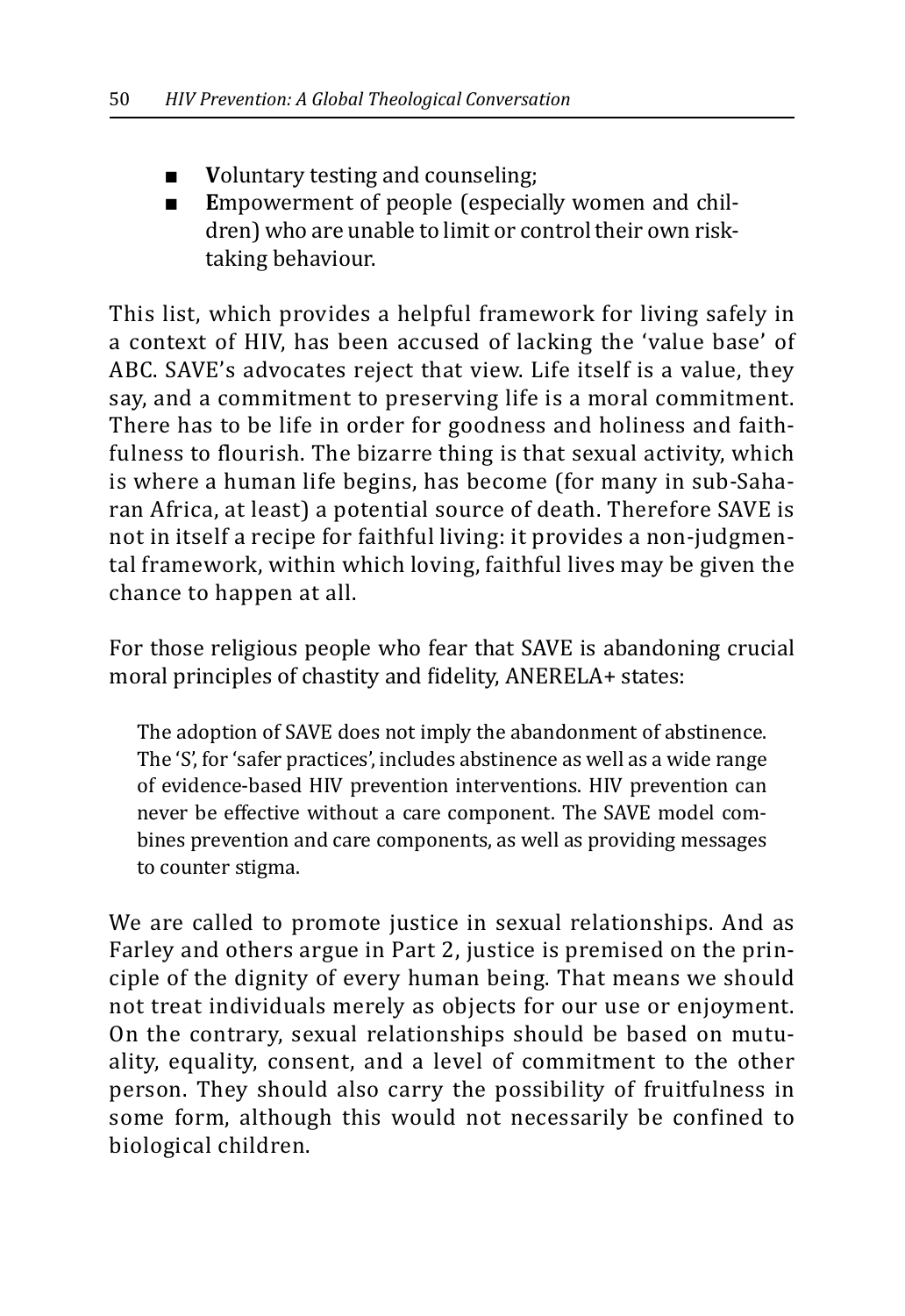- **V**oluntary testing and counseling;
- **E**mpowerment of people (especially women and children) who are unable to limit or control their own risk-taking behaviour.

This list, which provides a helpful framework for living safely in a context of HIV, has been accused of lacking the 'value base' of ABC. SAVE's advocates reject that view. Life itself is a value, they say, and a commitment to preserving life is a moral commitment. There has to be life in order for goodness and holiness and faithfulness to flourish. The bizarre thing is that sexual activity, which is where a human life begins, has become (for many in sub-Saharan Africa, at least) a potential source of death. Therefore SAVE is not in itself a recipe for faithful living: it provides a non-judgmental framework, within which loving, faithful lives may be given the chance to happen at all.

For those religious people who fear that SAVE is abandoning crucial moral principles of chastity and fidelity, ANERELA+ states:

> The adoption of SAVE does not imply the abandonment of abstinence. The 'S', for 'safer practices', includes abstinence as well as a wide range of evidence-based HIV prevention interventions. HIV prevention can never be effective without a care component. The SAVE model combines prevention and care components, as well as providing messages to counter stigma.

We are called to promote justice in sexual relationships. And as Farley and others argue in Part 2, justice is premised on the principle of the dignity of every human being. That means we should not treat individuals merely as objects for our use or enjoyment. On the contrary, sexual relationships should be based on mutuality, equality, consent, and a level of commitment to the other person. They should also carry the possibility of fruitfulness in some form, although this would not necessarily be confined to biological children.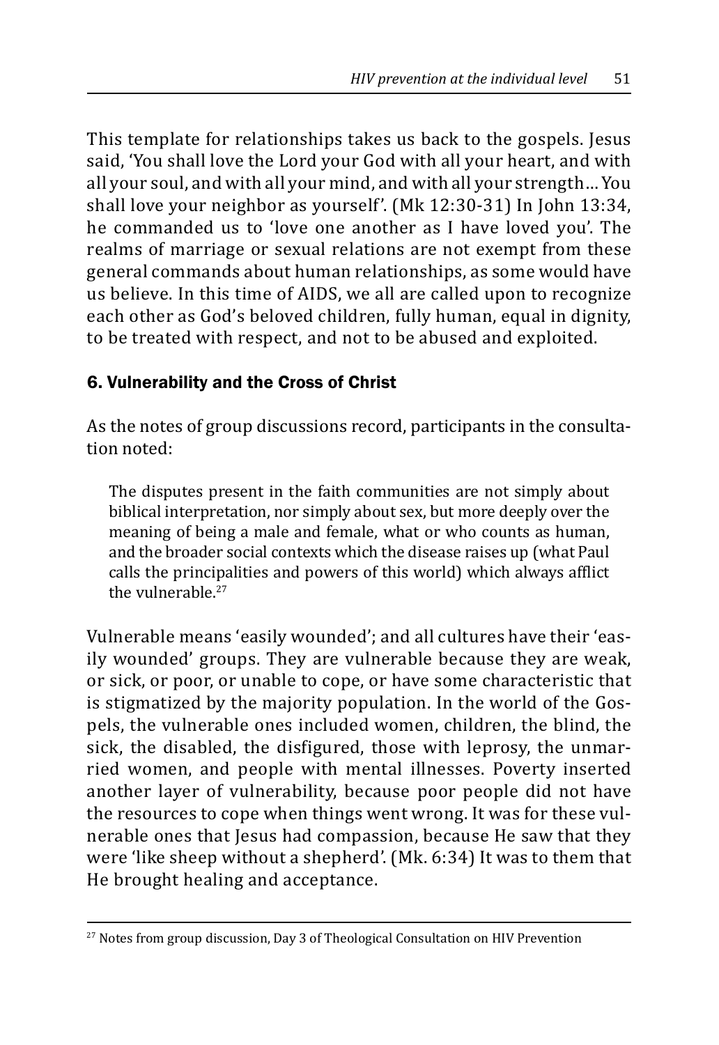This template for relationships takes us back to the gospels. Jesus said, 'You shall love the Lord your God with all your heart, and with all your soul, and with all your mind, and with all your strength... You shall love your neighbor as yourself'. (Mk 12:30-31) In John 13:34, he commanded us to 'love one another as I have loved you'. The realms of marriage or sexual relations are not exempt from these general commands about human relationships, as some would have us believe. In this time of AIDS, we all are called upon to recognize each other as God's beloved children, fully human, equal in dignity, to be treated with respect, and not to be abused and exploited.

### 6. Vulnerability and the Cross of Christ

As the notes of group discussions record, participants in the consultation noted:

> The disputes present in the faith communities are not simply about biblical interpretation, nor simply about sex, but more deeply over the meaning of being a male and female, what or who counts as human, and the broader social contexts which the disease raises up (what Paul calls the principalities and powers of this world) which always afflict the vulnerable.[27]

Vulnerable means 'easily wounded'; and all cultures have their 'easily wounded' groups. They are vulnerable because they are weak, or sick, or poor, or unable to cope, or have some characteristic that is stigmatized by the majority population. In the world of the Gospels, the vulnerable ones included women, children, the blind, the sick, the disabled, the disfigured, those with leprosy, the unmarried women, and people with mental illnesses. Poverty inserted another layer of vulnerability, because poor people did not have the resources to cope when things went wrong. It was for these vulnerable ones that Jesus had compassion, because He saw that they were 'like sheep without a shepherd'. (Mk. 6:34) It was to them that He brought healing and acceptance.

---

[27] Notes from group discussion, Day 3 of Theological Consultation on HIV Prevention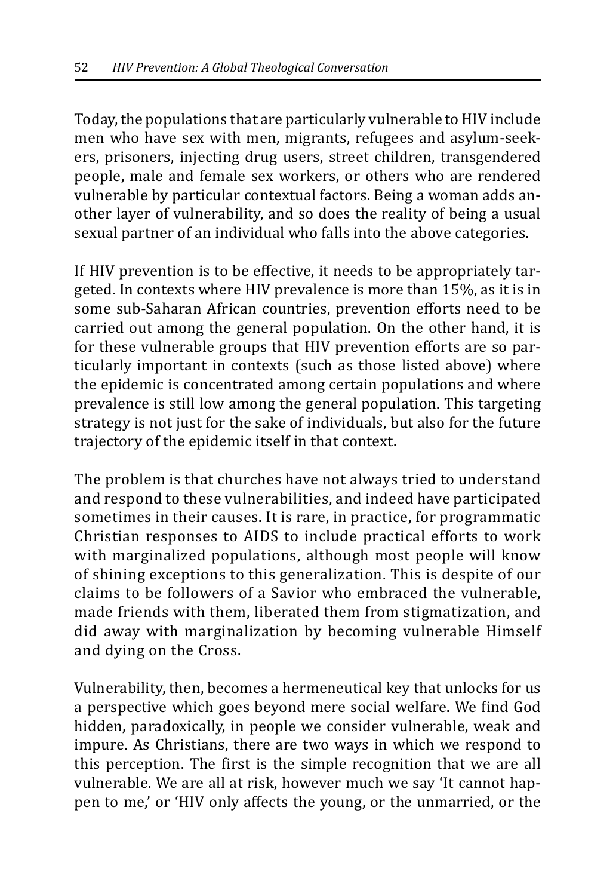Today, the populations that are particularly vulnerable to HIV include men who have sex with men, migrants, refugees and asylum-seekers, prisoners, injecting drug users, street children, transgendered people, male and female sex workers, or others who are rendered vulnerable by particular contextual factors. Being a woman adds another layer of vulnerability, and so does the reality of being a usual sexual partner of an individual who falls into the above categories.

If HIV prevention is to be effective, it needs to be appropriately targeted. In contexts where HIV prevalence is more than 15%, as it is in some sub-Saharan African countries, prevention efforts need to be carried out among the general population. On the other hand, it is for these vulnerable groups that HIV prevention efforts are so particularly important in contexts (such as those listed above) where the epidemic is concentrated among certain populations and where prevalence is still low among the general population. This targeting strategy is not just for the sake of individuals, but also for the future trajectory of the epidemic itself in that context.

The problem is that churches have not always tried to understand and respond to these vulnerabilities, and indeed have participated sometimes in their causes. It is rare, in practice, for programmatic Christian responses to AIDS to include practical efforts to work with marginalized populations, although most people will know of shining exceptions to this generalization. This is despite of our claims to be followers of a Savior who embraced the vulnerable, made friends with them, liberated them from stigmatization, and did away with marginalization by becoming vulnerable Himself and dying on the Cross.

Vulnerability, then, becomes a hermeneutical key that unlocks for us a perspective which goes beyond mere social welfare. We find God hidden, paradoxically, in people we consider vulnerable, weak and impure. As Christians, there are two ways in which we respond to this perception. The first is the simple recognition that we are all vulnerable. We are all at risk, however much we say 'It cannot happen to me,' or 'HIV only affects the young, or the unmarried, or the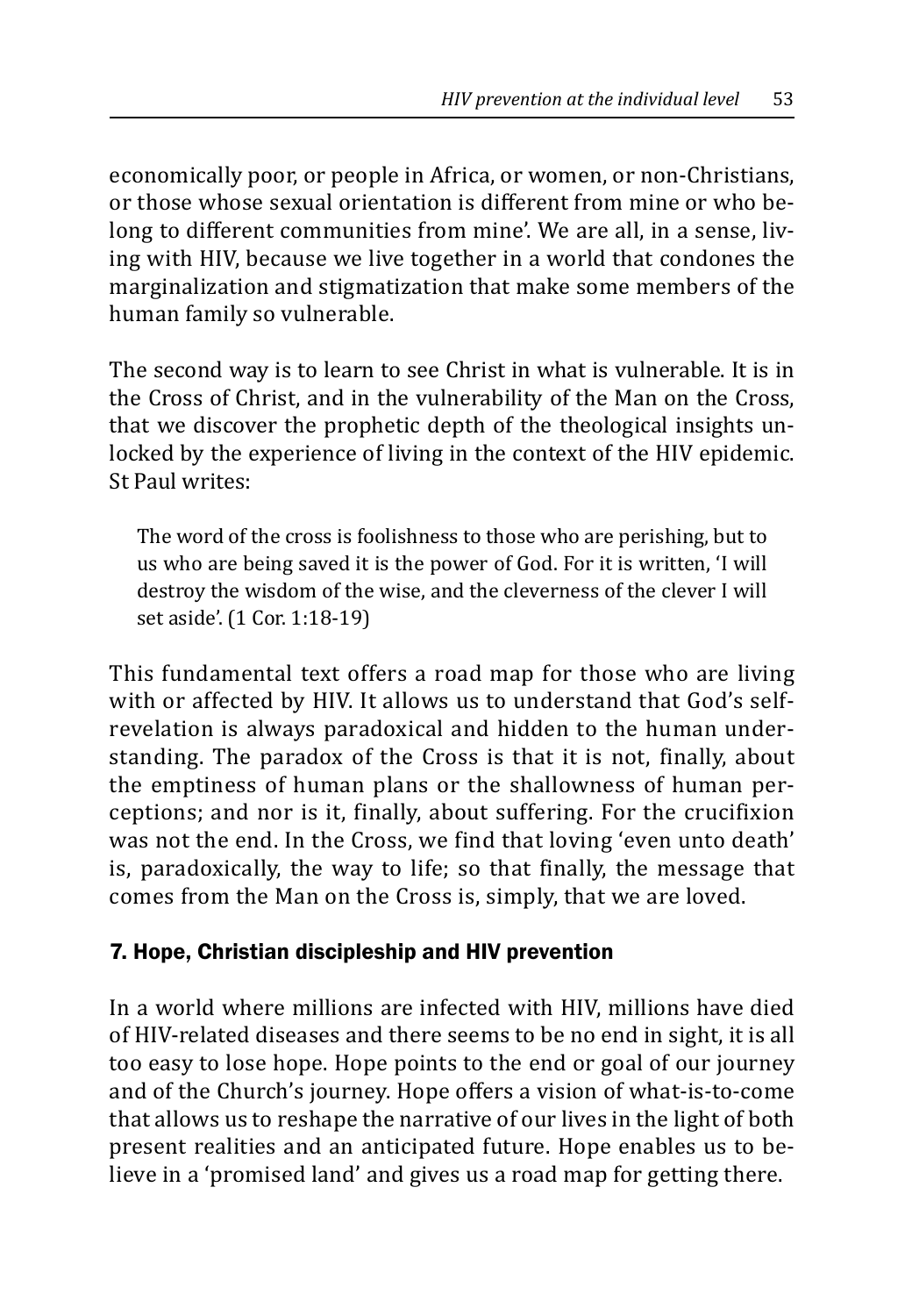economically poor, or people in Africa, or women, or non-Christians, or those whose sexual orientation is different from mine or who belong to different communities from mine'. We are all, in a sense, living with HIV, because we live together in a world that condones the marginalization and stigmatization that make some members of the human family so vulnerable.

The second way is to learn to see Christ in what is vulnerable. It is in the Cross of Christ, and in the vulnerability of the Man on the Cross, that we discover the prophetic depth of the theological insights unlocked by the experience of living in the context of the HIV epidemic. St Paul writes:

> The word of the cross is foolishness to those who are perishing, but to us who are being saved it is the power of God. For it is written, 'I will destroy the wisdom of the wise, and the cleverness of the clever I will set aside'. (1 Cor. 1:18-19)

This fundamental text offers a road map for those who are living with or affected by HIV. It allows us to understand that God's self-revelation is always paradoxical and hidden to the human understanding. The paradox of the Cross is that it is not, finally, about the emptiness of human plans or the shallowness of human perceptions; and nor is it, finally, about suffering. For the crucifixion was not the end. In the Cross, we find that loving 'even unto death' is, paradoxically, the way to life; so that finally, the message that comes from the Man on the Cross is, simply, that we are loved.

## 7. Hope, Christian discipleship and HIV prevention

In a world where millions are infected with HIV, millions have died of HIV-related diseases and there seems to be no end in sight, it is all too easy to lose hope. Hope points to the end or goal of our journey and of the Church's journey. Hope offers a vision of what-is-to-come that allows us to reshape the narrative of our lives in the light of both present realities and an anticipated future. Hope enables us to believe in a 'promised land' and gives us a road map for getting there.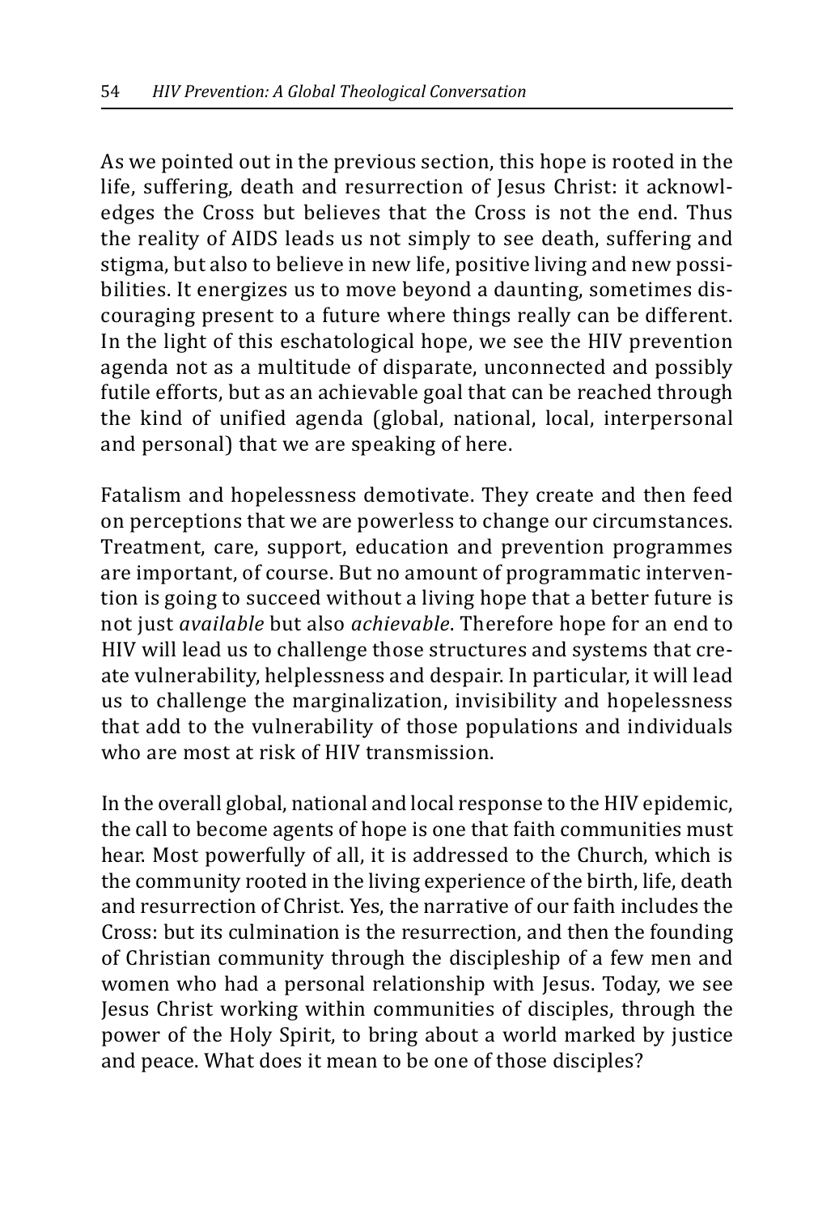As we pointed out in the previous section, this hope is rooted in the life, suffering, death and resurrection of Jesus Christ: it acknowledges the Cross but believes that the Cross is not the end. Thus the reality of AIDS leads us not simply to see death, suffering and stigma, but also to believe in new life, positive living and new possibilities. It energizes us to move beyond a daunting, sometimes discouraging present to a future where things really can be different. In the light of this eschatological hope, we see the HIV prevention agenda not as a multitude of disparate, unconnected and possibly futile efforts, but as an achievable goal that can be reached through the kind of unified agenda (global, national, local, interpersonal and personal) that we are speaking of here.

Fatalism and hopelessness demotivate. They create and then feed on perceptions that we are powerless to change our circumstances. Treatment, care, support, education and prevention programmes are important, of course. But no amount of programmatic intervention is going to succeed without a living hope that a better future is not just *available* but also *achievable*. Therefore hope for an end to HIV will lead us to challenge those structures and systems that create vulnerability, helplessness and despair. In particular, it will lead us to challenge the marginalization, invisibility and hopelessness that add to the vulnerability of those populations and individuals who are most at risk of HIV transmission.

In the overall global, national and local response to the HIV epidemic, the call to become agents of hope is one that faith communities must hear. Most powerfully of all, it is addressed to the Church, which is the community rooted in the living experience of the birth, life, death and resurrection of Christ. Yes, the narrative of our faith includes the Cross: but its culmination is the resurrection, and then the founding of Christian community through the discipleship of a few men and women who had a personal relationship with Jesus. Today, we see Jesus Christ working within communities of disciples, through the power of the Holy Spirit, to bring about a world marked by justice and peace. What does it mean to be one of those disciples?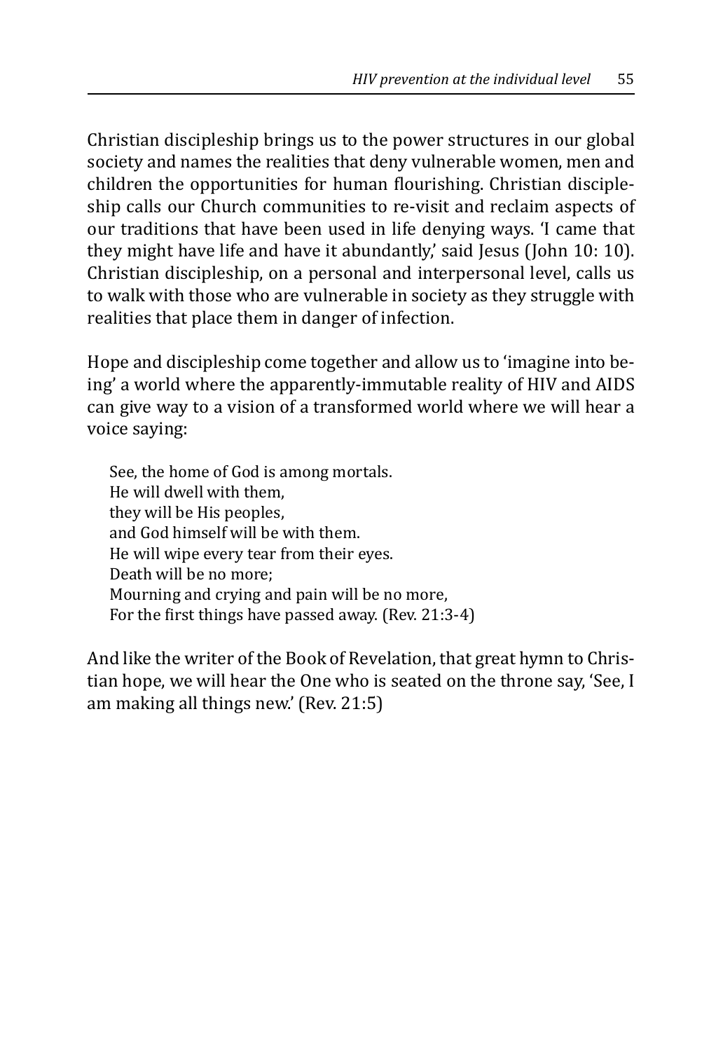Christian discipleship brings us to the power structures in our global society and names the realities that deny vulnerable women, men and children the opportunities for human flourishing. Christian discipleship calls our Church communities to re-visit and reclaim aspects of our traditions that have been used in life denying ways. 'I came that they might have life and have it abundantly,' said Jesus (John 10: 10). Christian discipleship, on a personal and interpersonal level, calls us to walk with those who are vulnerable in society as they struggle with realities that place them in danger of infection.

Hope and discipleship come together and allow us to 'imagine into being' a world where the apparently-immutable reality of HIV and AIDS can give way to a vision of a transformed world where we will hear a voice saying:

> See, the home of God is among mortals.
> He will dwell with them,
> they will be His peoples,
> and God himself will be with them.
> He will wipe every tear from their eyes.
> Death will be no more;
> Mourning and crying and pain will be no more,
> For the first things have passed away. (Rev. 21:3-4)

And like the writer of the Book of Revelation, that great hymn to Christian hope, we will hear the One who is seated on the throne say, 'See, I am making all things new.' (Rev. 21:5)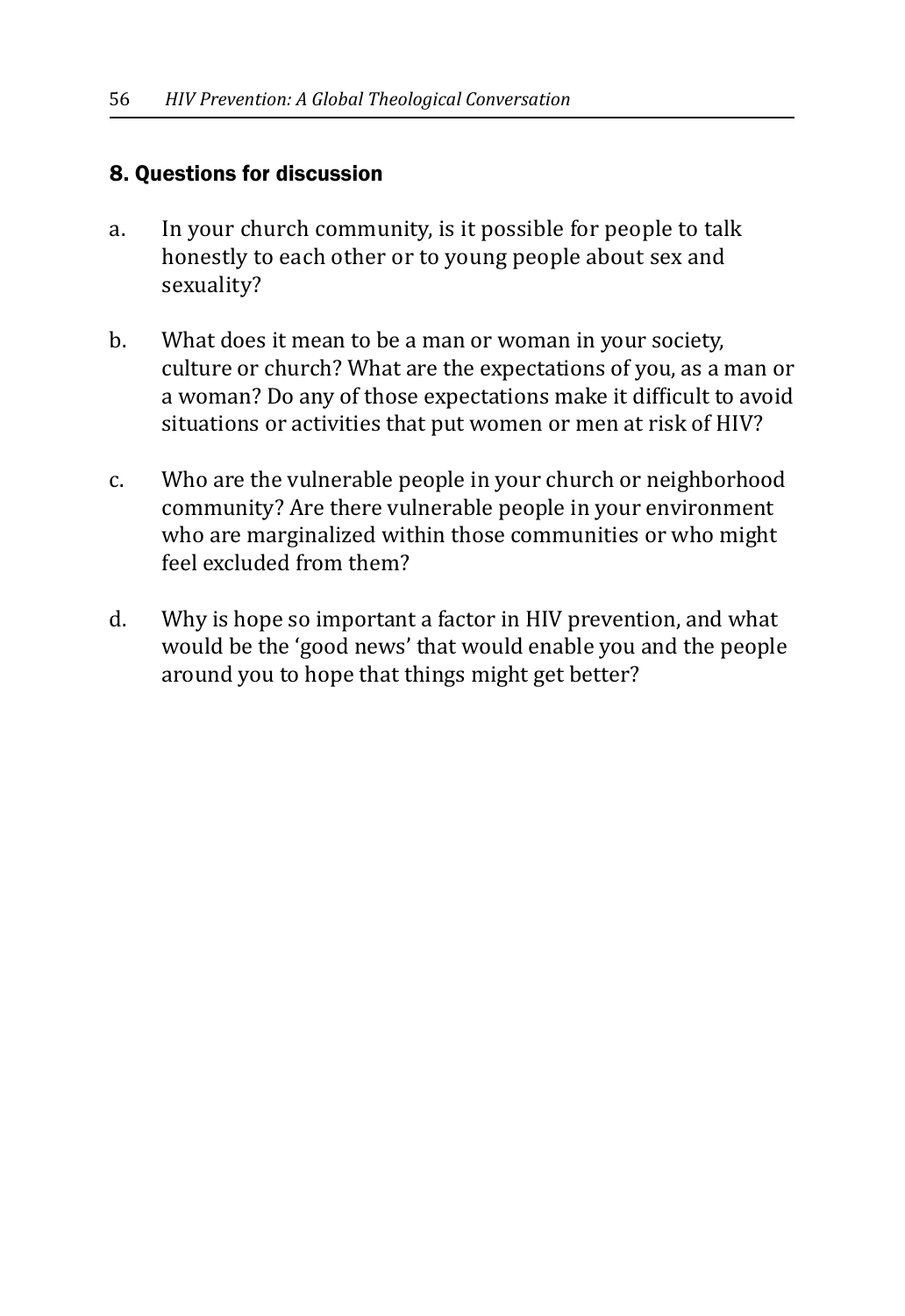## 8. Questions for discussion

a. In your church community, is it possible for people to talk honestly to each other or to young people about sex and sexuality?

b. What does it mean to be a man or woman in your society, culture or church? What are the expectations of you, as a man or a woman? Do any of those expectations make it difficult to avoid situations or activities that put women or men at risk of HIV?

c. Who are the vulnerable people in your church or neighborhood community? Are there vulnerable people in your environment who are marginalized within those communities or who might feel excluded from them?

d. Why is hope so important a factor in HIV prevention, and what would be the 'good news' that would enable you and the people around you to hope that things might get better?